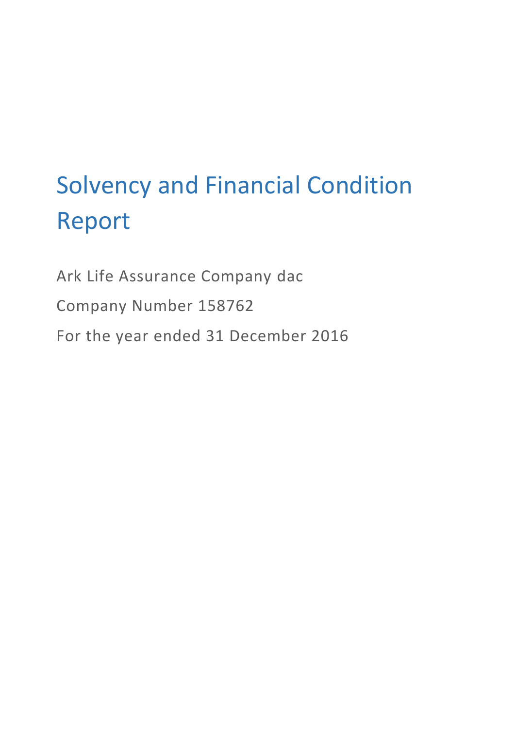# Solvency and Financial Condition Report

Ark Life Assurance Company dac

Company Number 158762

For the year ended 31 December 2016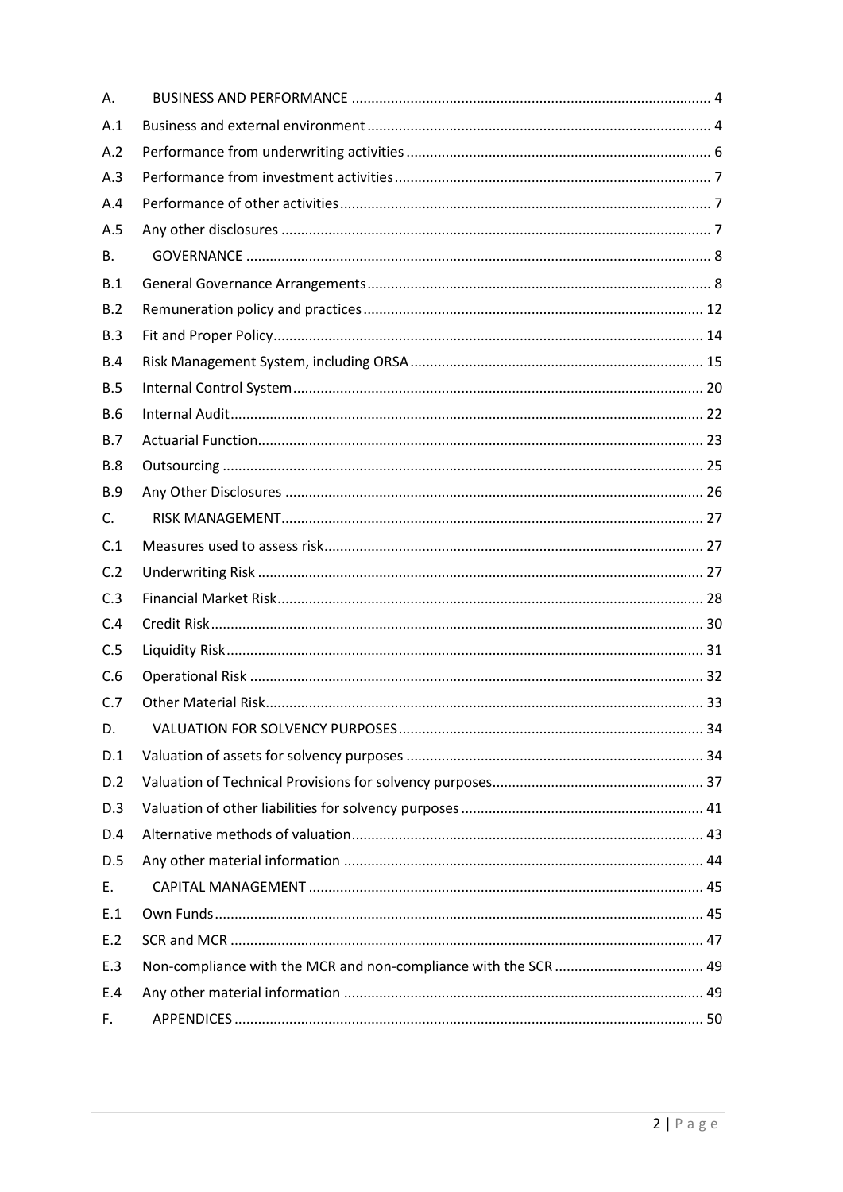| | | |
|---|---|---|
| A. | BUSINESS AND PERFORMANCE | 4 |
| A.1 | Business and external environment | 4 |
| A.2 | Performance from underwriting activities | 6 |
| A.3 | Performance from investment activities | 7 |
| A.4 | Performance of other activities | 7 |
| A.5 | Any other disclosures | 7 |
| B. | GOVERNANCE | 8 |
| B.1 | General Governance Arrangements | 8 |
| B.2 | Remuneration policy and practices | 12 |
| B.3 | Fit and Proper Policy | 14 |
| B.4 | Risk Management System, including ORSA | 15 |
| B.5 | Internal Control System | 20 |
| B.6 | Internal Audit | 22 |
| B.7 | Actuarial Function | 23 |
| B.8 | Outsourcing | 25 |
| B.9 | Any Other Disclosures | 26 |
| C. | RISK MANAGEMENT | 27 |
| C.1 | Measures used to assess risk | 27 |
| C.2 | Underwriting Risk | 27 |
| C.3 | Financial Market Risk | 28 |
| C.4 | Credit Risk | 30 |
| C.5 | Liquidity Risk | 31 |
| C.6 | Operational Risk | 32 |
| C.7 | Other Material Risk | 33 |
| D. | VALUATION FOR SOLVENCY PURPOSES | 34 |
| D.1 | Valuation of assets for solvency purposes | 34 |
| D.2 | Valuation of Technical Provisions for solvency purposes | 37 |
| D.3 | Valuation of other liabilities for solvency purposes | 41 |
| D.4 | Alternative methods of valuation | 43 |
| D.5 | Any other material information | 44 |
| E. | CAPITAL MANAGEMENT | 45 |
| E.1 | Own Funds | 45 |
| E.2 | SCR and MCR | 47 |
| E.3 | Non-compliance with the MCR and non-compliance with the SCR | 49 |
| E.4 | Any other material information | 49 |
| F. | APPENDICES | 50 |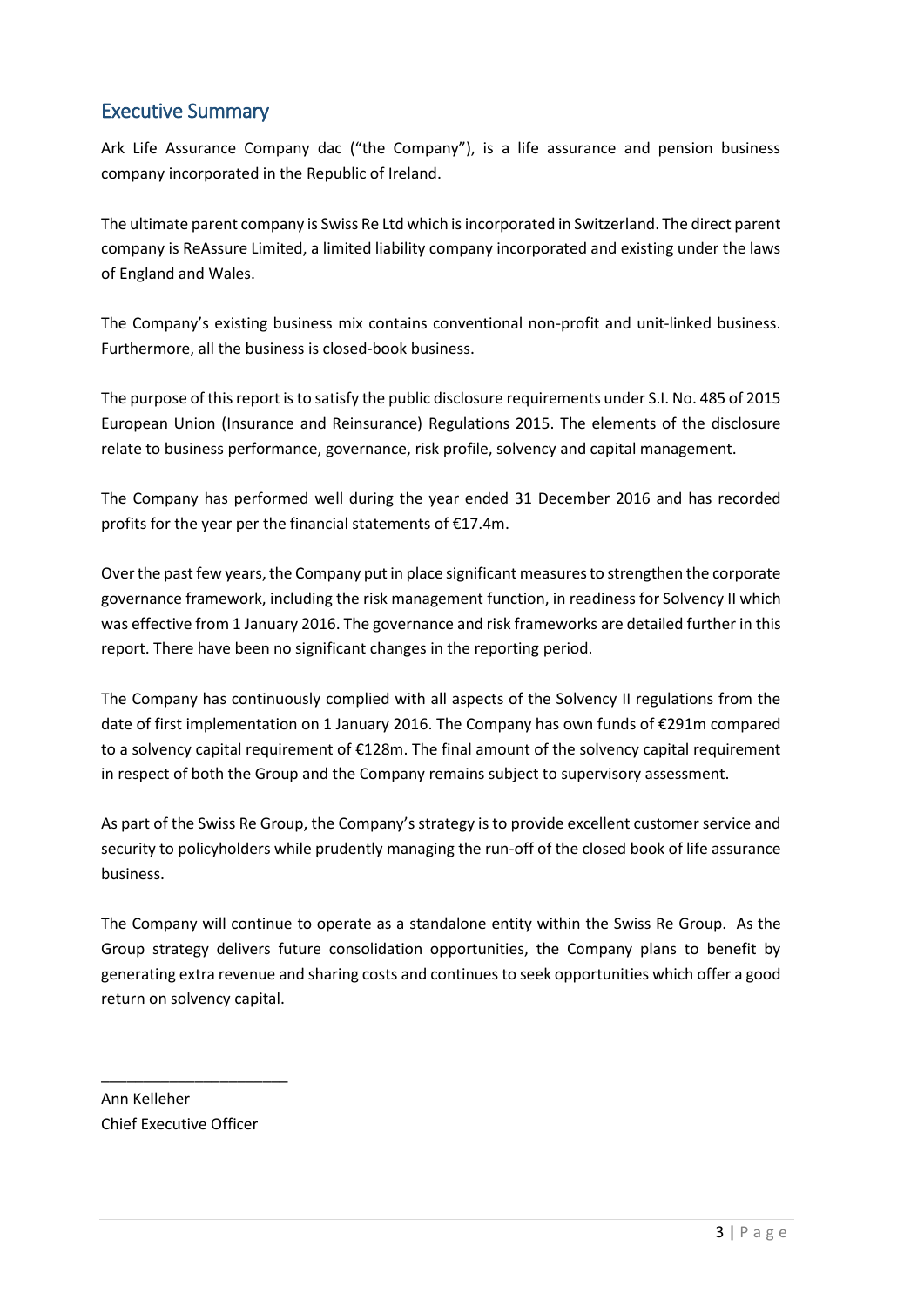## Executive Summary

Ark Life Assurance Company dac ("the Company"), is a life assurance and pension business company incorporated in the Republic of Ireland.

The ultimate parent company is Swiss Re Ltd which is incorporated in Switzerland. The direct parent company is ReAssure Limited, a limited liability company incorporated and existing under the laws of England and Wales.

The Company's existing business mix contains conventional non-profit and unit-linked business. Furthermore, all the business is closed-book business.

The purpose of this report is to satisfy the public disclosure requirements under S.I. No. 485 of 2015 European Union (Insurance and Reinsurance) Regulations 2015. The elements of the disclosure relate to business performance, governance, risk profile, solvency and capital management.

The Company has performed well during the year ended 31 December 2016 and has recorded profits for the year per the financial statements of €17.4m.

Over the past few years, the Company put in place significant measures to strengthen the corporate governance framework, including the risk management function, in readiness for Solvency II which was effective from 1 January 2016. The governance and risk frameworks are detailed further in this report. There have been no significant changes in the reporting period.

The Company has continuously complied with all aspects of the Solvency II regulations from the date of first implementation on 1 January 2016. The Company has own funds of €291m compared to a solvency capital requirement of €128m. The final amount of the solvency capital requirement in respect of both the Group and the Company remains subject to supervisory assessment.

As part of the Swiss Re Group, the Company's strategy is to provide excellent customer service and security to policyholders while prudently managing the run-off of the closed book of life assurance business.

The Company will continue to operate as a standalone entity within the Swiss Re Group. As the Group strategy delivers future consolidation opportunities, the Company plans to benefit by generating extra revenue and sharing costs and continues to seek opportunities which offer a good return on solvency capital.

______________________

Ann Kelleher
Chief Executive Officer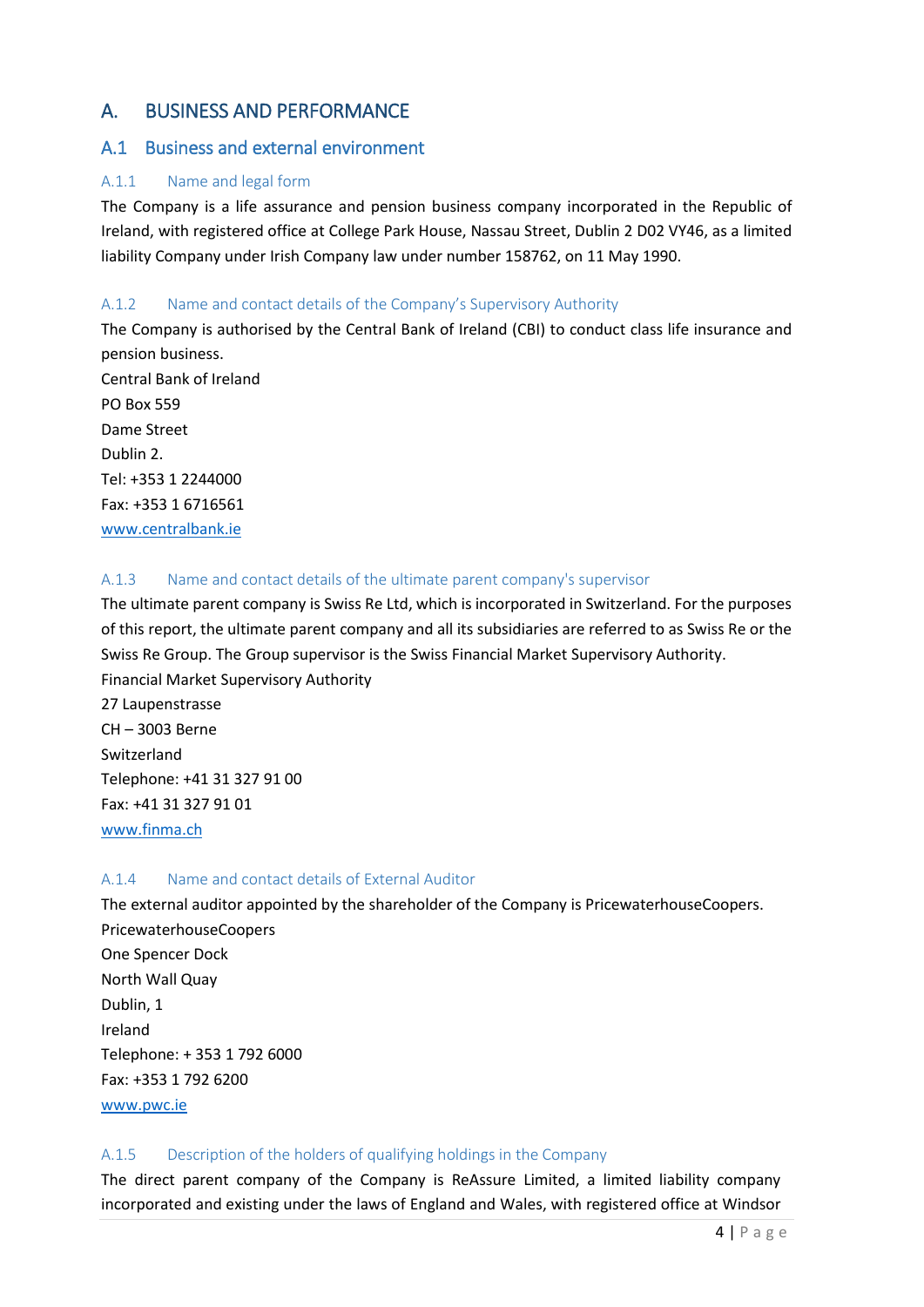# A. BUSINESS AND PERFORMANCE

## A.1 Business and external environment

### A.1.1 Name and legal form

The Company is a life assurance and pension business company incorporated in the Republic of Ireland, with registered office at College Park House, Nassau Street, Dublin 2 D02 VY46, as a limited liability Company under Irish Company law under number 158762, on 11 May 1990.

### A.1.2 Name and contact details of the Company's Supervisory Authority

The Company is authorised by the Central Bank of Ireland (CBI) to conduct class life insurance and pension business.

Central Bank of Ireland
PO Box 559
Dame Street
Dublin 2.
Tel: +353 1 2244000
Fax: +353 1 6716561
www.centralbank.ie

### A.1.3 Name and contact details of the ultimate parent company's supervisor

The ultimate parent company is Swiss Re Ltd, which is incorporated in Switzerland. For the purposes of this report, the ultimate parent company and all its subsidiaries are referred to as Swiss Re or the Swiss Re Group. The Group supervisor is the Swiss Financial Market Supervisory Authority.

Financial Market Supervisory Authority
27 Laupenstrasse
CH – 3003 Berne
Switzerland
Telephone: +41 31 327 91 00
Fax: +41 31 327 91 01
www.finma.ch

### A.1.4 Name and contact details of External Auditor

The external auditor appointed by the shareholder of the Company is PricewaterhouseCoopers.

PricewaterhouseCoopers
One Spencer Dock
North Wall Quay
Dublin, 1
Ireland
Telephone: + 353 1 792 6000
Fax: +353 1 792 6200
www.pwc.ie

### A.1.5 Description of the holders of qualifying holdings in the Company

The direct parent company of the Company is ReAssure Limited, a limited liability company incorporated and existing under the laws of England and Wales, with registered office at Windsor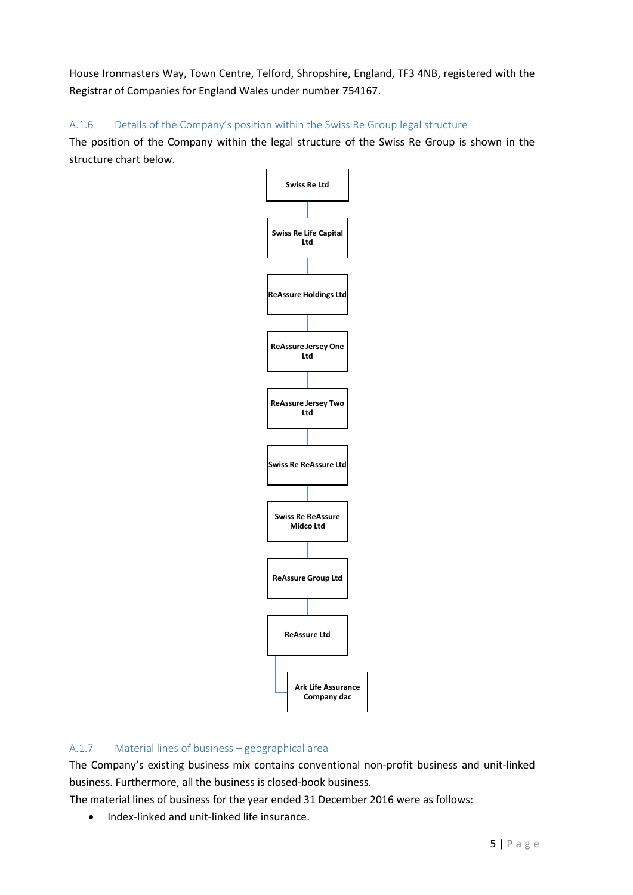House Ironmasters Way, Town Centre, Telford, Shropshire, England, TF3 4NB, registered with the Registrar of Companies for England Wales under number 754167.

### A.1.6 Details of the Company's position within the Swiss Re Group legal structure

The position of the Company within the legal structure of the Swiss Re Group is shown in the structure chart below.

- Swiss Re Ltd
  - Swiss Re Life Capital Ltd
    - ReAssure Holdings Ltd
      - ReAssure Jersey One Ltd
        - ReAssure Jersey Two Ltd
          - Swiss Re ReAssure Ltd
            - Swiss Re ReAssure Midco Ltd
              - ReAssure Group Ltd
                - ReAssure Ltd
                  - Ark Life Assurance Company dac

### A.1.7 Material lines of business – geographical area

The Company's existing business mix contains conventional non-profit business and unit-linked business. Furthermore, all the business is closed-book business.

The material lines of business for the year ended 31 December 2016 were as follows:

- Index-linked and unit-linked life insurance.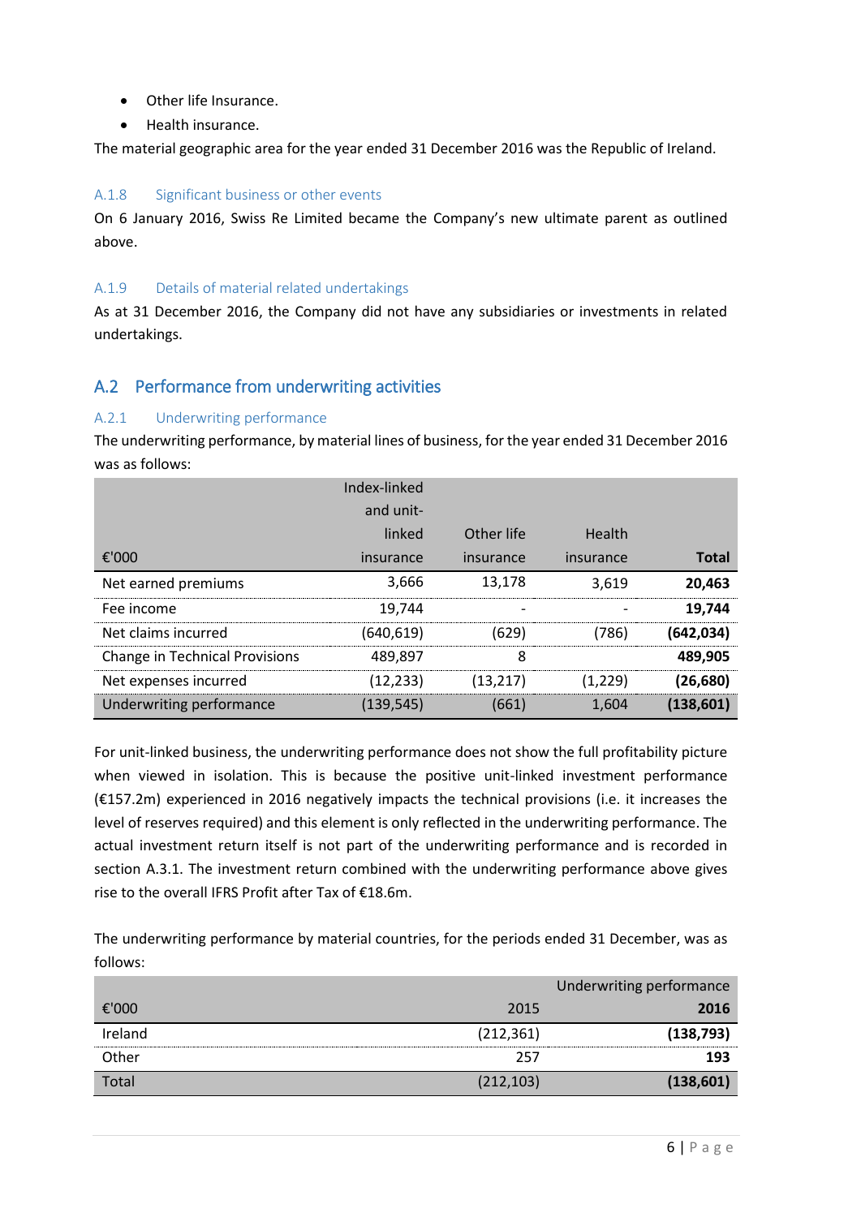- Other life Insurance.
- Health insurance.

The material geographic area for the year ended 31 December 2016 was the Republic of Ireland.

### A.1.8 Significant business or other events

On 6 January 2016, Swiss Re Limited became the Company's new ultimate parent as outlined above.

### A.1.9 Details of material related undertakings

As at 31 December 2016, the Company did not have any subsidiaries or investments in related undertakings.

## A.2 Performance from underwriting activities

### A.2.1 Underwriting performance

The underwriting performance, by material lines of business, for the year ended 31 December 2016 was as follows:

| €'000 | Index-linked and unit-linked insurance | Other life insurance | Health insurance | **Total** |
|---|---|---|---|---|
| Net earned premiums | 3,666 | 13,178 | 3,619 | **20,463** |
| Fee income | 19,744 | - | - | **19,744** |
| Net claims incurred | (640,619) | (629) | (786) | **(642,034)** |
| Change in Technical Provisions | 489,897 | 8 | | **489,905** |
| Net expenses incurred | (12,233) | (13,217) | (1,229) | **(26,680)** |
| Underwriting performance | (139,545) | (661) | 1,604 | **(138,601)** |

For unit-linked business, the underwriting performance does not show the full profitability picture when viewed in isolation. This is because the positive unit-linked investment performance (€157.2m) experienced in 2016 negatively impacts the technical provisions (i.e. it increases the level of reserves required) and this element is only reflected in the underwriting performance. The actual investment return itself is not part of the underwriting performance and is recorded in section A.3.1. The investment return combined with the underwriting performance above gives rise to the overall IFRS Profit after Tax of €18.6m.

The underwriting performance by material countries, for the periods ended 31 December, was as follows:

| | Underwriting performance | |
|---|---|---|
| €'000 | 2015 | **2016** |
| Ireland | (212,361) | **(138,793)** |
| Other | 257 | **193** |
| Total | (212,103) | **(138,601)** |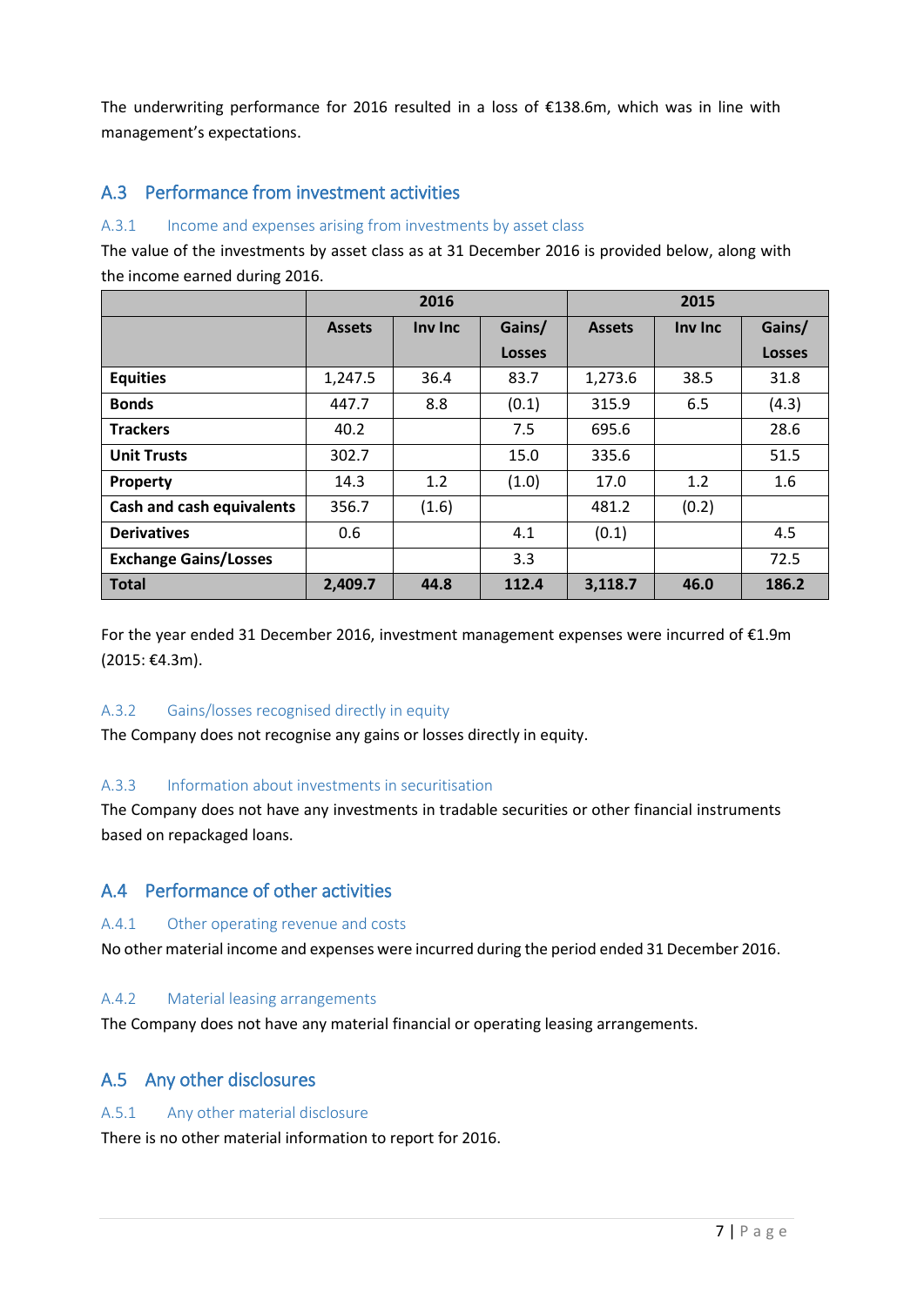The underwriting performance for 2016 resulted in a loss of €138.6m, which was in line with management's expectations.

## A.3 Performance from investment activities

### A.3.1 Income and expenses arising from investments by asset class

The value of the investments by asset class as at 31 December 2016 is provided below, along with the income earned during 2016.

| | 2016 | | | 2015 | | |
|---|---|---|---|---|---|---|
| | **Assets** | **Inv Inc** | **Gains/ Losses** | **Assets** | **Inv Inc** | **Gains/ Losses** |
| **Equities** | 1,247.5 | 36.4 | 83.7 | 1,273.6 | 38.5 | 31.8 |
| **Bonds** | 447.7 | 8.8 | (0.1) | 315.9 | 6.5 | (4.3) |
| **Trackers** | 40.2 | | 7.5 | 695.6 | | 28.6 |
| **Unit Trusts** | 302.7 | | 15.0 | 335.6 | | 51.5 |
| **Property** | 14.3 | 1.2 | (1.0) | 17.0 | 1.2 | 1.6 |
| **Cash and cash equivalents** | 356.7 | (1.6) | | 481.2 | (0.2) | |
| **Derivatives** | 0.6 | | 4.1 | (0.1) | | 4.5 |
| **Exchange Gains/Losses** | | | 3.3 | | | 72.5 |
| **Total** | **2,409.7** | **44.8** | **112.4** | **3,118.7** | **46.0** | **186.2** |

For the year ended 31 December 2016, investment management expenses were incurred of €1.9m (2015: €4.3m).

### A.3.2 Gains/losses recognised directly in equity

The Company does not recognise any gains or losses directly in equity.

### A.3.3 Information about investments in securitisation

The Company does not have any investments in tradable securities or other financial instruments based on repackaged loans.

## A.4 Performance of other activities

### A.4.1 Other operating revenue and costs

No other material income and expenses were incurred during the period ended 31 December 2016.

### A.4.2 Material leasing arrangements

The Company does not have any material financial or operating leasing arrangements.

## A.5 Any other disclosures

### A.5.1 Any other material disclosure

There is no other material information to report for 2016.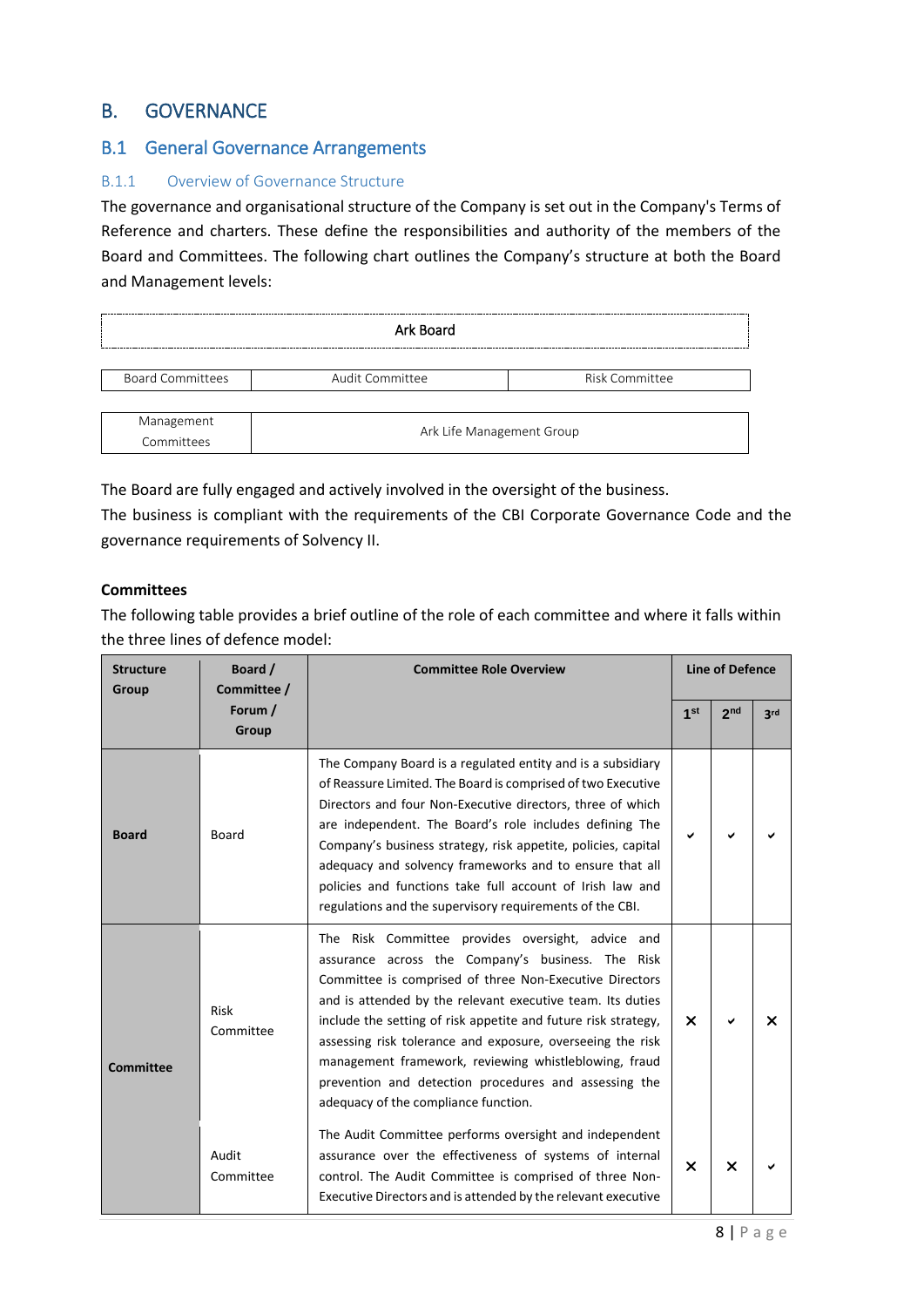# B. GOVERNANCE

## B.1 General Governance Arrangements

### B.1.1 Overview of Governance Structure

The governance and organisational structure of the Company is set out in the Company's Terms of Reference and charters. These define the responsibilities and authority of the members of the Board and Committees. The following chart outlines the Company's structure at both the Board and Management levels:

| Ark Board | | |
|---|---|---|
| Board Committees | Audit Committee | Risk Committee |
| Management Committees | Ark Life Management Group | |

The Board are fully engaged and actively involved in the oversight of the business.

The business is compliant with the requirements of the CBI Corporate Governance Code and the governance requirements of Solvency II.

**Committees**

The following table provides a brief outline of the role of each committee and where it falls within the three lines of defence model:

| Structure Group | Board / Committee / Forum / Group | Committee Role Overview | Line of Defence | | |
|---|---|---|---|---|---|
| | | | 1st | 2nd | 3rd |
| **Board** | Board | The Company Board is a regulated entity and is a subsidiary of Reassure Limited. The Board is comprised of two Executive Directors and four Non-Executive directors, three of which are independent. The Board's role includes defining The Company's business strategy, risk appetite, policies, capital adequacy and solvency frameworks and to ensure that all policies and functions take full account of Irish law and regulations and the supervisory requirements of the CBI. | ✔ | ✔ | ✔ |
| **Committee** | Risk Committee | The Risk Committee provides oversight, advice and assurance across the Company's business. The Risk Committee is comprised of three Non-Executive Directors and is attended by the relevant executive team. Its duties include the setting of risk appetite and future risk strategy, assessing risk tolerance and exposure, overseeing the risk management framework, reviewing whistleblowing, fraud prevention and detection procedures and assessing the adequacy of the compliance function. | ✕ | ✔ | ✕ |
| | Audit Committee | The Audit Committee performs oversight and independent assurance over the effectiveness of systems of internal control. The Audit Committee is comprised of three Non-Executive Directors and is attended by the relevant executive | ✕ | ✕ | ✔ |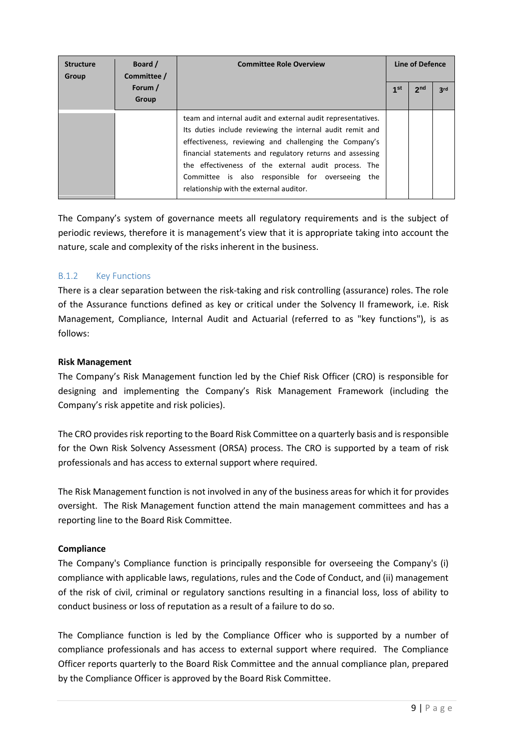| Structure Group | Board / Committee / Forum / Group | Committee Role Overview | Line of Defence | | |
|---|---|---|---|---|---|
| | | | 1st | 2nd | 3rd |
| | | team and internal audit and external audit representatives. Its duties include reviewing the internal audit remit and effectiveness, reviewing and challenging the Company's financial statements and regulatory returns and assessing the effectiveness of the external audit process. The Committee is also responsible for overseeing the relationship with the external auditor. | | | |

The Company's system of governance meets all regulatory requirements and is the subject of periodic reviews, therefore it is management's view that it is appropriate taking into account the nature, scale and complexity of the risks inherent in the business.

### B.1.2 Key Functions

There is a clear separation between the risk-taking and risk controlling (assurance) roles. The role of the Assurance functions defined as key or critical under the Solvency II framework, i.e. Risk Management, Compliance, Internal Audit and Actuarial (referred to as "key functions"), is as follows:

**Risk Management**

The Company's Risk Management function led by the Chief Risk Officer (CRO) is responsible for designing and implementing the Company's Risk Management Framework (including the Company's risk appetite and risk policies).

The CRO provides risk reporting to the Board Risk Committee on a quarterly basis and is responsible for the Own Risk Solvency Assessment (ORSA) process. The CRO is supported by a team of risk professionals and has access to external support where required.

The Risk Management function is not involved in any of the business areas for which it for provides oversight. The Risk Management function attend the main management committees and has a reporting line to the Board Risk Committee.

**Compliance**

The Company's Compliance function is principally responsible for overseeing the Company's (i) compliance with applicable laws, regulations, rules and the Code of Conduct, and (ii) management of the risk of civil, criminal or regulatory sanctions resulting in a financial loss, loss of ability to conduct business or loss of reputation as a result of a failure to do so.

The Compliance function is led by the Compliance Officer who is supported by a number of compliance professionals and has access to external support where required. The Compliance Officer reports quarterly to the Board Risk Committee and the annual compliance plan, prepared by the Compliance Officer is approved by the Board Risk Committee.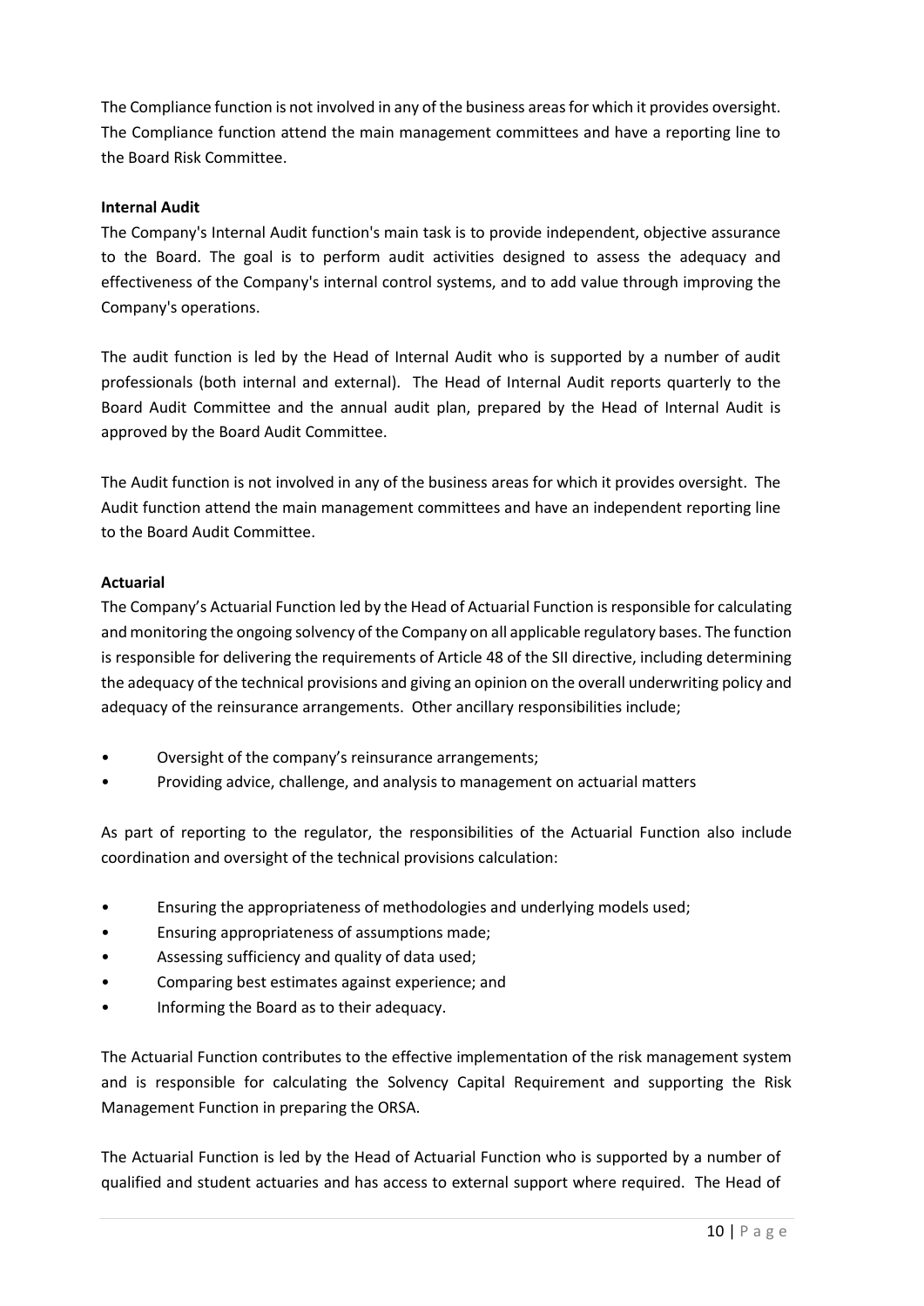The Compliance function is not involved in any of the business areas for which it provides oversight. The Compliance function attend the main management committees and have a reporting line to the Board Risk Committee.

**Internal Audit**

The Company's Internal Audit function's main task is to provide independent, objective assurance to the Board. The goal is to perform audit activities designed to assess the adequacy and effectiveness of the Company's internal control systems, and to add value through improving the Company's operations.

The audit function is led by the Head of Internal Audit who is supported by a number of audit professionals (both internal and external). The Head of Internal Audit reports quarterly to the Board Audit Committee and the annual audit plan, prepared by the Head of Internal Audit is approved by the Board Audit Committee.

The Audit function is not involved in any of the business areas for which it provides oversight. The Audit function attend the main management committees and have an independent reporting line to the Board Audit Committee.

**Actuarial**

The Company's Actuarial Function led by the Head of Actuarial Function is responsible for calculating and monitoring the ongoing solvency of the Company on all applicable regulatory bases. The function is responsible for delivering the requirements of Article 48 of the SII directive, including determining the adequacy of the technical provisions and giving an opinion on the overall underwriting policy and adequacy of the reinsurance arrangements. Other ancillary responsibilities include;

- Oversight of the company's reinsurance arrangements;
- Providing advice, challenge, and analysis to management on actuarial matters

As part of reporting to the regulator, the responsibilities of the Actuarial Function also include coordination and oversight of the technical provisions calculation:

- Ensuring the appropriateness of methodologies and underlying models used;
- Ensuring appropriateness of assumptions made;
- Assessing sufficiency and quality of data used;
- Comparing best estimates against experience; and
- Informing the Board as to their adequacy.

The Actuarial Function contributes to the effective implementation of the risk management system and is responsible for calculating the Solvency Capital Requirement and supporting the Risk Management Function in preparing the ORSA.

The Actuarial Function is led by the Head of Actuarial Function who is supported by a number of qualified and student actuaries and has access to external support where required. The Head of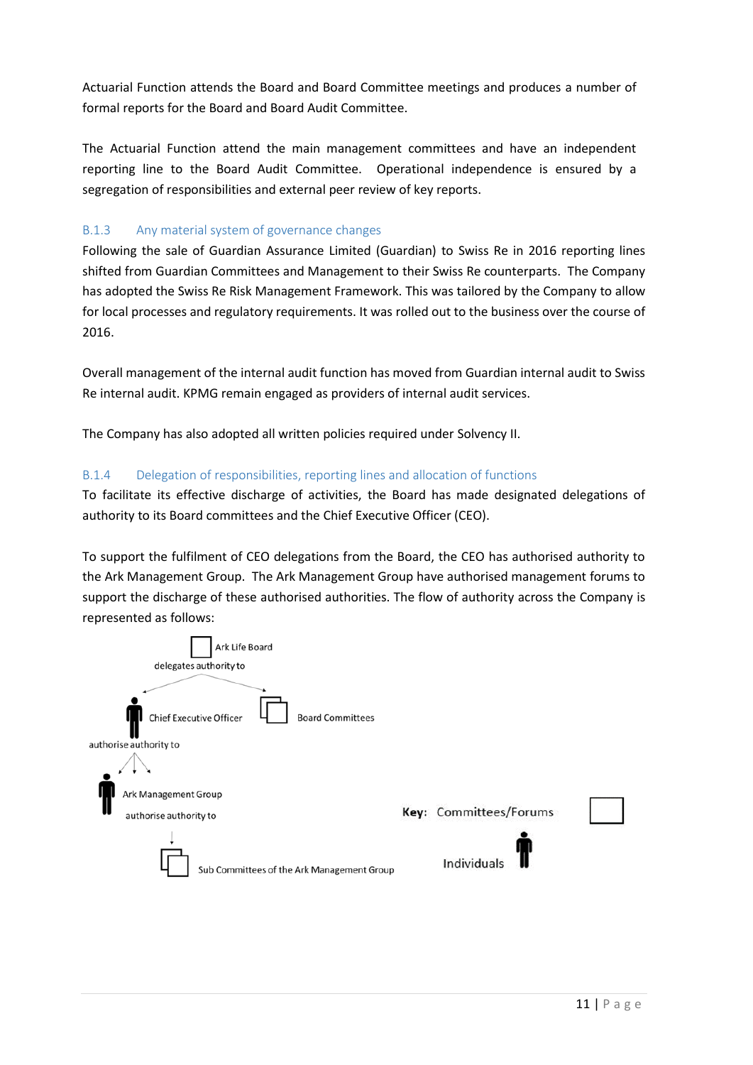Actuarial Function attends the Board and Board Committee meetings and produces a number of formal reports for the Board and Board Audit Committee.

The Actuarial Function attend the main management committees and have an independent reporting line to the Board Audit Committee. Operational independence is ensured by a segregation of responsibilities and external peer review of key reports.

### B.1.3 Any material system of governance changes

Following the sale of Guardian Assurance Limited (Guardian) to Swiss Re in 2016 reporting lines shifted from Guardian Committees and Management to their Swiss Re counterparts. The Company has adopted the Swiss Re Risk Management Framework. This was tailored by the Company to allow for local processes and regulatory requirements. It was rolled out to the business over the course of 2016.

Overall management of the internal audit function has moved from Guardian internal audit to Swiss Re internal audit. KPMG remain engaged as providers of internal audit services.

The Company has also adopted all written policies required under Solvency II.

### B.1.4 Delegation of responsibilities, reporting lines and allocation of functions

To facilitate its effective discharge of activities, the Board has made designated delegations of authority to its Board committees and the Chief Executive Officer (CEO).

To support the fulfilment of CEO delegations from the Board, the CEO has authorised authority to the Ark Management Group. The Ark Management Group have authorised management forums to support the discharge of these authorised authorities. The flow of authority across the Company is represented as follows:

Ark Life Board

delegates authority to

Chief Executive Officer

Board Committees

authorise authority to

Ark Management Group

authorise authority to

Sub Committees of the Ark Management Group

**Key:** Committees/Forums

Individuals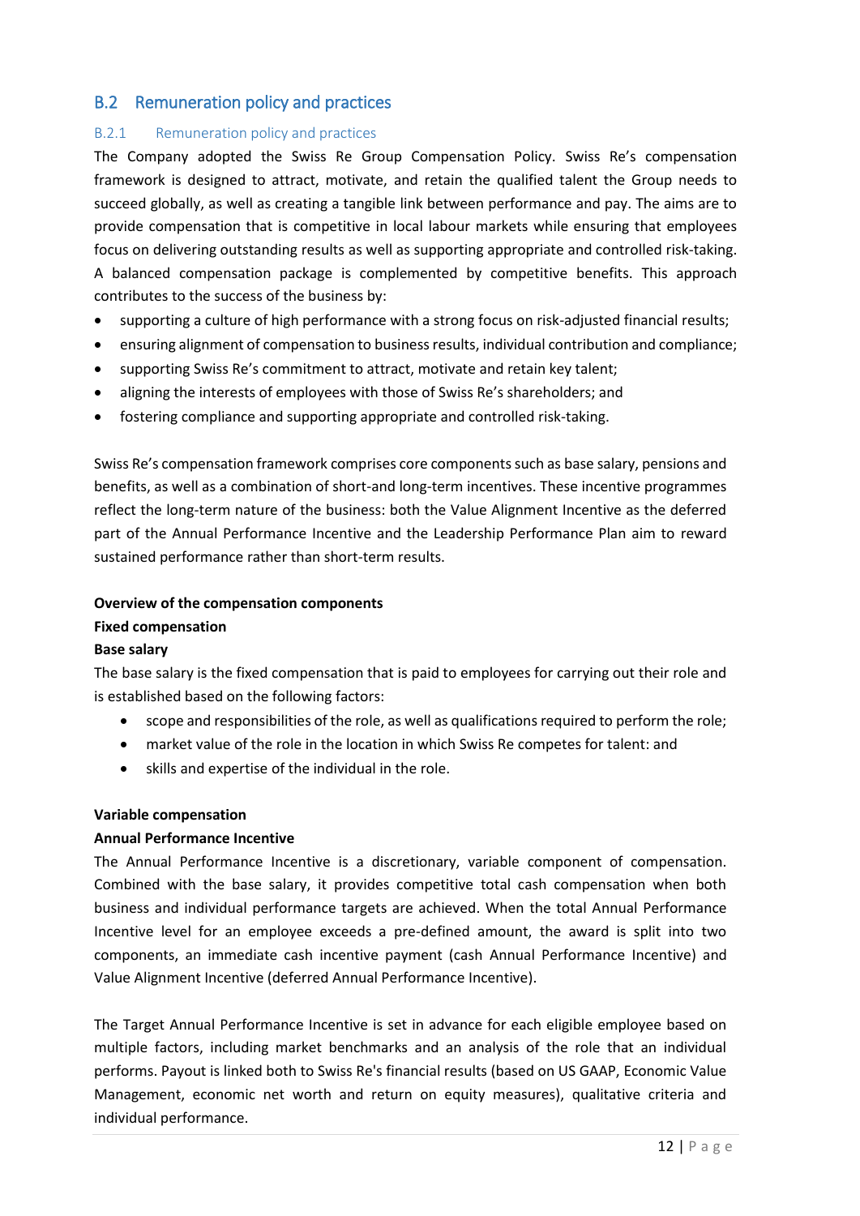## B.2 Remuneration policy and practices

### B.2.1 Remuneration policy and practices

The Company adopted the Swiss Re Group Compensation Policy. Swiss Re's compensation framework is designed to attract, motivate, and retain the qualified talent the Group needs to succeed globally, as well as creating a tangible link between performance and pay. The aims are to provide compensation that is competitive in local labour markets while ensuring that employees focus on delivering outstanding results as well as supporting appropriate and controlled risk-taking. A balanced compensation package is complemented by competitive benefits. This approach contributes to the success of the business by:

- supporting a culture of high performance with a strong focus on risk-adjusted financial results;
- ensuring alignment of compensation to business results, individual contribution and compliance;
- supporting Swiss Re's commitment to attract, motivate and retain key talent;
- aligning the interests of employees with those of Swiss Re's shareholders; and
- fostering compliance and supporting appropriate and controlled risk-taking.

Swiss Re's compensation framework comprises core components such as base salary, pensions and benefits, as well as a combination of short-and long-term incentives. These incentive programmes reflect the long-term nature of the business: both the Value Alignment Incentive as the deferred part of the Annual Performance Incentive and the Leadership Performance Plan aim to reward sustained performance rather than short-term results.

**Overview of the compensation components**

**Fixed compensation**

**Base salary**

The base salary is the fixed compensation that is paid to employees for carrying out their role and is established based on the following factors:

- scope and responsibilities of the role, as well as qualifications required to perform the role;
- market value of the role in the location in which Swiss Re competes for talent: and
- skills and expertise of the individual in the role.

**Variable compensation**

**Annual Performance Incentive**

The Annual Performance Incentive is a discretionary, variable component of compensation. Combined with the base salary, it provides competitive total cash compensation when both business and individual performance targets are achieved. When the total Annual Performance Incentive level for an employee exceeds a pre-defined amount, the award is split into two components, an immediate cash incentive payment (cash Annual Performance Incentive) and Value Alignment Incentive (deferred Annual Performance Incentive).

The Target Annual Performance Incentive is set in advance for each eligible employee based on multiple factors, including market benchmarks and an analysis of the role that an individual performs. Payout is linked both to Swiss Re's financial results (based on US GAAP, Economic Value Management, economic net worth and return on equity measures), qualitative criteria and individual performance.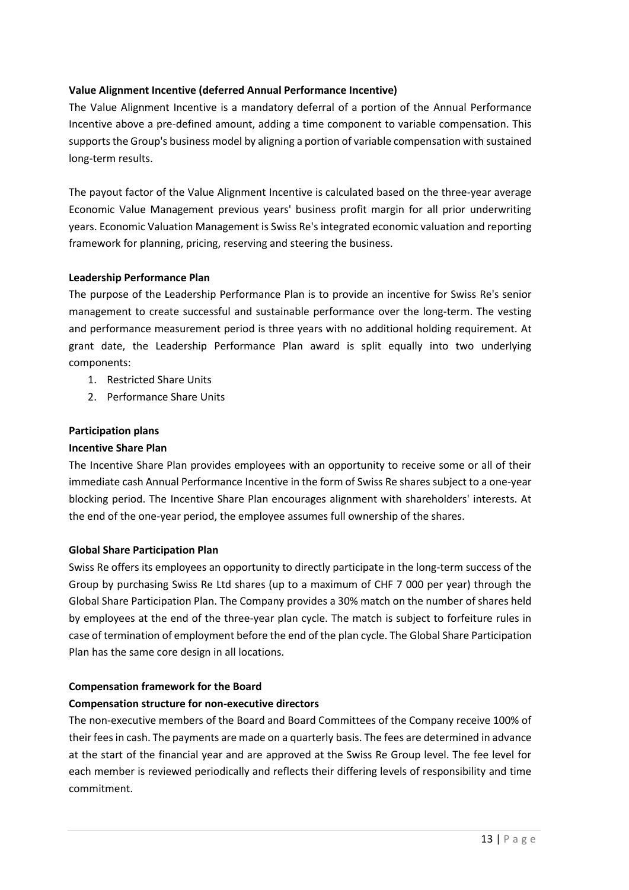**Value Alignment Incentive (deferred Annual Performance Incentive)**

The Value Alignment Incentive is a mandatory deferral of a portion of the Annual Performance Incentive above a pre-defined amount, adding a time component to variable compensation. This supports the Group's business model by aligning a portion of variable compensation with sustained long-term results.

The payout factor of the Value Alignment Incentive is calculated based on the three-year average Economic Value Management previous years' business profit margin for all prior underwriting years. Economic Valuation Management is Swiss Re's integrated economic valuation and reporting framework for planning, pricing, reserving and steering the business.

**Leadership Performance Plan**

The purpose of the Leadership Performance Plan is to provide an incentive for Swiss Re's senior management to create successful and sustainable performance over the long-term. The vesting and performance measurement period is three years with no additional holding requirement. At grant date, the Leadership Performance Plan award is split equally into two underlying components:

1. Restricted Share Units
2. Performance Share Units

**Participation plans**

**Incentive Share Plan**

The Incentive Share Plan provides employees with an opportunity to receive some or all of their immediate cash Annual Performance Incentive in the form of Swiss Re shares subject to a one-year blocking period. The Incentive Share Plan encourages alignment with shareholders' interests. At the end of the one-year period, the employee assumes full ownership of the shares.

**Global Share Participation Plan**

Swiss Re offers its employees an opportunity to directly participate in the long-term success of the Group by purchasing Swiss Re Ltd shares (up to a maximum of CHF 7 000 per year) through the Global Share Participation Plan. The Company provides a 30% match on the number of shares held by employees at the end of the three-year plan cycle. The match is subject to forfeiture rules in case of termination of employment before the end of the plan cycle. The Global Share Participation Plan has the same core design in all locations.

**Compensation framework for the Board**

**Compensation structure for non-executive directors**

The non-executive members of the Board and Board Committees of the Company receive 100% of their fees in cash. The payments are made on a quarterly basis. The fees are determined in advance at the start of the financial year and are approved at the Swiss Re Group level. The fee level for each member is reviewed periodically and reflects their differing levels of responsibility and time commitment.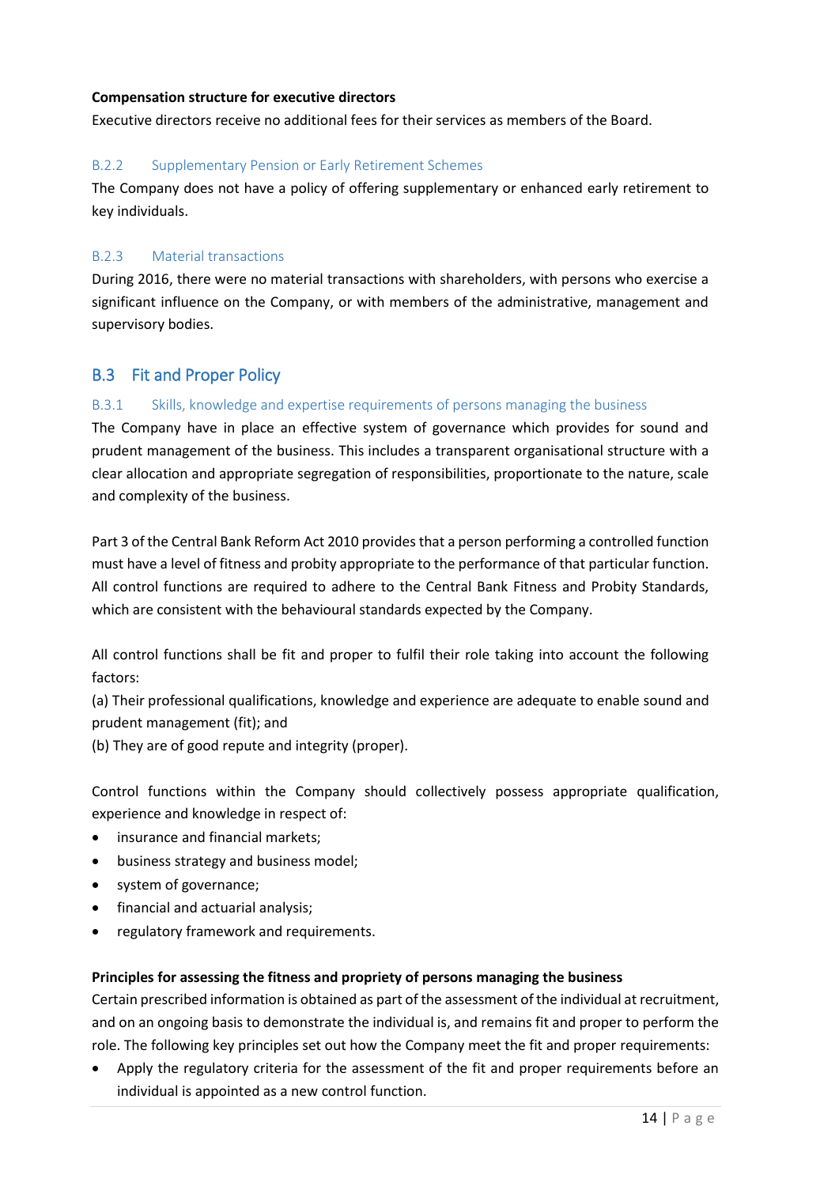**Compensation structure for executive directors**

Executive directors receive no additional fees for their services as members of the Board.

### B.2.2 Supplementary Pension or Early Retirement Schemes

The Company does not have a policy of offering supplementary or enhanced early retirement to key individuals.

### B.2.3 Material transactions

During 2016, there were no material transactions with shareholders, with persons who exercise a significant influence on the Company, or with members of the administrative, management and supervisory bodies.

## B.3 Fit and Proper Policy

### B.3.1 Skills, knowledge and expertise requirements of persons managing the business

The Company have in place an effective system of governance which provides for sound and prudent management of the business. This includes a transparent organisational structure with a clear allocation and appropriate segregation of responsibilities, proportionate to the nature, scale and complexity of the business.

Part 3 of the Central Bank Reform Act 2010 provides that a person performing a controlled function must have a level of fitness and probity appropriate to the performance of that particular function. All control functions are required to adhere to the Central Bank Fitness and Probity Standards, which are consistent with the behavioural standards expected by the Company.

All control functions shall be fit and proper to fulfil their role taking into account the following factors:

(a) Their professional qualifications, knowledge and experience are adequate to enable sound and prudent management (fit); and

(b) They are of good repute and integrity (proper).

Control functions within the Company should collectively possess appropriate qualification, experience and knowledge in respect of:

- insurance and financial markets;
- business strategy and business model;
- system of governance;
- financial and actuarial analysis;
- regulatory framework and requirements.

**Principles for assessing the fitness and propriety of persons managing the business**

Certain prescribed information is obtained as part of the assessment of the individual at recruitment, and on an ongoing basis to demonstrate the individual is, and remains fit and proper to perform the role. The following key principles set out how the Company meet the fit and proper requirements:

- Apply the regulatory criteria for the assessment of the fit and proper requirements before an individual is appointed as a new control function.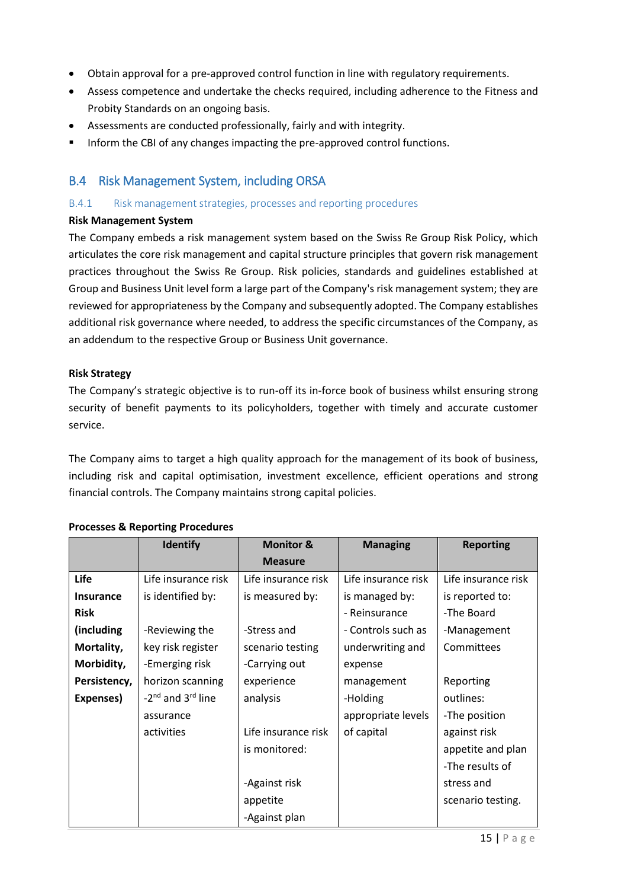- Obtain approval for a pre-approved control function in line with regulatory requirements.
- Assess competence and undertake the checks required, including adherence to the Fitness and Probity Standards on an ongoing basis.
- Assessments are conducted professionally, fairly and with integrity.
- Inform the CBI of any changes impacting the pre-approved control functions.

## B.4 Risk Management System, including ORSA

### B.4.1 Risk management strategies, processes and reporting procedures

**Risk Management System**

The Company embeds a risk management system based on the Swiss Re Group Risk Policy, which articulates the core risk management and capital structure principles that govern risk management practices throughout the Swiss Re Group. Risk policies, standards and guidelines established at Group and Business Unit level form a large part of the Company's risk management system; they are reviewed for appropriateness by the Company and subsequently adopted. The Company establishes additional risk governance where needed, to address the specific circumstances of the Company, as an addendum to the respective Group or Business Unit governance.

**Risk Strategy**

The Company's strategic objective is to run-off its in-force book of business whilst ensuring strong security of benefit payments to its policyholders, together with timely and accurate customer service.

The Company aims to target a high quality approach for the management of its book of business, including risk and capital optimisation, investment excellence, efficient operations and strong financial controls. The Company maintains strong capital policies.

**Processes & Reporting Procedures**

| | Identify | Monitor & Measure | Managing | Reporting |
|---|---|---|---|---|
| **Life Insurance Risk (including Mortality, Morbidity, Persistency, Expenses)** | Life insurance risk is identified by:<br><br>-Reviewing the key risk register<br>-Emerging risk horizon scanning<br>-2nd and 3rd line assurance activities | Life insurance risk is measured by:<br><br>-Stress and scenario testing<br>-Carrying out experience analysis<br><br>Life insurance risk is monitored:<br><br>-Against risk appetite<br>-Against plan | Life insurance risk is managed by:<br>- Reinsurance<br>- Controls such as underwriting and expense management<br>-Holding appropriate levels of capital | Life insurance risk is reported to:<br>-The Board<br>-Management Committees<br><br>Reporting outlines:<br>-The position against risk appetite and plan<br>-The results of stress and scenario testing. |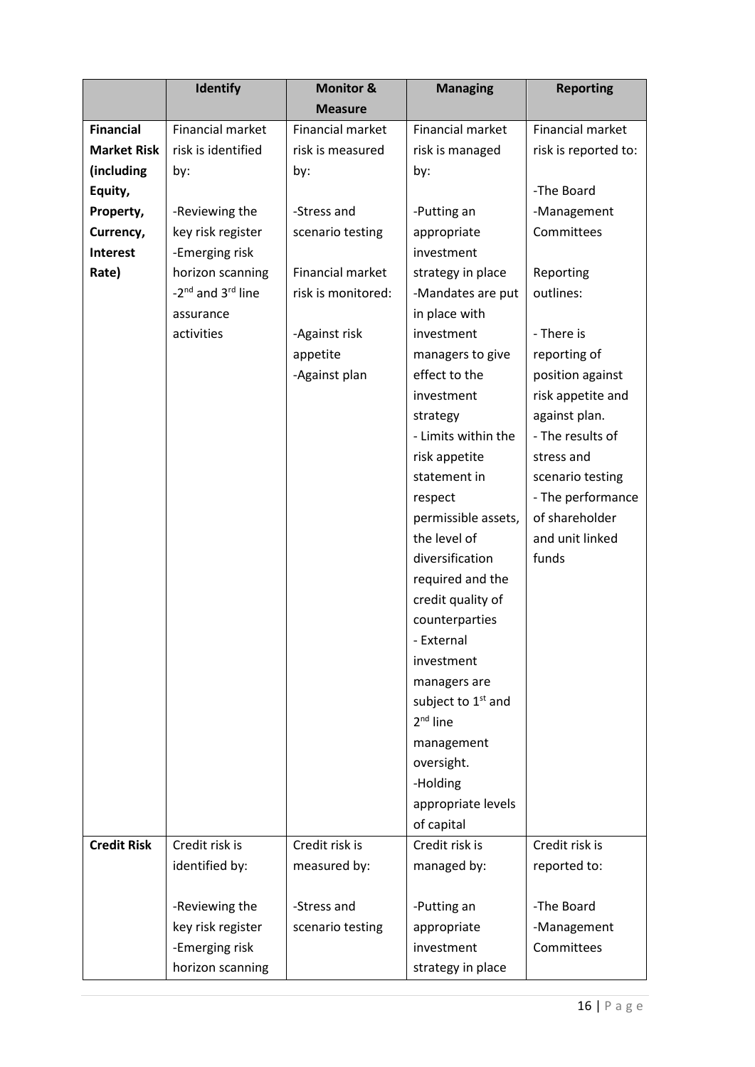| | Identify | Monitor & Measure | Managing | Reporting |
|---|---|---|---|---|
| **Financial Market Risk (including Equity, Property, Currency, Interest Rate)** | Financial market risk is identified by:<br><br>-Reviewing the key risk register<br>-Emerging risk horizon scanning<br>-2nd and 3rd line assurance activities | Financial market risk is measured by:<br><br>-Stress and scenario testing<br><br>Financial market risk is monitored:<br><br>-Against risk appetite<br>-Against plan | Financial market risk is managed by:<br><br>-Putting an appropriate investment strategy in place<br>-Mandates are put in place with investment managers to give effect to the investment strategy<br>- Limits within the risk appetite statement in respect permissible assets, the level of diversification required and the credit quality of counterparties<br>- External investment managers are subject to 1st and 2nd line management oversight.<br>-Holding appropriate levels of capital | Financial market risk is reported to:<br><br>-The Board<br>-Management Committees<br><br>Reporting outlines:<br><br>- There is reporting of position against risk appetite and against plan.<br>- The results of stress and scenario testing<br>- The performance of shareholder and unit linked funds |
| **Credit Risk** | Credit risk is identified by:<br><br>-Reviewing the key risk register<br>-Emerging risk horizon scanning | Credit risk is measured by:<br><br>-Stress and scenario testing | Credit risk is managed by:<br><br>-Putting an appropriate investment strategy in place | Credit risk is reported to:<br><br>-The Board<br>-Management Committees |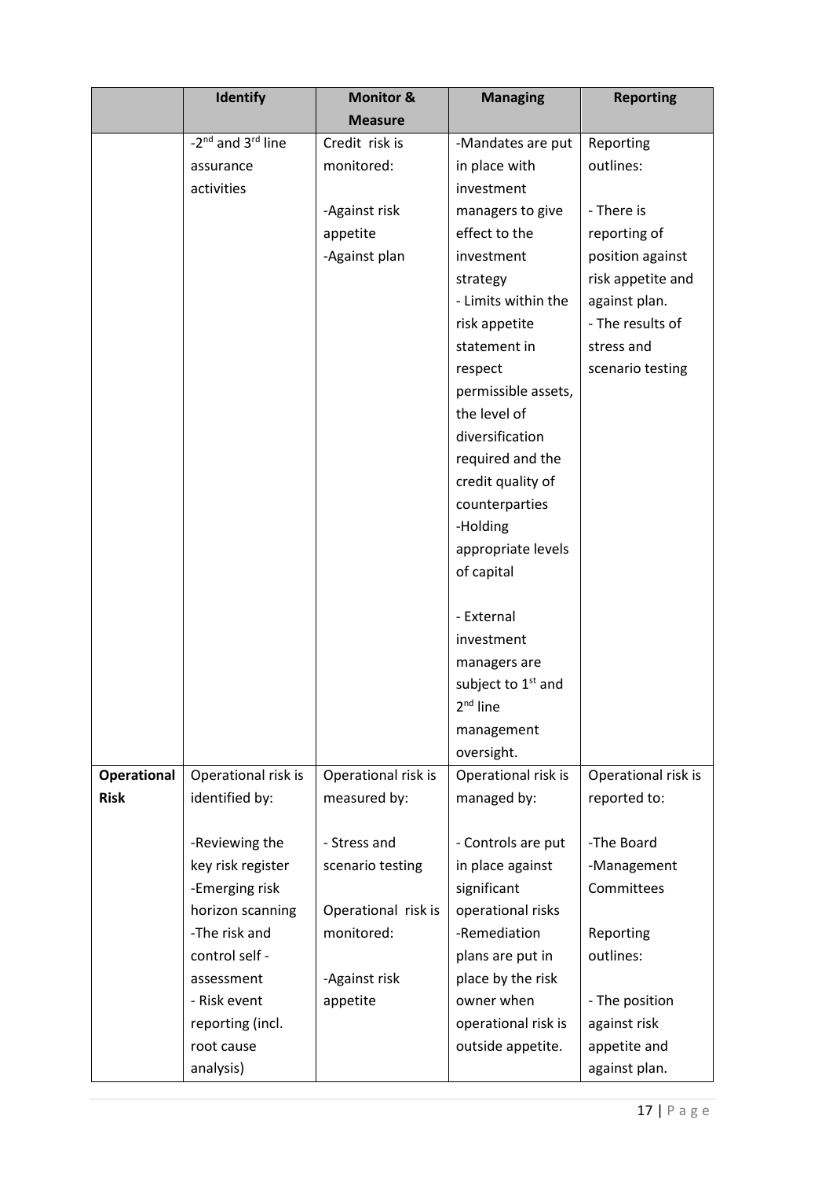| | Identify | Monitor & Measure | Managing | Reporting |
|---|---|---|---|---|
| | -2nd and 3rd line assurance activities | Credit risk is monitored:<br><br>-Against risk appetite<br>-Against plan | -Mandates are put in place with investment managers to give effect to the investment strategy<br>- Limits within the risk appetite statement in respect permissible assets, the level of diversification required and the credit quality of counterparties<br>-Holding appropriate levels of capital<br><br>- External investment managers are subject to 1st and 2nd line management oversight. | Reporting outlines:<br><br>- There is reporting of position against risk appetite and against plan.<br>- The results of stress and scenario testing |
| **Operational Risk** | Operational risk is identified by:<br><br>-Reviewing the key risk register<br>-Emerging risk horizon scanning<br>-The risk and control self - assessment<br>- Risk event reporting (incl. root cause analysis) | Operational risk is measured by:<br><br>- Stress and scenario testing<br><br>Operational risk is monitored:<br><br>-Against risk appetite | Operational risk is managed by:<br><br>- Controls are put in place against significant operational risks<br>-Remediation plans are put in place by the risk owner when operational risk is outside appetite. | Operational risk is reported to:<br><br>-The Board<br>-Management Committees<br><br>Reporting outlines:<br><br>- The position against risk appetite and against plan. |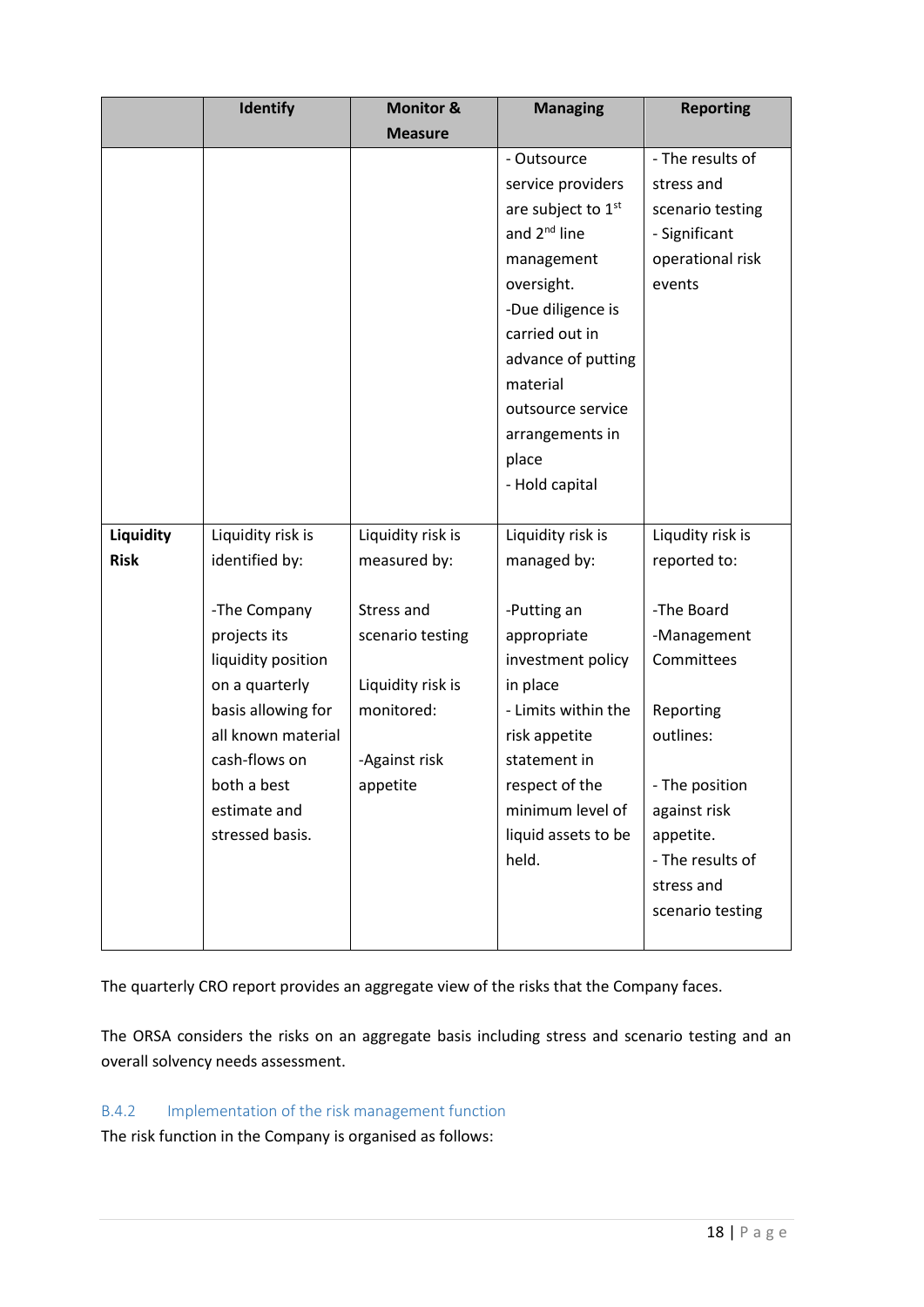| | Identify | Monitor & Measure | Managing | Reporting |
|---|---|---|---|---|
| | | | - Outsource service providers are subject to 1st and 2nd line management oversight.<br>-Due diligence is carried out in advance of putting material outsource service arrangements in place<br>- Hold capital | - The results of stress and scenario testing<br>- Significant operational risk events |
| **Liquidity Risk** | Liquidity risk is identified by:<br><br>-The Company projects its liquidity position on a quarterly basis allowing for all known material cash-flows on both a best estimate and stressed basis. | Liquidity risk is measured by:<br><br>Stress and scenario testing<br><br>Liquidity risk is monitored:<br><br>-Against risk appetite | Liquidity risk is managed by:<br><br>-Putting an appropriate investment policy in place<br>- Limits within the risk appetite statement in respect of the minimum level of liquid assets to be held. | Liqudity risk is reported to:<br><br>-The Board<br>-Management Committees<br><br>Reporting outlines:<br><br>- The position against risk appetite.<br>- The results of stress and scenario testing |

The quarterly CRO report provides an aggregate view of the risks that the Company faces.

The ORSA considers the risks on an aggregate basis including stress and scenario testing and an overall solvency needs assessment.

### B.4.2 Implementation of the risk management function

The risk function in the Company is organised as follows: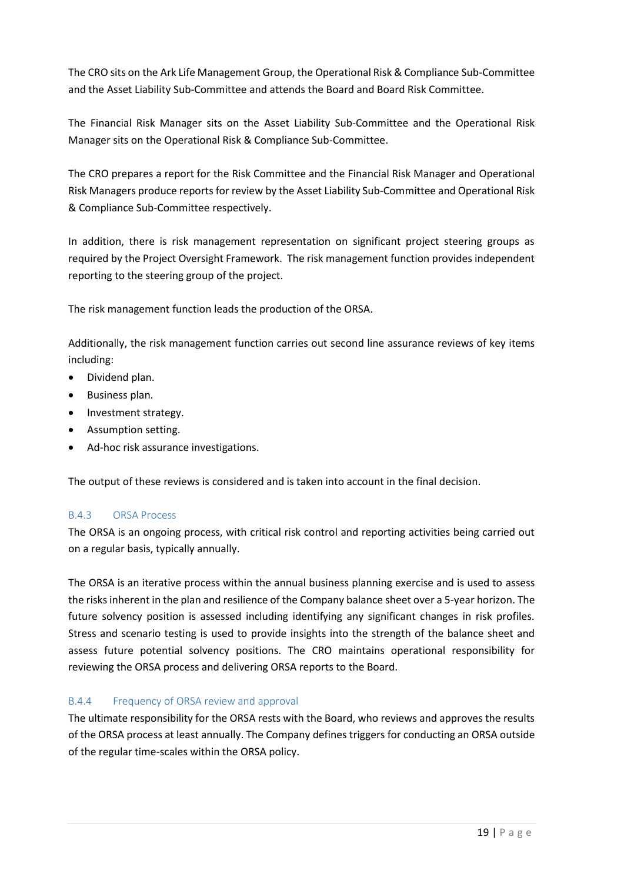The CRO sits on the Ark Life Management Group, the Operational Risk & Compliance Sub-Committee and the Asset Liability Sub-Committee and attends the Board and Board Risk Committee.

The Financial Risk Manager sits on the Asset Liability Sub-Committee and the Operational Risk Manager sits on the Operational Risk & Compliance Sub-Committee.

The CRO prepares a report for the Risk Committee and the Financial Risk Manager and Operational Risk Managers produce reports for review by the Asset Liability Sub-Committee and Operational Risk & Compliance Sub-Committee respectively.

In addition, there is risk management representation on significant project steering groups as required by the Project Oversight Framework. The risk management function provides independent reporting to the steering group of the project.

The risk management function leads the production of the ORSA.

Additionally, the risk management function carries out second line assurance reviews of key items including:

- Dividend plan.
- Business plan.
- Investment strategy.
- Assumption setting.
- Ad-hoc risk assurance investigations.

The output of these reviews is considered and is taken into account in the final decision.

### B.4.3 ORSA Process

The ORSA is an ongoing process, with critical risk control and reporting activities being carried out on a regular basis, typically annually.

The ORSA is an iterative process within the annual business planning exercise and is used to assess the risks inherent in the plan and resilience of the Company balance sheet over a 5-year horizon. The future solvency position is assessed including identifying any significant changes in risk profiles. Stress and scenario testing is used to provide insights into the strength of the balance sheet and assess future potential solvency positions. The CRO maintains operational responsibility for reviewing the ORSA process and delivering ORSA reports to the Board.

### B.4.4 Frequency of ORSA review and approval

The ultimate responsibility for the ORSA rests with the Board, who reviews and approves the results of the ORSA process at least annually. The Company defines triggers for conducting an ORSA outside of the regular time-scales within the ORSA policy.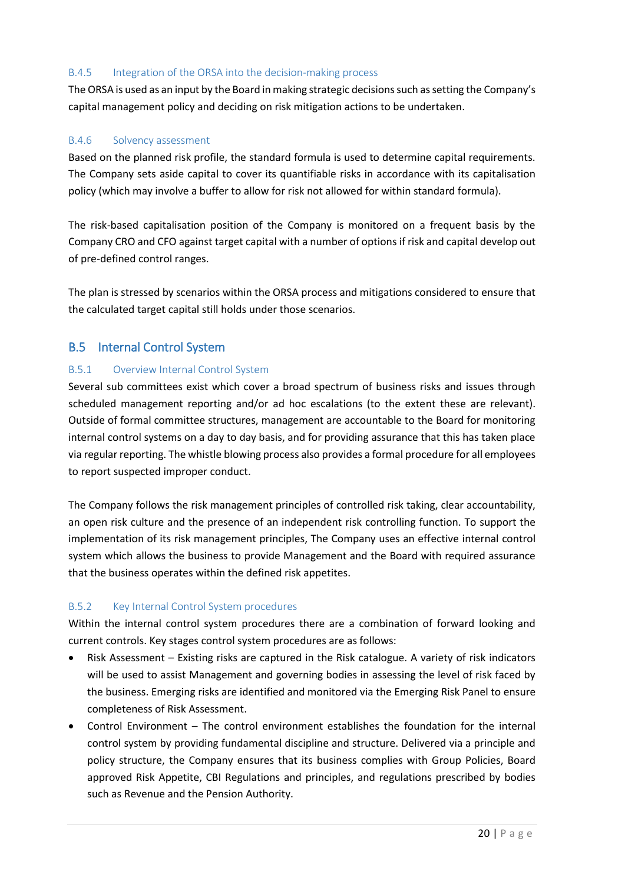### B.4.5 Integration of the ORSA into the decision-making process

The ORSA is used as an input by the Board in making strategic decisions such as setting the Company's capital management policy and deciding on risk mitigation actions to be undertaken.

### B.4.6 Solvency assessment

Based on the planned risk profile, the standard formula is used to determine capital requirements. The Company sets aside capital to cover its quantifiable risks in accordance with its capitalisation policy (which may involve a buffer to allow for risk not allowed for within standard formula).

The risk-based capitalisation position of the Company is monitored on a frequent basis by the Company CRO and CFO against target capital with a number of options if risk and capital develop out of pre-defined control ranges.

The plan is stressed by scenarios within the ORSA process and mitigations considered to ensure that the calculated target capital still holds under those scenarios.

## B.5 Internal Control System

### B.5.1 Overview Internal Control System

Several sub committees exist which cover a broad spectrum of business risks and issues through scheduled management reporting and/or ad hoc escalations (to the extent these are relevant). Outside of formal committee structures, management are accountable to the Board for monitoring internal control systems on a day to day basis, and for providing assurance that this has taken place via regular reporting. The whistle blowing process also provides a formal procedure for all employees to report suspected improper conduct.

The Company follows the risk management principles of controlled risk taking, clear accountability, an open risk culture and the presence of an independent risk controlling function. To support the implementation of its risk management principles, The Company uses an effective internal control system which allows the business to provide Management and the Board with required assurance that the business operates within the defined risk appetites.

### B.5.2 Key Internal Control System procedures

Within the internal control system procedures there are a combination of forward looking and current controls. Key stages control system procedures are as follows:

- Risk Assessment – Existing risks are captured in the Risk catalogue. A variety of risk indicators will be used to assist Management and governing bodies in assessing the level of risk faced by the business. Emerging risks are identified and monitored via the Emerging Risk Panel to ensure completeness of Risk Assessment.
- Control Environment – The control environment establishes the foundation for the internal control system by providing fundamental discipline and structure. Delivered via a principle and policy structure, the Company ensures that its business complies with Group Policies, Board approved Risk Appetite, CBI Regulations and principles, and regulations prescribed by bodies such as Revenue and the Pension Authority.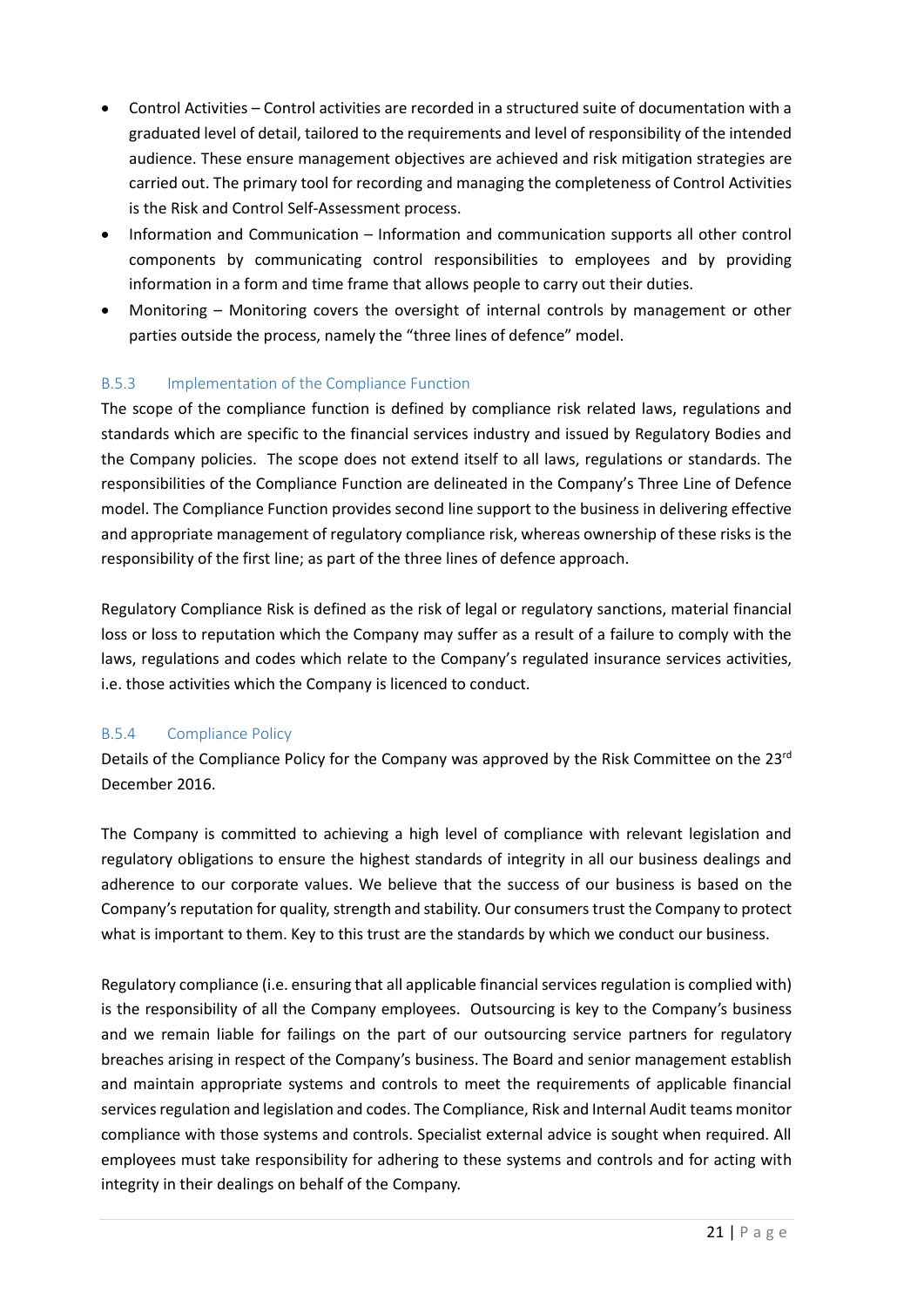- Control Activities – Control activities are recorded in a structured suite of documentation with a graduated level of detail, tailored to the requirements and level of responsibility of the intended audience. These ensure management objectives are achieved and risk mitigation strategies are carried out. The primary tool for recording and managing the completeness of Control Activities is the Risk and Control Self-Assessment process.
- Information and Communication – Information and communication supports all other control components by communicating control responsibilities to employees and by providing information in a form and time frame that allows people to carry out their duties.
- Monitoring – Monitoring covers the oversight of internal controls by management or other parties outside the process, namely the "three lines of defence" model.

### B.5.3 Implementation of the Compliance Function

The scope of the compliance function is defined by compliance risk related laws, regulations and standards which are specific to the financial services industry and issued by Regulatory Bodies and the Company policies. The scope does not extend itself to all laws, regulations or standards. The responsibilities of the Compliance Function are delineated in the Company's Three Line of Defence model. The Compliance Function provides second line support to the business in delivering effective and appropriate management of regulatory compliance risk, whereas ownership of these risks is the responsibility of the first line; as part of the three lines of defence approach.

Regulatory Compliance Risk is defined as the risk of legal or regulatory sanctions, material financial loss or loss to reputation which the Company may suffer as a result of a failure to comply with the laws, regulations and codes which relate to the Company's regulated insurance services activities, i.e. those activities which the Company is licenced to conduct.

### B.5.4 Compliance Policy

Details of the Compliance Policy for the Company was approved by the Risk Committee on the 23rd December 2016.

The Company is committed to achieving a high level of compliance with relevant legislation and regulatory obligations to ensure the highest standards of integrity in all our business dealings and adherence to our corporate values. We believe that the success of our business is based on the Company's reputation for quality, strength and stability. Our consumers trust the Company to protect what is important to them. Key to this trust are the standards by which we conduct our business.

Regulatory compliance (i.e. ensuring that all applicable financial services regulation is complied with) is the responsibility of all the Company employees. Outsourcing is key to the Company's business and we remain liable for failings on the part of our outsourcing service partners for regulatory breaches arising in respect of the Company's business. The Board and senior management establish and maintain appropriate systems and controls to meet the requirements of applicable financial services regulation and legislation and codes. The Compliance, Risk and Internal Audit teams monitor compliance with those systems and controls. Specialist external advice is sought when required. All employees must take responsibility for adhering to these systems and controls and for acting with integrity in their dealings on behalf of the Company.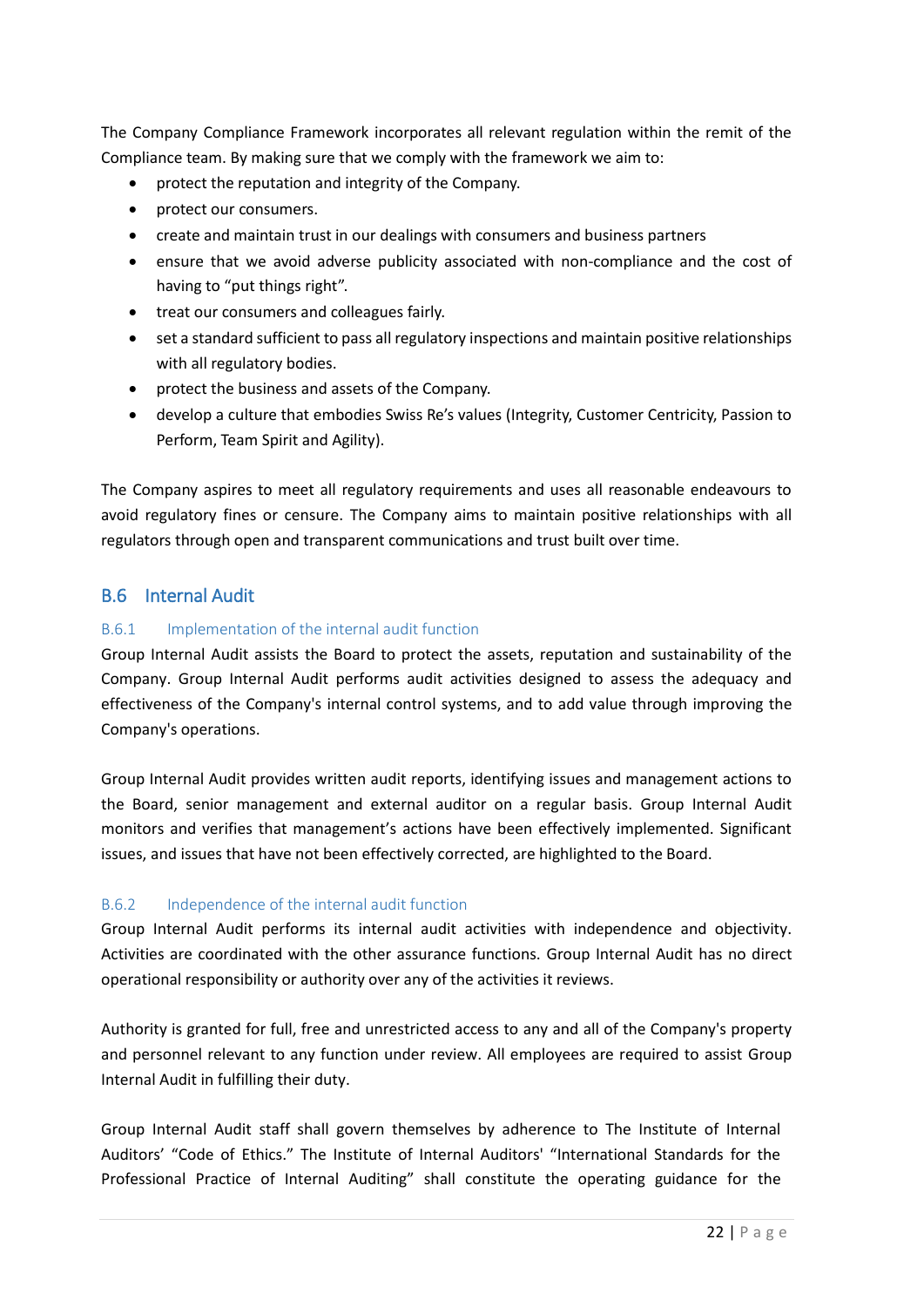The Company Compliance Framework incorporates all relevant regulation within the remit of the Compliance team. By making sure that we comply with the framework we aim to:

- protect the reputation and integrity of the Company.
- protect our consumers.
- create and maintain trust in our dealings with consumers and business partners
- ensure that we avoid adverse publicity associated with non-compliance and the cost of having to "put things right".
- treat our consumers and colleagues fairly.
- set a standard sufficient to pass all regulatory inspections and maintain positive relationships with all regulatory bodies.
- protect the business and assets of the Company.
- develop a culture that embodies Swiss Re's values (Integrity, Customer Centricity, Passion to Perform, Team Spirit and Agility).

The Company aspires to meet all regulatory requirements and uses all reasonable endeavours to avoid regulatory fines or censure. The Company aims to maintain positive relationships with all regulators through open and transparent communications and trust built over time.

## B.6 Internal Audit

### B.6.1 Implementation of the internal audit function

Group Internal Audit assists the Board to protect the assets, reputation and sustainability of the Company. Group Internal Audit performs audit activities designed to assess the adequacy and effectiveness of the Company's internal control systems, and to add value through improving the Company's operations.

Group Internal Audit provides written audit reports, identifying issues and management actions to the Board, senior management and external auditor on a regular basis. Group Internal Audit monitors and verifies that management's actions have been effectively implemented. Significant issues, and issues that have not been effectively corrected, are highlighted to the Board.

### B.6.2 Independence of the internal audit function

Group Internal Audit performs its internal audit activities with independence and objectivity. Activities are coordinated with the other assurance functions. Group Internal Audit has no direct operational responsibility or authority over any of the activities it reviews.

Authority is granted for full, free and unrestricted access to any and all of the Company's property and personnel relevant to any function under review. All employees are required to assist Group Internal Audit in fulfilling their duty.

Group Internal Audit staff shall govern themselves by adherence to The Institute of Internal Auditors' "Code of Ethics." The Institute of Internal Auditors' "International Standards for the Professional Practice of Internal Auditing" shall constitute the operating guidance for the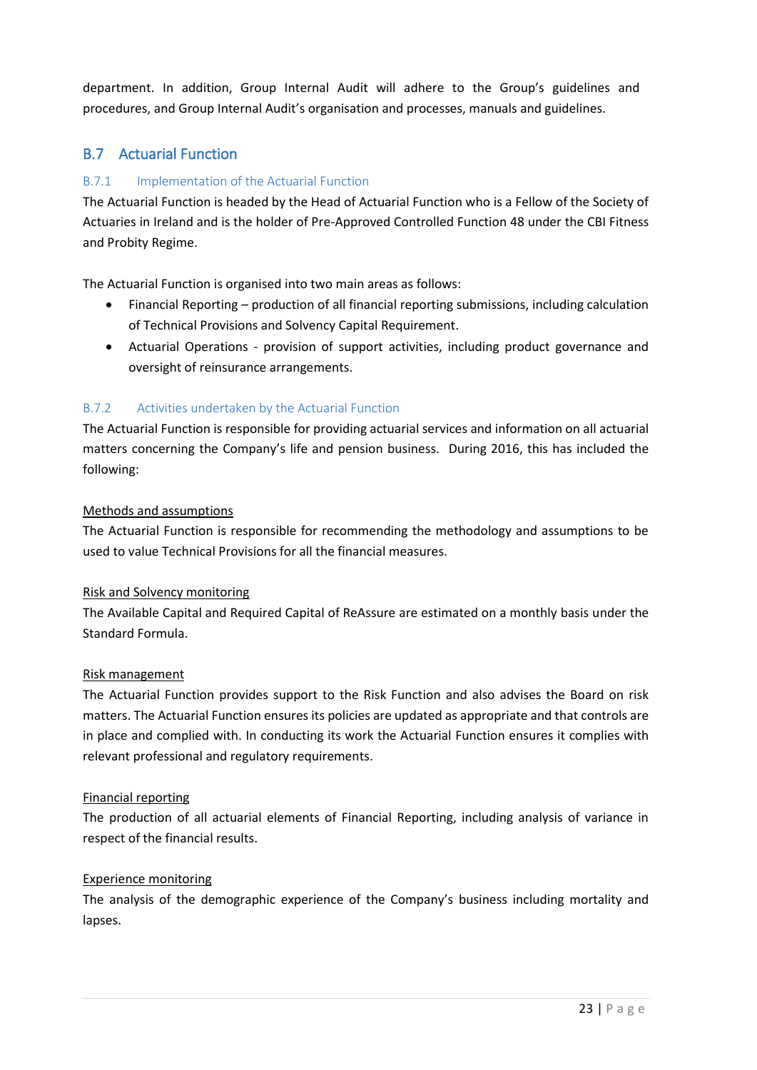department. In addition, Group Internal Audit will adhere to the Group's guidelines and procedures, and Group Internal Audit's organisation and processes, manuals and guidelines.

## B.7 Actuarial Function

### B.7.1 Implementation of the Actuarial Function

The Actuarial Function is headed by the Head of Actuarial Function who is a Fellow of the Society of Actuaries in Ireland and is the holder of Pre-Approved Controlled Function 48 under the CBI Fitness and Probity Regime.

The Actuarial Function is organised into two main areas as follows:

- Financial Reporting – production of all financial reporting submissions, including calculation of Technical Provisions and Solvency Capital Requirement.
- Actuarial Operations - provision of support activities, including product governance and oversight of reinsurance arrangements.

### B.7.2 Activities undertaken by the Actuarial Function

The Actuarial Function is responsible for providing actuarial services and information on all actuarial matters concerning the Company's life and pension business. During 2016, this has included the following:

<u>Methods and assumptions</u>

The Actuarial Function is responsible for recommending the methodology and assumptions to be used to value Technical Provisions for all the financial measures.

<u>Risk and Solvency monitoring</u>

The Available Capital and Required Capital of ReAssure are estimated on a monthly basis under the Standard Formula.

<u>Risk management</u>

The Actuarial Function provides support to the Risk Function and also advises the Board on risk matters. The Actuarial Function ensures its policies are updated as appropriate and that controls are in place and complied with. In conducting its work the Actuarial Function ensures it complies with relevant professional and regulatory requirements.

<u>Financial reporting</u>

The production of all actuarial elements of Financial Reporting, including analysis of variance in respect of the financial results.

<u>Experience monitoring</u>

The analysis of the demographic experience of the Company's business including mortality and lapses.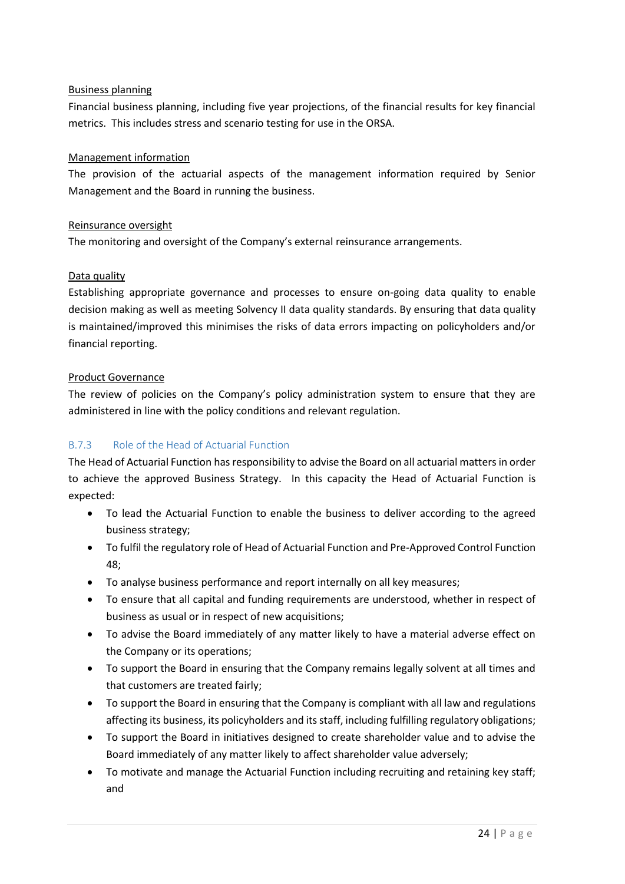Business planning

Financial business planning, including five year projections, of the financial results for key financial metrics. This includes stress and scenario testing for use in the ORSA.

Management information

The provision of the actuarial aspects of the management information required by Senior Management and the Board in running the business.

Reinsurance oversight

The monitoring and oversight of the Company's external reinsurance arrangements.

Data quality

Establishing appropriate governance and processes to ensure on-going data quality to enable decision making as well as meeting Solvency II data quality standards. By ensuring that data quality is maintained/improved this minimises the risks of data errors impacting on policyholders and/or financial reporting.

Product Governance

The review of policies on the Company's policy administration system to ensure that they are administered in line with the policy conditions and relevant regulation.

### B.7.3 Role of the Head of Actuarial Function

The Head of Actuarial Function has responsibility to advise the Board on all actuarial matters in order to achieve the approved Business Strategy. In this capacity the Head of Actuarial Function is expected:

- To lead the Actuarial Function to enable the business to deliver according to the agreed business strategy;
- To fulfil the regulatory role of Head of Actuarial Function and Pre-Approved Control Function 48;
- To analyse business performance and report internally on all key measures;
- To ensure that all capital and funding requirements are understood, whether in respect of business as usual or in respect of new acquisitions;
- To advise the Board immediately of any matter likely to have a material adverse effect on the Company or its operations;
- To support the Board in ensuring that the Company remains legally solvent at all times and that customers are treated fairly;
- To support the Board in ensuring that the Company is compliant with all law and regulations affecting its business, its policyholders and its staff, including fulfilling regulatory obligations;
- To support the Board in initiatives designed to create shareholder value and to advise the Board immediately of any matter likely to affect shareholder value adversely;
- To motivate and manage the Actuarial Function including recruiting and retaining key staff; and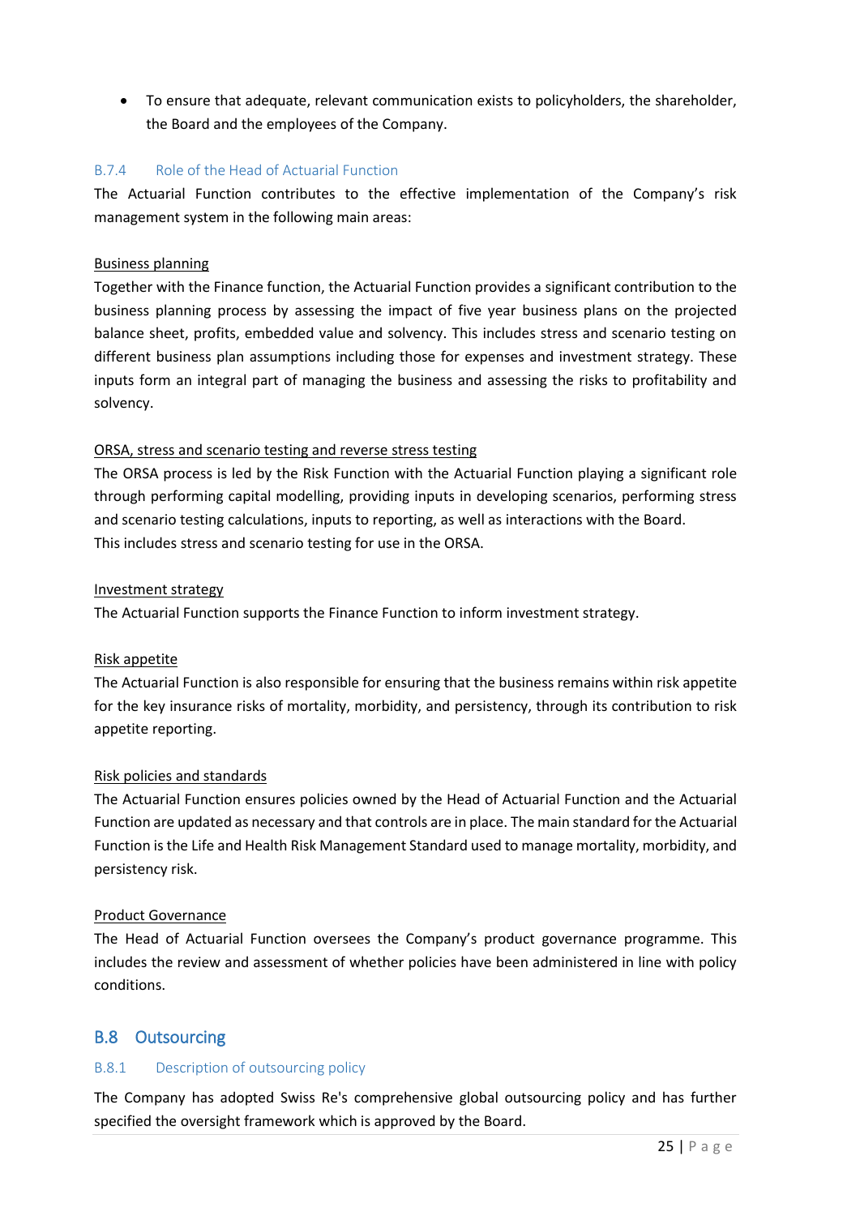- To ensure that adequate, relevant communication exists to policyholders, the shareholder, the Board and the employees of the Company.

### B.7.4 Role of the Head of Actuarial Function

The Actuarial Function contributes to the effective implementation of the Company's risk management system in the following main areas:

<u>Business planning</u>

Together with the Finance function, the Actuarial Function provides a significant contribution to the business planning process by assessing the impact of five year business plans on the projected balance sheet, profits, embedded value and solvency. This includes stress and scenario testing on different business plan assumptions including those for expenses and investment strategy. These inputs form an integral part of managing the business and assessing the risks to profitability and solvency.

<u>ORSA, stress and scenario testing and reverse stress testing</u>

The ORSA process is led by the Risk Function with the Actuarial Function playing a significant role through performing capital modelling, providing inputs in developing scenarios, performing stress and scenario testing calculations, inputs to reporting, as well as interactions with the Board.
This includes stress and scenario testing for use in the ORSA.

<u>Investment strategy</u>

The Actuarial Function supports the Finance Function to inform investment strategy.

<u>Risk appetite</u>

The Actuarial Function is also responsible for ensuring that the business remains within risk appetite for the key insurance risks of mortality, morbidity, and persistency, through its contribution to risk appetite reporting.

<u>Risk policies and standards</u>

The Actuarial Function ensures policies owned by the Head of Actuarial Function and the Actuarial Function are updated as necessary and that controls are in place. The main standard for the Actuarial Function is the Life and Health Risk Management Standard used to manage mortality, morbidity, and persistency risk.

<u>Product Governance</u>

The Head of Actuarial Function oversees the Company's product governance programme. This includes the review and assessment of whether policies have been administered in line with policy conditions.

## B.8 Outsourcing

### B.8.1 Description of outsourcing policy

The Company has adopted Swiss Re's comprehensive global outsourcing policy and has further specified the oversight framework which is approved by the Board.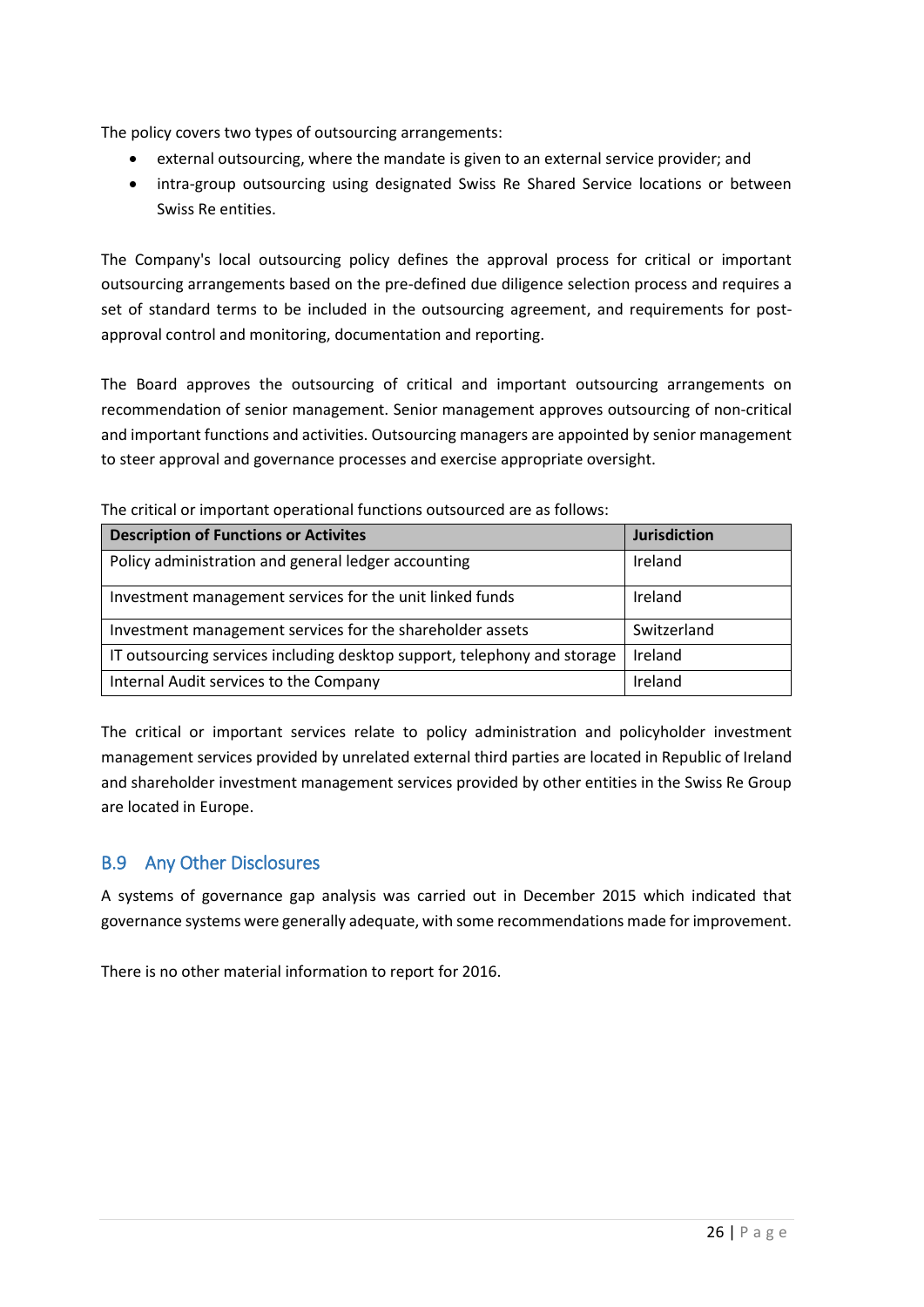The policy covers two types of outsourcing arrangements:

- external outsourcing, where the mandate is given to an external service provider; and
- intra-group outsourcing using designated Swiss Re Shared Service locations or between Swiss Re entities.

The Company's local outsourcing policy defines the approval process for critical or important outsourcing arrangements based on the pre-defined due diligence selection process and requires a set of standard terms to be included in the outsourcing agreement, and requirements for post-approval control and monitoring, documentation and reporting.

The Board approves the outsourcing of critical and important outsourcing arrangements on recommendation of senior management. Senior management approves outsourcing of non-critical and important functions and activities. Outsourcing managers are appointed by senior management to steer approval and governance processes and exercise appropriate oversight.

The critical or important operational functions outsourced are as follows:

| Description of Functions or Activites | Jurisdiction |
|---|---|
| Policy administration and general ledger accounting | Ireland |
| Investment management services for the unit linked funds | Ireland |
| Investment management services for the shareholder assets | Switzerland |
| IT outsourcing services including desktop support, telephony and storage | Ireland |
| Internal Audit services to the Company | Ireland |

The critical or important services relate to policy administration and policyholder investment management services provided by unrelated external third parties are located in Republic of Ireland and shareholder investment management services provided by other entities in the Swiss Re Group are located in Europe.

## B.9 Any Other Disclosures

A systems of governance gap analysis was carried out in December 2015 which indicated that governance systems were generally adequate, with some recommendations made for improvement.

There is no other material information to report for 2016.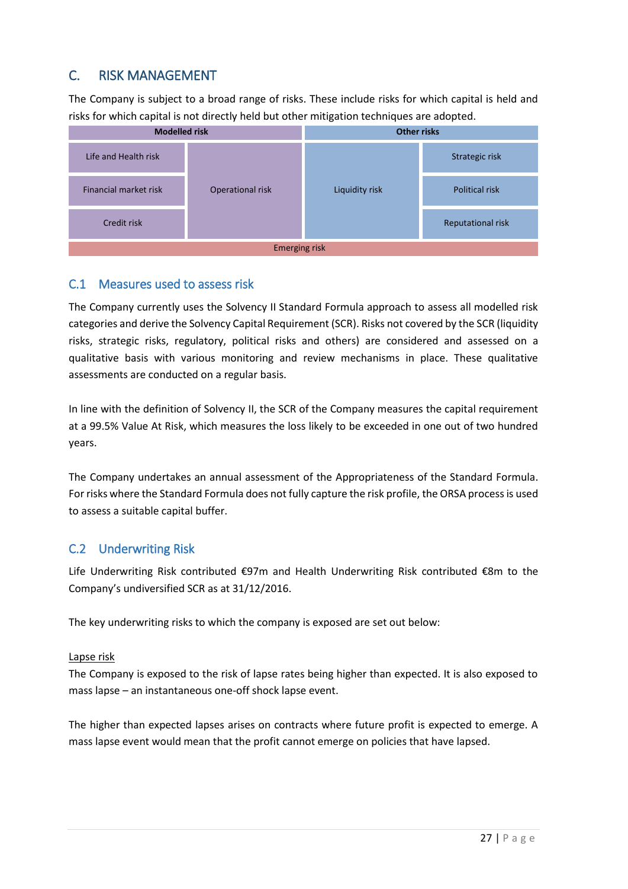# C. RISK MANAGEMENT

The Company is subject to a broad range of risks. These include risks for which capital is held and risks for which capital is not directly held but other mitigation techniques are adopted.

| Modelled risk | | Other risks | |
|---|---|---|---|
| Life and Health risk | Operational risk | Liquidity risk | Strategic risk |
| Financial market risk | | | Political risk |
| Credit risk | | | Reputational risk |
| Emerging risk | | | |

## C.1 Measures used to assess risk

The Company currently uses the Solvency II Standard Formula approach to assess all modelled risk categories and derive the Solvency Capital Requirement (SCR). Risks not covered by the SCR (liquidity risks, strategic risks, regulatory, political risks and others) are considered and assessed on a qualitative basis with various monitoring and review mechanisms in place. These qualitative assessments are conducted on a regular basis.

In line with the definition of Solvency II, the SCR of the Company measures the capital requirement at a 99.5% Value At Risk, which measures the loss likely to be exceeded in one out of two hundred years.

The Company undertakes an annual assessment of the Appropriateness of the Standard Formula. For risks where the Standard Formula does not fully capture the risk profile, the ORSA process is used to assess a suitable capital buffer.

## C.2 Underwriting Risk

Life Underwriting Risk contributed €97m and Health Underwriting Risk contributed €8m to the Company's undiversified SCR as at 31/12/2016.

The key underwriting risks to which the company is exposed are set out below:

Lapse risk

The Company is exposed to the risk of lapse rates being higher than expected. It is also exposed to mass lapse – an instantaneous one-off shock lapse event.

The higher than expected lapses arises on contracts where future profit is expected to emerge. A mass lapse event would mean that the profit cannot emerge on policies that have lapsed.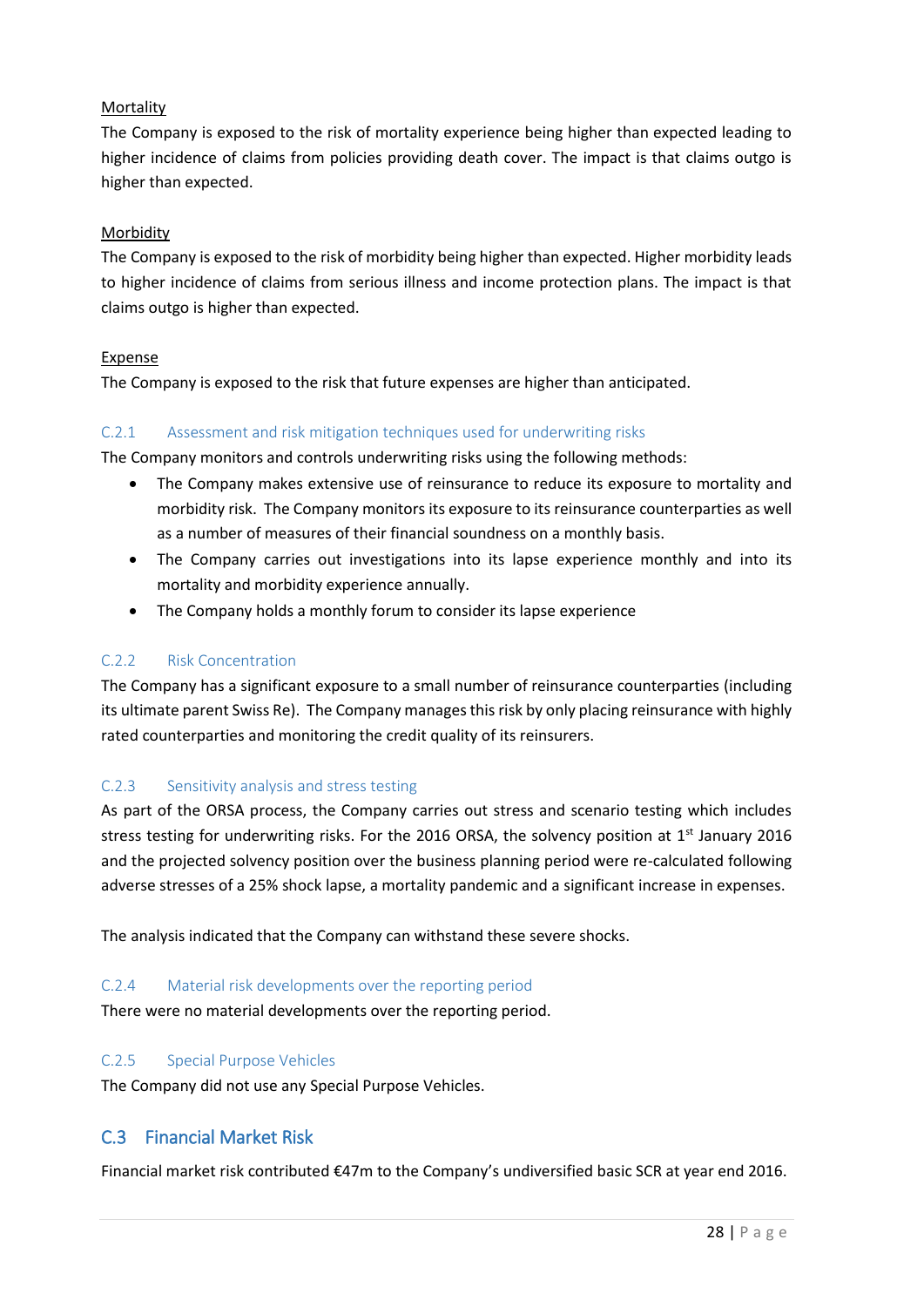Mortality

The Company is exposed to the risk of mortality experience being higher than expected leading to higher incidence of claims from policies providing death cover. The impact is that claims outgo is higher than expected.

Morbidity

The Company is exposed to the risk of morbidity being higher than expected. Higher morbidity leads to higher incidence of claims from serious illness and income protection plans. The impact is that claims outgo is higher than expected.

Expense

The Company is exposed to the risk that future expenses are higher than anticipated.

### C.2.1 Assessment and risk mitigation techniques used for underwriting risks

The Company monitors and controls underwriting risks using the following methods:

- The Company makes extensive use of reinsurance to reduce its exposure to mortality and morbidity risk. The Company monitors its exposure to its reinsurance counterparties as well as a number of measures of their financial soundness on a monthly basis.
- The Company carries out investigations into its lapse experience monthly and into its mortality and morbidity experience annually.
- The Company holds a monthly forum to consider its lapse experience

### C.2.2 Risk Concentration

The Company has a significant exposure to a small number of reinsurance counterparties (including its ultimate parent Swiss Re). The Company manages this risk by only placing reinsurance with highly rated counterparties and monitoring the credit quality of its reinsurers.

### C.2.3 Sensitivity analysis and stress testing

As part of the ORSA process, the Company carries out stress and scenario testing which includes stress testing for underwriting risks. For the 2016 ORSA, the solvency position at 1st January 2016 and the projected solvency position over the business planning period were re-calculated following adverse stresses of a 25% shock lapse, a mortality pandemic and a significant increase in expenses.

The analysis indicated that the Company can withstand these severe shocks.

### C.2.4 Material risk developments over the reporting period

There were no material developments over the reporting period.

### C.2.5 Special Purpose Vehicles

The Company did not use any Special Purpose Vehicles.

## C.3 Financial Market Risk

Financial market risk contributed €47m to the Company's undiversified basic SCR at year end 2016.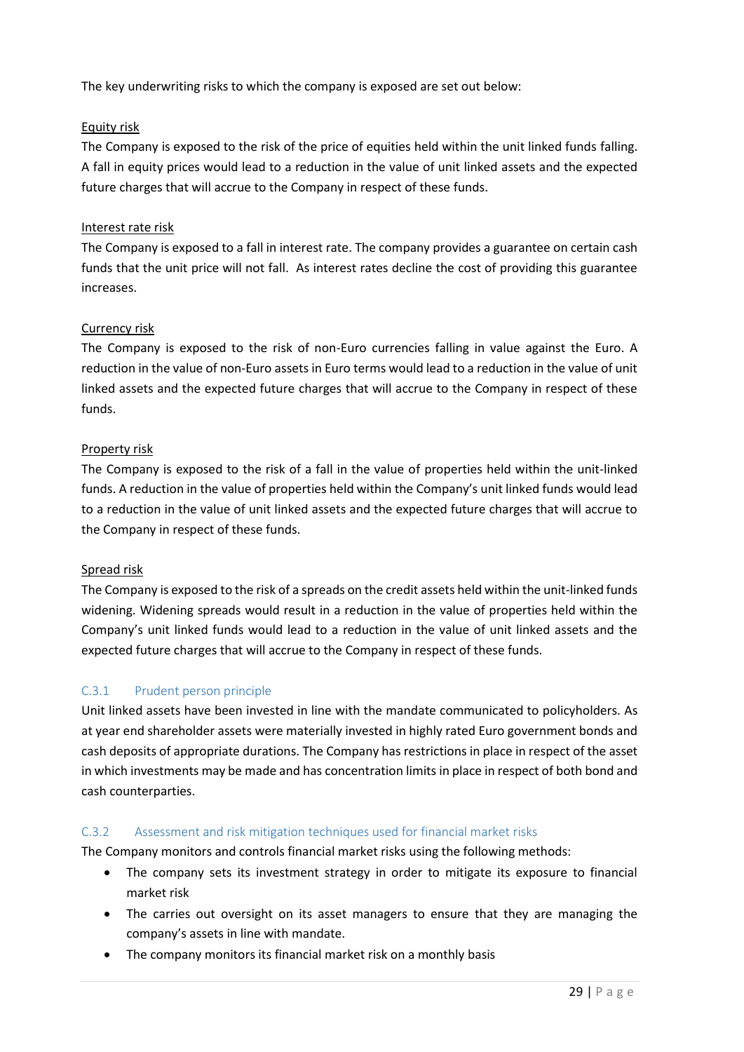The key underwriting risks to which the company is exposed are set out below:

Equity risk

The Company is exposed to the risk of the price of equities held within the unit linked funds falling. A fall in equity prices would lead to a reduction in the value of unit linked assets and the expected future charges that will accrue to the Company in respect of these funds.

Interest rate risk

The Company is exposed to a fall in interest rate. The company provides a guarantee on certain cash funds that the unit price will not fall. As interest rates decline the cost of providing this guarantee increases.

Currency risk

The Company is exposed to the risk of non-Euro currencies falling in value against the Euro. A reduction in the value of non-Euro assets in Euro terms would lead to a reduction in the value of unit linked assets and the expected future charges that will accrue to the Company in respect of these funds.

Property risk

The Company is exposed to the risk of a fall in the value of properties held within the unit-linked funds. A reduction in the value of properties held within the Company's unit linked funds would lead to a reduction in the value of unit linked assets and the expected future charges that will accrue to the Company in respect of these funds.

Spread risk

The Company is exposed to the risk of a spreads on the credit assets held within the unit-linked funds widening. Widening spreads would result in a reduction in the value of properties held within the Company's unit linked funds would lead to a reduction in the value of unit linked assets and the expected future charges that will accrue to the Company in respect of these funds.

### C.3.1 Prudent person principle

Unit linked assets have been invested in line with the mandate communicated to policyholders. As at year end shareholder assets were materially invested in highly rated Euro government bonds and cash deposits of appropriate durations. The Company has restrictions in place in respect of the asset in which investments may be made and has concentration limits in place in respect of both bond and cash counterparties.

### C.3.2 Assessment and risk mitigation techniques used for financial market risks

The Company monitors and controls financial market risks using the following methods:

- The company sets its investment strategy in order to mitigate its exposure to financial market risk
- The carries out oversight on its asset managers to ensure that they are managing the company's assets in line with mandate.
- The company monitors its financial market risk on a monthly basis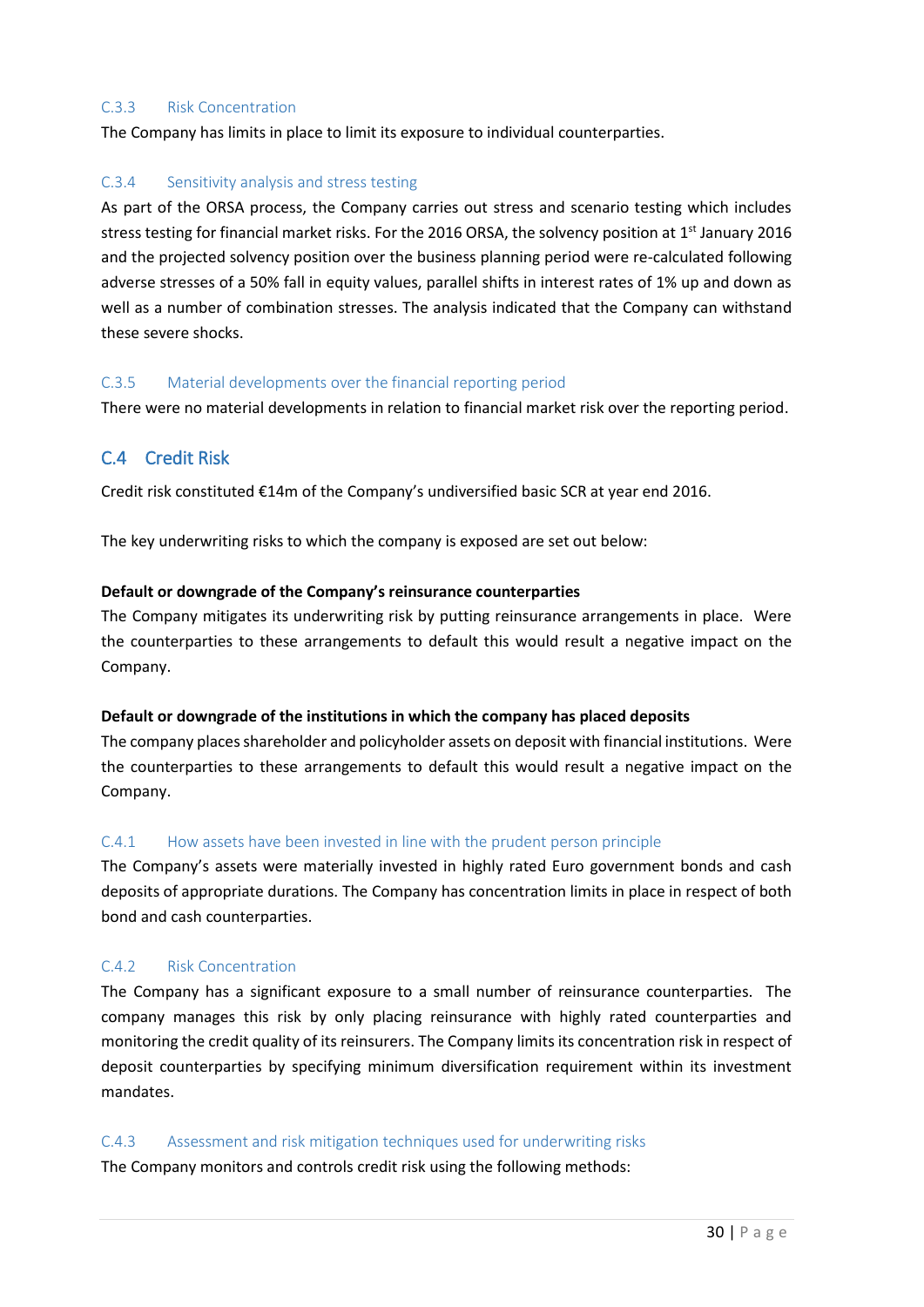### C.3.3 Risk Concentration

The Company has limits in place to limit its exposure to individual counterparties.

### C.3.4 Sensitivity analysis and stress testing

As part of the ORSA process, the Company carries out stress and scenario testing which includes stress testing for financial market risks. For the 2016 ORSA, the solvency position at 1st January 2016 and the projected solvency position over the business planning period were re-calculated following adverse stresses of a 50% fall in equity values, parallel shifts in interest rates of 1% up and down as well as a number of combination stresses. The analysis indicated that the Company can withstand these severe shocks.

### C.3.5 Material developments over the financial reporting period

There were no material developments in relation to financial market risk over the reporting period.

## C.4 Credit Risk

Credit risk constituted €14m of the Company's undiversified basic SCR at year end 2016.

The key underwriting risks to which the company is exposed are set out below:

**Default or downgrade of the Company's reinsurance counterparties**

The Company mitigates its underwriting risk by putting reinsurance arrangements in place. Were the counterparties to these arrangements to default this would result a negative impact on the Company.

**Default or downgrade of the institutions in which the company has placed deposits**

The company places shareholder and policyholder assets on deposit with financial institutions. Were the counterparties to these arrangements to default this would result a negative impact on the Company.

### C.4.1 How assets have been invested in line with the prudent person principle

The Company's assets were materially invested in highly rated Euro government bonds and cash deposits of appropriate durations. The Company has concentration limits in place in respect of both bond and cash counterparties.

### C.4.2 Risk Concentration

The Company has a significant exposure to a small number of reinsurance counterparties. The company manages this risk by only placing reinsurance with highly rated counterparties and monitoring the credit quality of its reinsurers. The Company limits its concentration risk in respect of deposit counterparties by specifying minimum diversification requirement within its investment mandates.

### C.4.3 Assessment and risk mitigation techniques used for underwriting risks

The Company monitors and controls credit risk using the following methods: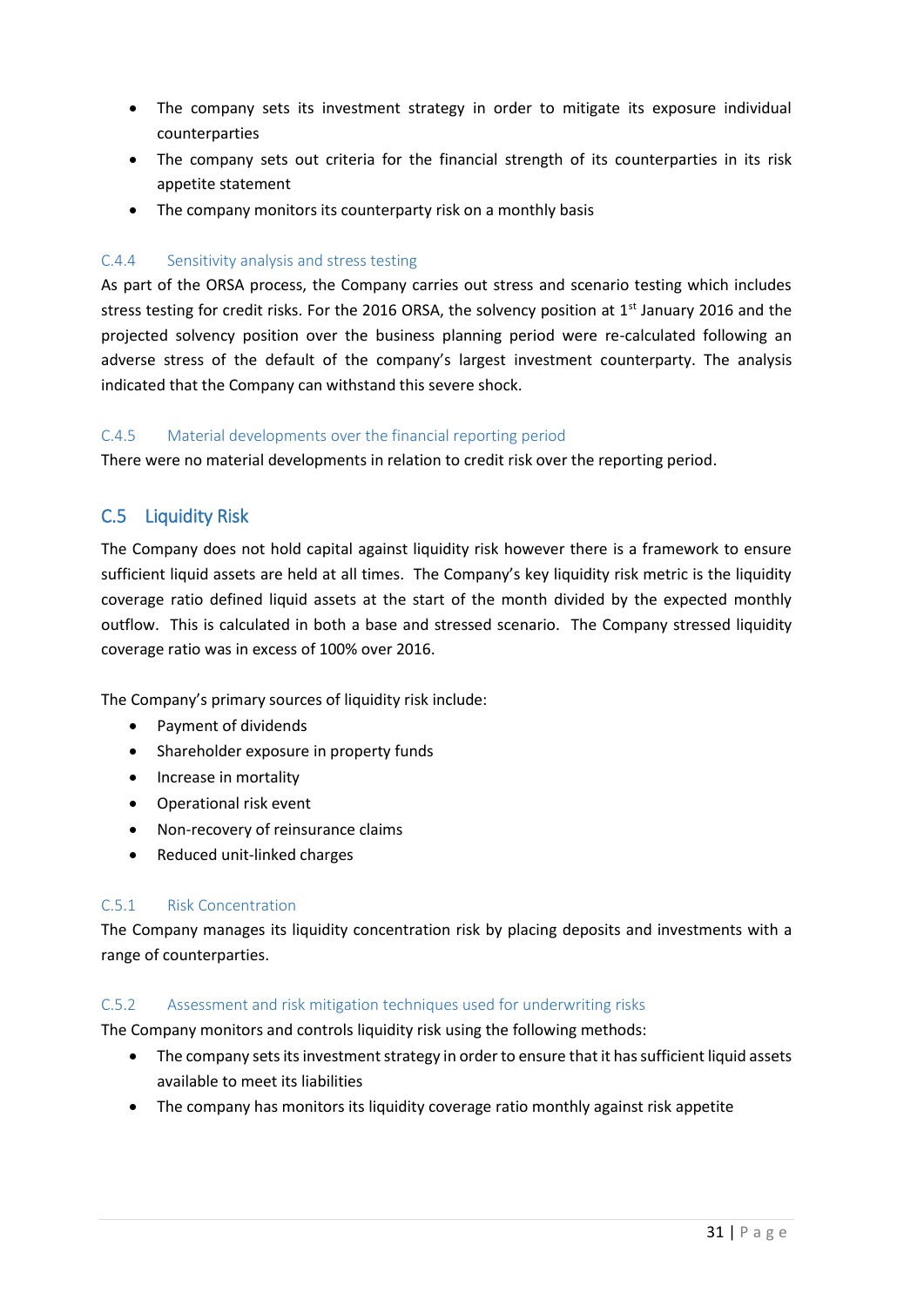- The company sets its investment strategy in order to mitigate its exposure individual counterparties
- The company sets out criteria for the financial strength of its counterparties in its risk appetite statement
- The company monitors its counterparty risk on a monthly basis

### C.4.4 Sensitivity analysis and stress testing

As part of the ORSA process, the Company carries out stress and scenario testing which includes stress testing for credit risks. For the 2016 ORSA, the solvency position at 1st January 2016 and the projected solvency position over the business planning period were re-calculated following an adverse stress of the default of the company's largest investment counterparty. The analysis indicated that the Company can withstand this severe shock.

### C.4.5 Material developments over the financial reporting period

There were no material developments in relation to credit risk over the reporting period.

## C.5 Liquidity Risk

The Company does not hold capital against liquidity risk however there is a framework to ensure sufficient liquid assets are held at all times. The Company's key liquidity risk metric is the liquidity coverage ratio defined liquid assets at the start of the month divided by the expected monthly outflow. This is calculated in both a base and stressed scenario. The Company stressed liquidity coverage ratio was in excess of 100% over 2016.

The Company's primary sources of liquidity risk include:

- Payment of dividends
- Shareholder exposure in property funds
- Increase in mortality
- Operational risk event
- Non-recovery of reinsurance claims
- Reduced unit-linked charges

### C.5.1 Risk Concentration

The Company manages its liquidity concentration risk by placing deposits and investments with a range of counterparties.

### C.5.2 Assessment and risk mitigation techniques used for underwriting risks

The Company monitors and controls liquidity risk using the following methods:

- The company sets its investment strategy in order to ensure that it has sufficient liquid assets available to meet its liabilities
- The company has monitors its liquidity coverage ratio monthly against risk appetite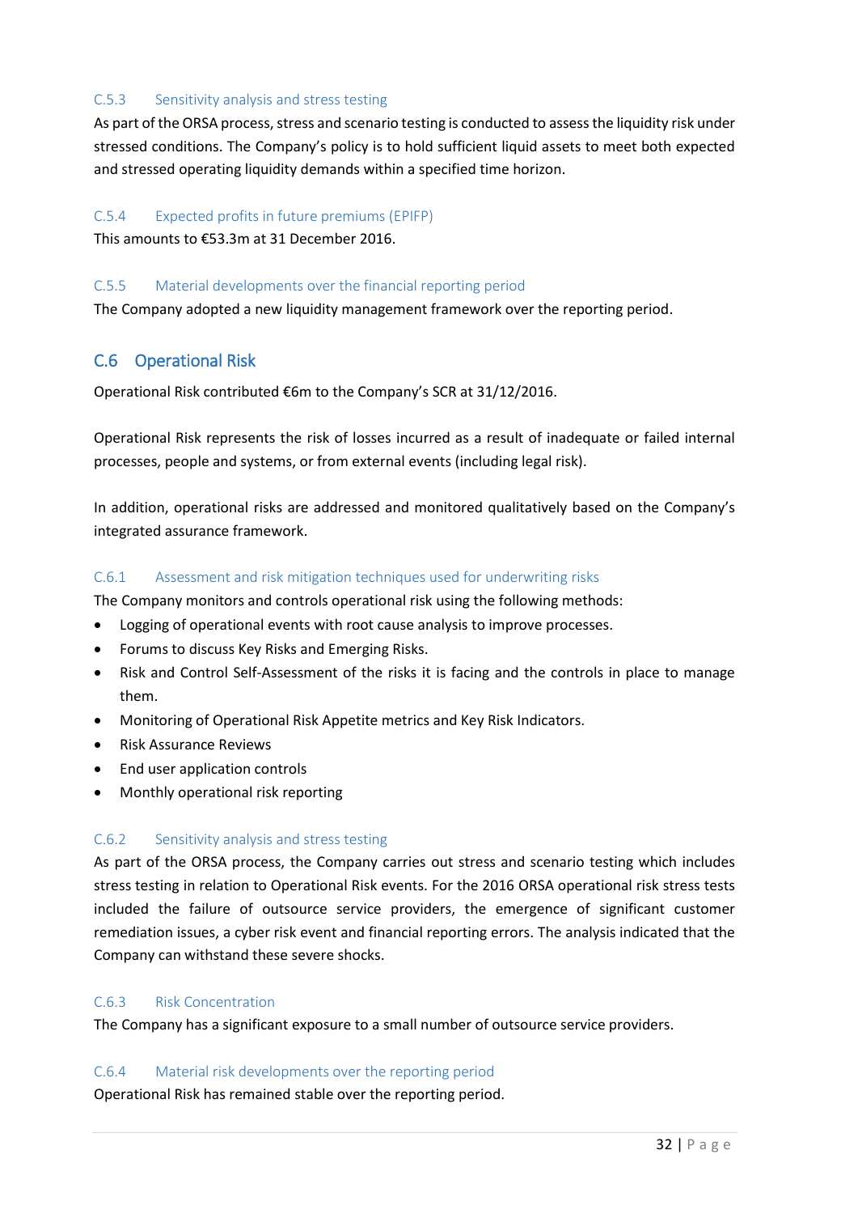#### C.5.3 Sensitivity analysis and stress testing

As part of the ORSA process, stress and scenario testing is conducted to assess the liquidity risk under stressed conditions. The Company's policy is to hold sufficient liquid assets to meet both expected and stressed operating liquidity demands within a specified time horizon.

#### C.5.4 Expected profits in future premiums (EPIFP)

This amounts to €53.3m at 31 December 2016.

#### C.5.5 Material developments over the financial reporting period

The Company adopted a new liquidity management framework over the reporting period.

### C.6 Operational Risk

Operational Risk contributed €6m to the Company's SCR at 31/12/2016.

Operational Risk represents the risk of losses incurred as a result of inadequate or failed internal processes, people and systems, or from external events (including legal risk).

In addition, operational risks are addressed and monitored qualitatively based on the Company's integrated assurance framework.

#### C.6.1 Assessment and risk mitigation techniques used for underwriting risks

The Company monitors and controls operational risk using the following methods:

- Logging of operational events with root cause analysis to improve processes.
- Forums to discuss Key Risks and Emerging Risks.
- Risk and Control Self-Assessment of the risks it is facing and the controls in place to manage them.
- Monitoring of Operational Risk Appetite metrics and Key Risk Indicators.
- Risk Assurance Reviews
- End user application controls
- Monthly operational risk reporting

#### C.6.2 Sensitivity analysis and stress testing

As part of the ORSA process, the Company carries out stress and scenario testing which includes stress testing in relation to Operational Risk events. For the 2016 ORSA operational risk stress tests included the failure of outsource service providers, the emergence of significant customer remediation issues, a cyber risk event and financial reporting errors. The analysis indicated that the Company can withstand these severe shocks.

#### C.6.3 Risk Concentration

The Company has a significant exposure to a small number of outsource service providers.

#### C.6.4 Material risk developments over the reporting period

Operational Risk has remained stable over the reporting period.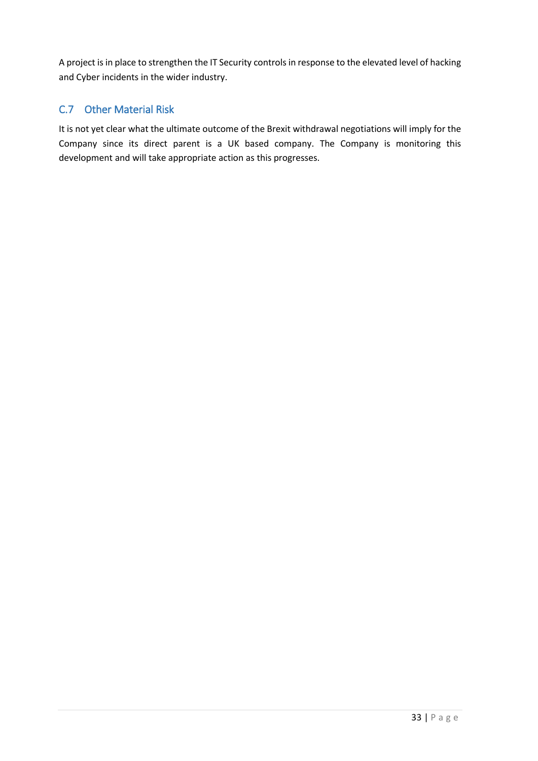A project is in place to strengthen the IT Security controls in response to the elevated level of hacking and Cyber incidents in the wider industry.

## C.7 Other Material Risk

It is not yet clear what the ultimate outcome of the Brexit withdrawal negotiations will imply for the Company since its direct parent is a UK based company. The Company is monitoring this development and will take appropriate action as this progresses.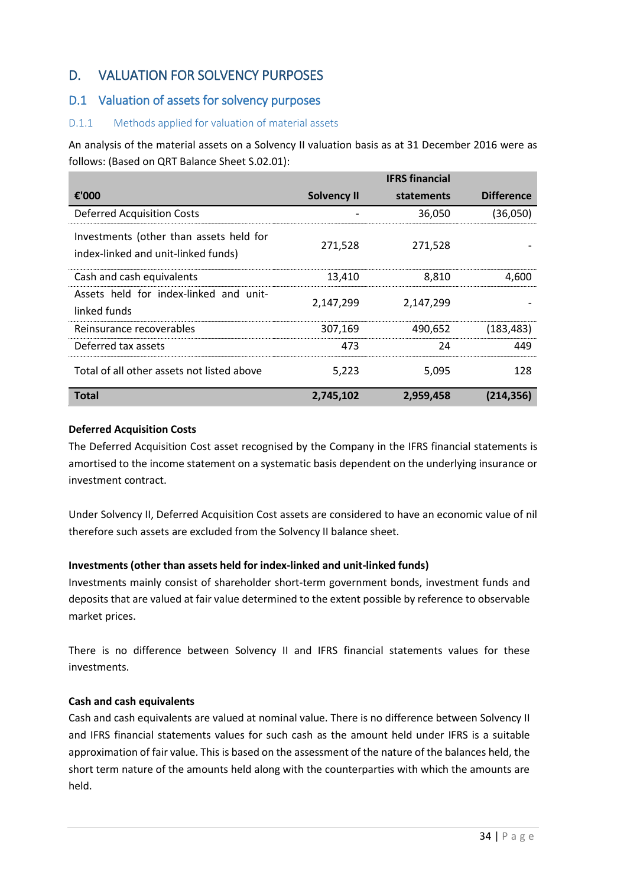# D. VALUATION FOR SOLVENCY PURPOSES

## D.1 Valuation of assets for solvency purposes

### D.1.1 Methods applied for valuation of material assets

An analysis of the material assets on a Solvency II valuation basis as at 31 December 2016 were as follows: (Based on QRT Balance Sheet S.02.01):

| €'000 | Solvency II | IFRS financial statements | Difference |
|---|---|---|---|
| Deferred Acquisition Costs | - | 36,050 | (36,050) |
| Investments (other than assets held for index-linked and unit-linked funds) | 271,528 | 271,528 | - |
| Cash and cash equivalents | 13,410 | 8,810 | 4,600 |
| Assets held for index-linked and unit-linked funds | 2,147,299 | 2,147,299 | - |
| Reinsurance recoverables | 307,169 | 490,652 | (183,483) |
| Deferred tax assets | 473 | 24 | 449 |
| Total of all other assets not listed above | 5,223 | 5,095 | 128 |
| **Total** | **2,745,102** | **2,959,458** | **(214,356)** |

**Deferred Acquisition Costs**

The Deferred Acquisition Cost asset recognised by the Company in the IFRS financial statements is amortised to the income statement on a systematic basis dependent on the underlying insurance or investment contract.

Under Solvency II, Deferred Acquisition Cost assets are considered to have an economic value of nil therefore such assets are excluded from the Solvency II balance sheet.

**Investments (other than assets held for index-linked and unit-linked funds)**

Investments mainly consist of shareholder short-term government bonds, investment funds and deposits that are valued at fair value determined to the extent possible by reference to observable market prices.

There is no difference between Solvency II and IFRS financial statements values for these investments.

**Cash and cash equivalents**

Cash and cash equivalents are valued at nominal value. There is no difference between Solvency II and IFRS financial statements values for such cash as the amount held under IFRS is a suitable approximation of fair value. This is based on the assessment of the nature of the balances held, the short term nature of the amounts held along with the counterparties with which the amounts are held.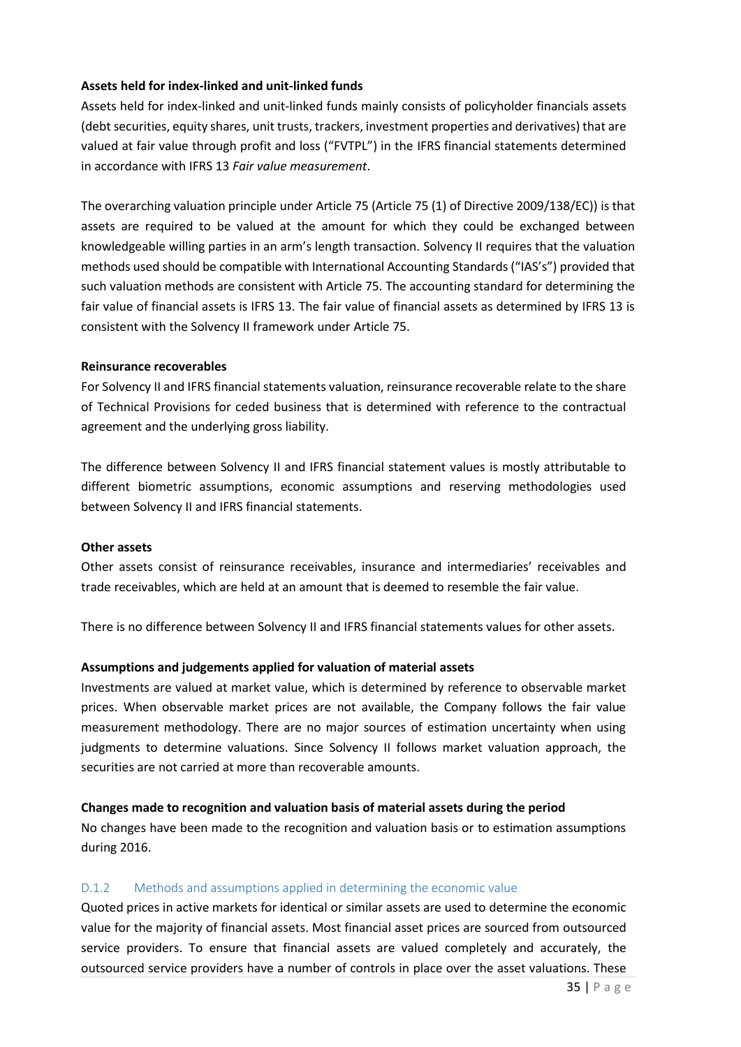**Assets held for index-linked and unit-linked funds**

Assets held for index-linked and unit-linked funds mainly consists of policyholder financials assets (debt securities, equity shares, unit trusts, trackers, investment properties and derivatives) that are valued at fair value through profit and loss ("FVTPL") in the IFRS financial statements determined in accordance with IFRS 13 *Fair value measurement*.

The overarching valuation principle under Article 75 (Article 75 (1) of Directive 2009/138/EC)) is that assets are required to be valued at the amount for which they could be exchanged between knowledgeable willing parties in an arm's length transaction. Solvency II requires that the valuation methods used should be compatible with International Accounting Standards ("IAS's") provided that such valuation methods are consistent with Article 75. The accounting standard for determining the fair value of financial assets is IFRS 13. The fair value of financial assets as determined by IFRS 13 is consistent with the Solvency II framework under Article 75.

**Reinsurance recoverables**

For Solvency II and IFRS financial statements valuation, reinsurance recoverable relate to the share of Technical Provisions for ceded business that is determined with reference to the contractual agreement and the underlying gross liability.

The difference between Solvency II and IFRS financial statement values is mostly attributable to different biometric assumptions, economic assumptions and reserving methodologies used between Solvency II and IFRS financial statements.

**Other assets**

Other assets consist of reinsurance receivables, insurance and intermediaries' receivables and trade receivables, which are held at an amount that is deemed to resemble the fair value.

There is no difference between Solvency II and IFRS financial statements values for other assets.

**Assumptions and judgements applied for valuation of material assets**

Investments are valued at market value, which is determined by reference to observable market prices. When observable market prices are not available, the Company follows the fair value measurement methodology. There are no major sources of estimation uncertainty when using judgments to determine valuations. Since Solvency II follows market valuation approach, the securities are not carried at more than recoverable amounts.

**Changes made to recognition and valuation basis of material assets during the period**

No changes have been made to the recognition and valuation basis or to estimation assumptions during 2016.

### D.1.2 Methods and assumptions applied in determining the economic value

Quoted prices in active markets for identical or similar assets are used to determine the economic value for the majority of financial assets. Most financial asset prices are sourced from outsourced service providers. To ensure that financial assets are valued completely and accurately, the outsourced service providers have a number of controls in place over the asset valuations. These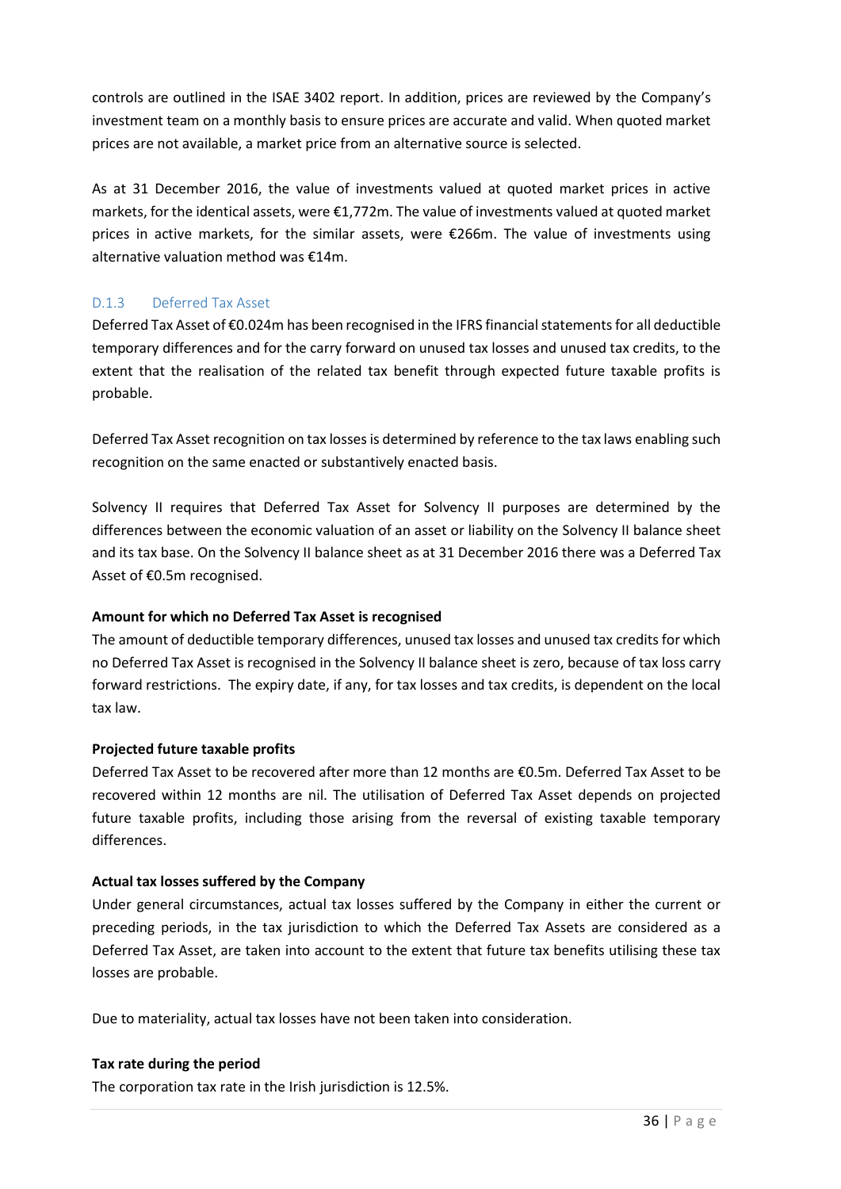controls are outlined in the ISAE 3402 report. In addition, prices are reviewed by the Company's investment team on a monthly basis to ensure prices are accurate and valid. When quoted market prices are not available, a market price from an alternative source is selected.

As at 31 December 2016, the value of investments valued at quoted market prices in active markets, for the identical assets, were €1,772m. The value of investments valued at quoted market prices in active markets, for the similar assets, were €266m. The value of investments using alternative valuation method was €14m.

### D.1.3 Deferred Tax Asset

Deferred Tax Asset of €0.024m has been recognised in the IFRS financial statements for all deductible temporary differences and for the carry forward on unused tax losses and unused tax credits, to the extent that the realisation of the related tax benefit through expected future taxable profits is probable.

Deferred Tax Asset recognition on tax losses is determined by reference to the tax laws enabling such recognition on the same enacted or substantively enacted basis.

Solvency II requires that Deferred Tax Asset for Solvency II purposes are determined by the differences between the economic valuation of an asset or liability on the Solvency II balance sheet and its tax base. On the Solvency II balance sheet as at 31 December 2016 there was a Deferred Tax Asset of €0.5m recognised.

**Amount for which no Deferred Tax Asset is recognised**

The amount of deductible temporary differences, unused tax losses and unused tax credits for which no Deferred Tax Asset is recognised in the Solvency II balance sheet is zero, because of tax loss carry forward restrictions. The expiry date, if any, for tax losses and tax credits, is dependent on the local tax law.

**Projected future taxable profits**

Deferred Tax Asset to be recovered after more than 12 months are €0.5m. Deferred Tax Asset to be recovered within 12 months are nil. The utilisation of Deferred Tax Asset depends on projected future taxable profits, including those arising from the reversal of existing taxable temporary differences.

**Actual tax losses suffered by the Company**

Under general circumstances, actual tax losses suffered by the Company in either the current or preceding periods, in the tax jurisdiction to which the Deferred Tax Assets are considered as a Deferred Tax Asset, are taken into account to the extent that future tax benefits utilising these tax losses are probable.

Due to materiality, actual tax losses have not been taken into consideration.

**Tax rate during the period**

The corporation tax rate in the Irish jurisdiction is 12.5%.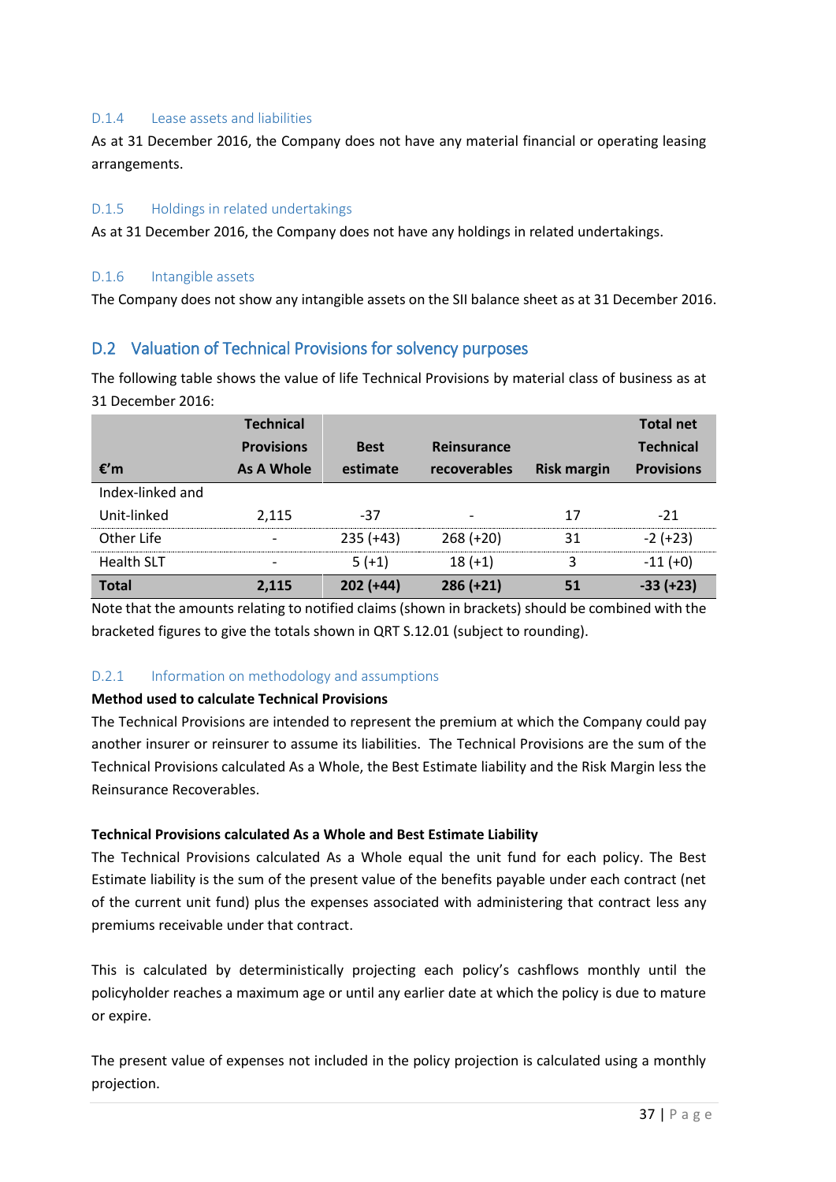#### D.1.4 Lease assets and liabilities

As at 31 December 2016, the Company does not have any material financial or operating leasing arrangements.

#### D.1.5 Holdings in related undertakings

As at 31 December 2016, the Company does not have any holdings in related undertakings.

#### D.1.6 Intangible assets

The Company does not show any intangible assets on the SII balance sheet as at 31 December 2016.

### D.2 Valuation of Technical Provisions for solvency purposes

The following table shows the value of life Technical Provisions by material class of business as at 31 December 2016:

| €'m | Technical Provisions As A Whole | Best estimate | Reinsurance recoverables | Risk margin | Total net Technical Provisions |
|---|---|---|---|---|---|
| Index-linked and Unit-linked | 2,115 | -37 | - | 17 | -21 |
| Other Life | - | 235 (+43) | 268 (+20) | 31 | -2 (+23) |
| Health SLT | - | 5 (+1) | 18 (+1) | 3 | -11 (+0) |
| **Total** | **2,115** | **202 (+44)** | **286 (+21)** | **51** | **-33 (+23)** |

Note that the amounts relating to notified claims (shown in brackets) should be combined with the bracketed figures to give the totals shown in QRT S.12.01 (subject to rounding).

#### D.2.1 Information on methodology and assumptions

**Method used to calculate Technical Provisions**

The Technical Provisions are intended to represent the premium at which the Company could pay another insurer or reinsurer to assume its liabilities. The Technical Provisions are the sum of the Technical Provisions calculated As a Whole, the Best Estimate liability and the Risk Margin less the Reinsurance Recoverables.

**Technical Provisions calculated As a Whole and Best Estimate Liability**

The Technical Provisions calculated As a Whole equal the unit fund for each policy. The Best Estimate liability is the sum of the present value of the benefits payable under each contract (net of the current unit fund) plus the expenses associated with administering that contract less any premiums receivable under that contract.

This is calculated by deterministically projecting each policy's cashflows monthly until the policyholder reaches a maximum age or until any earlier date at which the policy is due to mature or expire.

The present value of expenses not included in the policy projection is calculated using a monthly projection.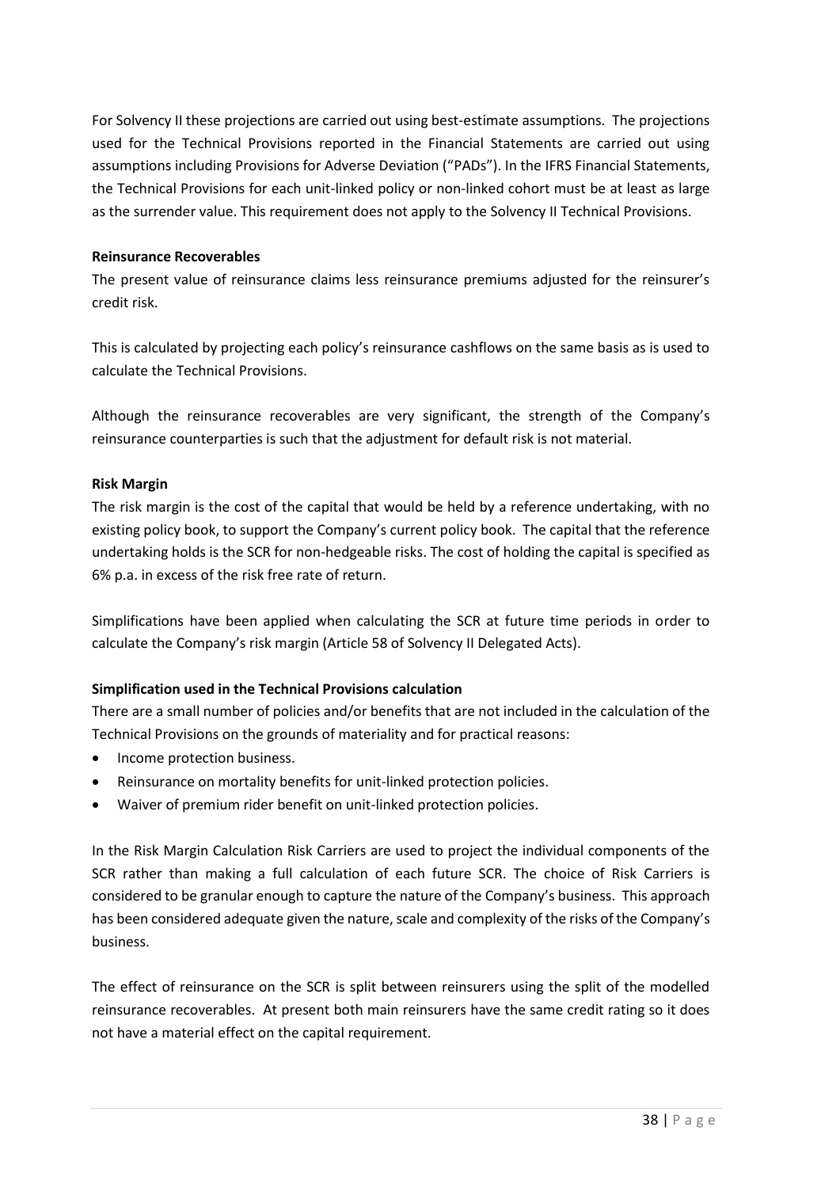For Solvency II these projections are carried out using best-estimate assumptions. The projections used for the Technical Provisions reported in the Financial Statements are carried out using assumptions including Provisions for Adverse Deviation ("PADs"). In the IFRS Financial Statements, the Technical Provisions for each unit-linked policy or non-linked cohort must be at least as large as the surrender value. This requirement does not apply to the Solvency II Technical Provisions.

**Reinsurance Recoverables**

The present value of reinsurance claims less reinsurance premiums adjusted for the reinsurer's credit risk.

This is calculated by projecting each policy's reinsurance cashflows on the same basis as is used to calculate the Technical Provisions.

Although the reinsurance recoverables are very significant, the strength of the Company's reinsurance counterparties is such that the adjustment for default risk is not material.

**Risk Margin**

The risk margin is the cost of the capital that would be held by a reference undertaking, with no existing policy book, to support the Company's current policy book. The capital that the reference undertaking holds is the SCR for non-hedgeable risks. The cost of holding the capital is specified as 6% p.a. in excess of the risk free rate of return.

Simplifications have been applied when calculating the SCR at future time periods in order to calculate the Company's risk margin (Article 58 of Solvency II Delegated Acts).

**Simplification used in the Technical Provisions calculation**

There are a small number of policies and/or benefits that are not included in the calculation of the Technical Provisions on the grounds of materiality and for practical reasons:

- Income protection business.
- Reinsurance on mortality benefits for unit-linked protection policies.
- Waiver of premium rider benefit on unit-linked protection policies.

In the Risk Margin Calculation Risk Carriers are used to project the individual components of the SCR rather than making a full calculation of each future SCR. The choice of Risk Carriers is considered to be granular enough to capture the nature of the Company's business. This approach has been considered adequate given the nature, scale and complexity of the risks of the Company's business.

The effect of reinsurance on the SCR is split between reinsurers using the split of the modelled reinsurance recoverables. At present both main reinsurers have the same credit rating so it does not have a material effect on the capital requirement.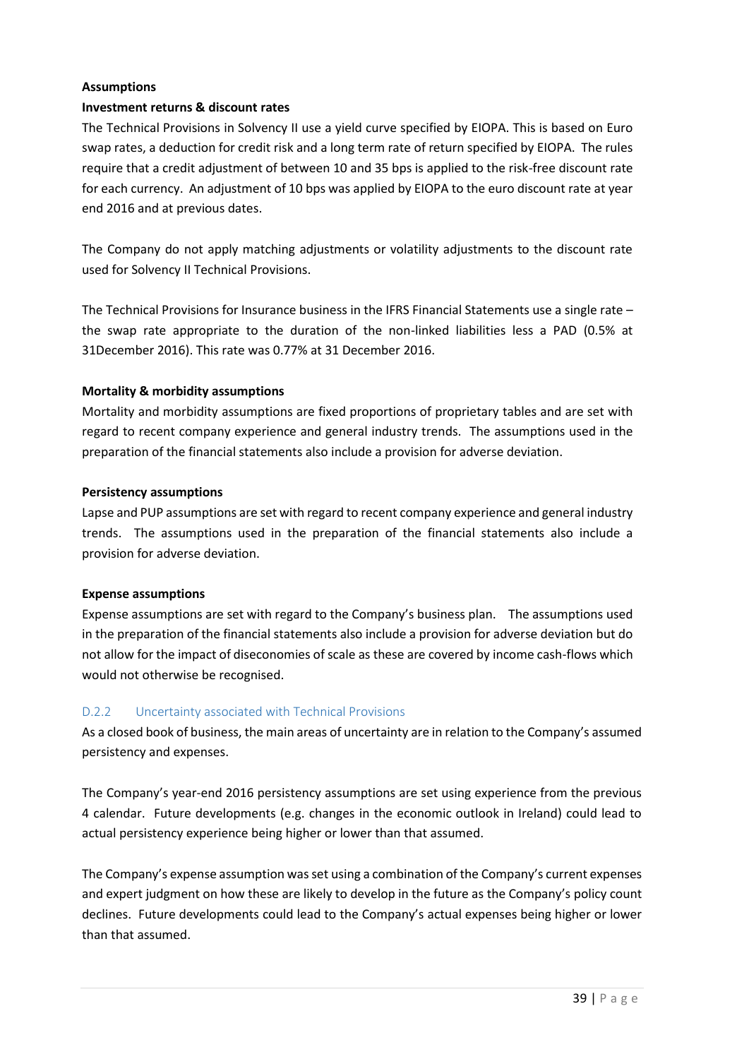**Assumptions**

**Investment returns & discount rates**

The Technical Provisions in Solvency II use a yield curve specified by EIOPA. This is based on Euro swap rates, a deduction for credit risk and a long term rate of return specified by EIOPA. The rules require that a credit adjustment of between 10 and 35 bps is applied to the risk-free discount rate for each currency. An adjustment of 10 bps was applied by EIOPA to the euro discount rate at year end 2016 and at previous dates.

The Company do not apply matching adjustments or volatility adjustments to the discount rate used for Solvency II Technical Provisions.

The Technical Provisions for Insurance business in the IFRS Financial Statements use a single rate – the swap rate appropriate to the duration of the non-linked liabilities less a PAD (0.5% at 31December 2016). This rate was 0.77% at 31 December 2016.

**Mortality & morbidity assumptions**

Mortality and morbidity assumptions are fixed proportions of proprietary tables and are set with regard to recent company experience and general industry trends. The assumptions used in the preparation of the financial statements also include a provision for adverse deviation.

**Persistency assumptions**

Lapse and PUP assumptions are set with regard to recent company experience and general industry trends. The assumptions used in the preparation of the financial statements also include a provision for adverse deviation.

**Expense assumptions**

Expense assumptions are set with regard to the Company's business plan. The assumptions used in the preparation of the financial statements also include a provision for adverse deviation but do not allow for the impact of diseconomies of scale as these are covered by income cash-flows which would not otherwise be recognised.

### D.2.2 Uncertainty associated with Technical Provisions

As a closed book of business, the main areas of uncertainty are in relation to the Company's assumed persistency and expenses.

The Company's year-end 2016 persistency assumptions are set using experience from the previous 4 calendar. Future developments (e.g. changes in the economic outlook in Ireland) could lead to actual persistency experience being higher or lower than that assumed.

The Company's expense assumption was set using a combination of the Company's current expenses and expert judgment on how these are likely to develop in the future as the Company's policy count declines. Future developments could lead to the Company's actual expenses being higher or lower than that assumed.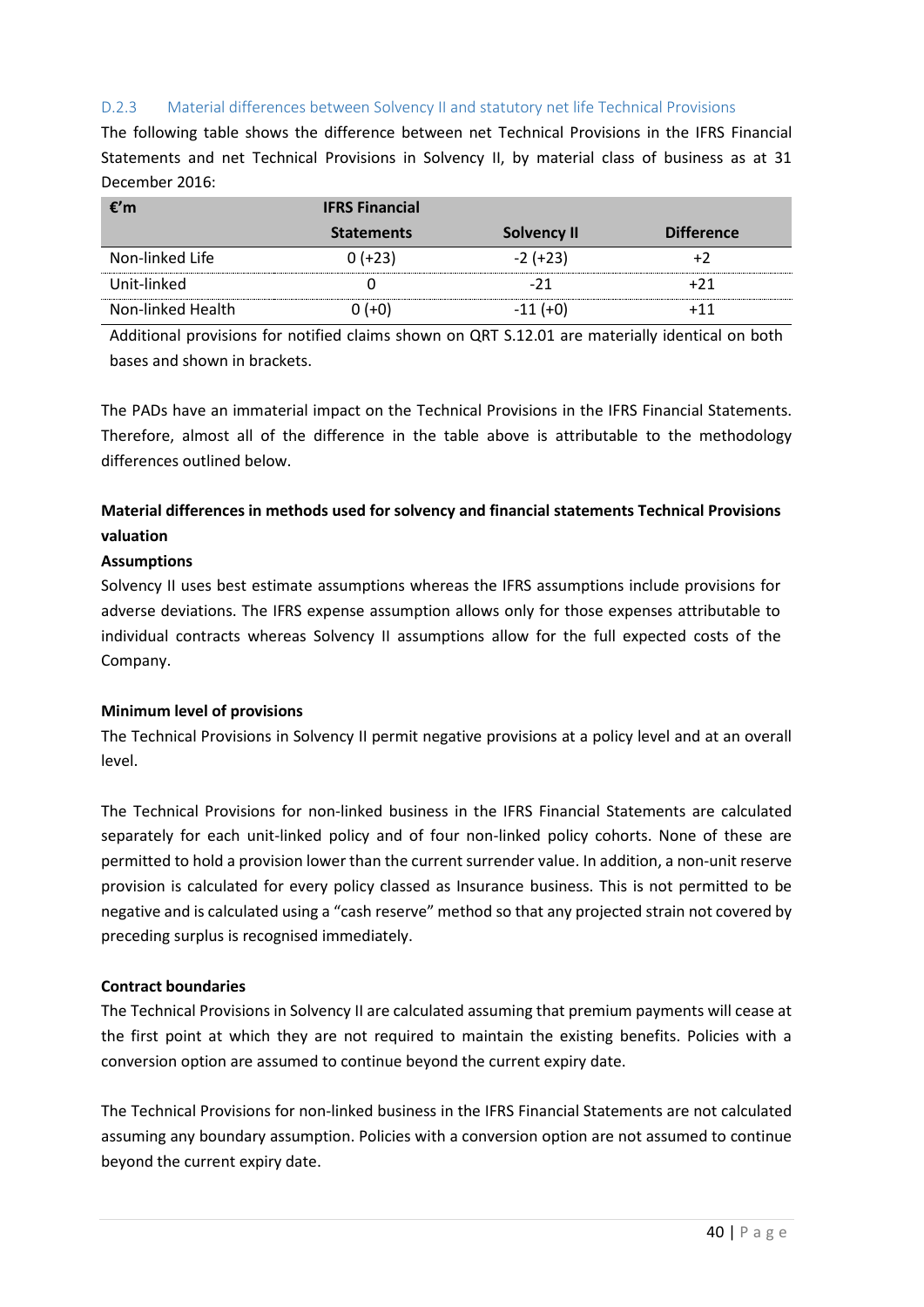### D.2.3 Material differences between Solvency II and statutory net life Technical Provisions

The following table shows the difference between net Technical Provisions in the IFRS Financial Statements and net Technical Provisions in Solvency II, by material class of business as at 31 December 2016:

| €'m | IFRS Financial Statements | Solvency II | Difference |
|---|---|---|---|
| Non-linked Life | 0 (+23) | -2 (+23) | +2 |
| Unit-linked | 0 | -21 | +21 |
| Non-linked Health | 0 (+0) | -11 (+0) | +11 |

Additional provisions for notified claims shown on QRT S.12.01 are materially identical on both bases and shown in brackets.

The PADs have an immaterial impact on the Technical Provisions in the IFRS Financial Statements. Therefore, almost all of the difference in the table above is attributable to the methodology differences outlined below.

**Material differences in methods used for solvency and financial statements Technical Provisions valuation**

**Assumptions**

Solvency II uses best estimate assumptions whereas the IFRS assumptions include provisions for adverse deviations. The IFRS expense assumption allows only for those expenses attributable to individual contracts whereas Solvency II assumptions allow for the full expected costs of the Company.

**Minimum level of provisions**

The Technical Provisions in Solvency II permit negative provisions at a policy level and at an overall level.

The Technical Provisions for non-linked business in the IFRS Financial Statements are calculated separately for each unit-linked policy and of four non-linked policy cohorts. None of these are permitted to hold a provision lower than the current surrender value. In addition, a non-unit reserve provision is calculated for every policy classed as Insurance business. This is not permitted to be negative and is calculated using a "cash reserve" method so that any projected strain not covered by preceding surplus is recognised immediately.

**Contract boundaries**

The Technical Provisions in Solvency II are calculated assuming that premium payments will cease at the first point at which they are not required to maintain the existing benefits. Policies with a conversion option are assumed to continue beyond the current expiry date.

The Technical Provisions for non-linked business in the IFRS Financial Statements are not calculated assuming any boundary assumption. Policies with a conversion option are not assumed to continue beyond the current expiry date.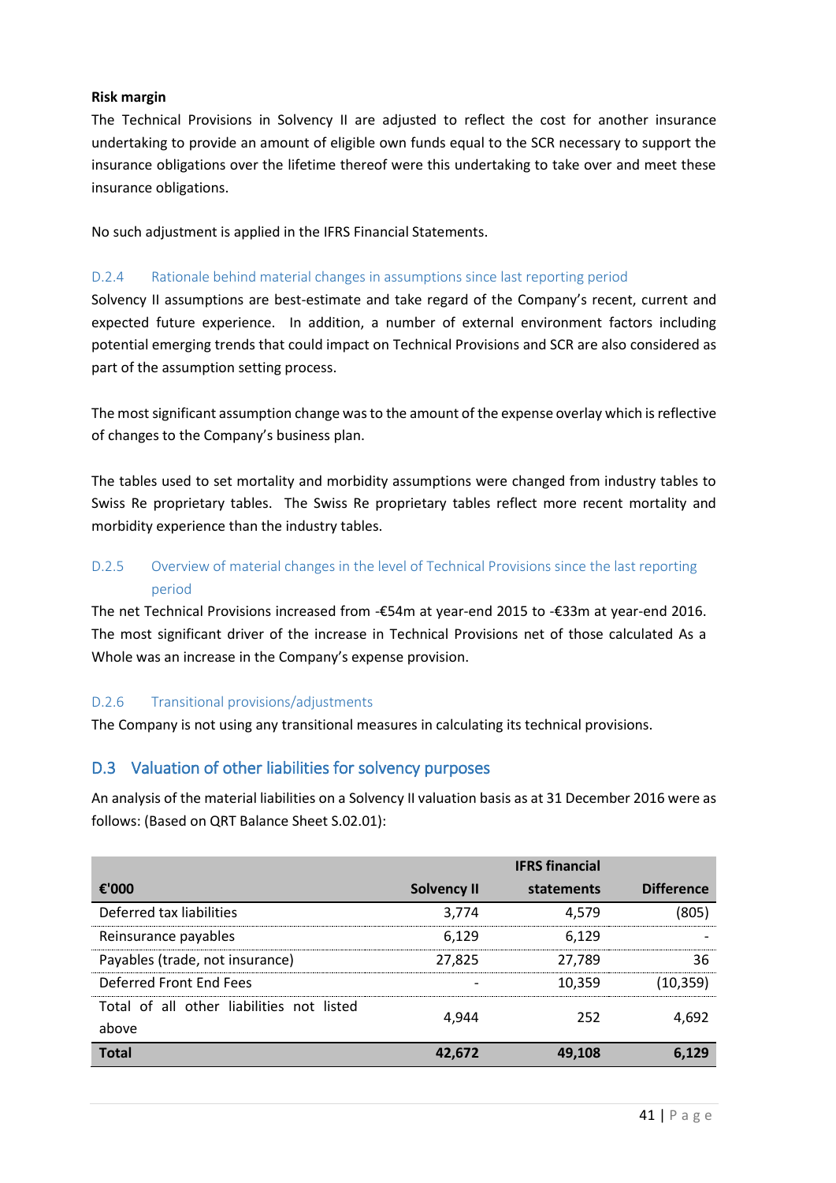**Risk margin**

The Technical Provisions in Solvency II are adjusted to reflect the cost for another insurance undertaking to provide an amount of eligible own funds equal to the SCR necessary to support the insurance obligations over the lifetime thereof were this undertaking to take over and meet these insurance obligations.

No such adjustment is applied in the IFRS Financial Statements.

### D.2.4 Rationale behind material changes in assumptions since last reporting period

Solvency II assumptions are best-estimate and take regard of the Company's recent, current and expected future experience. In addition, a number of external environment factors including potential emerging trends that could impact on Technical Provisions and SCR are also considered as part of the assumption setting process.

The most significant assumption change was to the amount of the expense overlay which is reflective of changes to the Company's business plan.

The tables used to set mortality and morbidity assumptions were changed from industry tables to Swiss Re proprietary tables. The Swiss Re proprietary tables reflect more recent mortality and morbidity experience than the industry tables.

### D.2.5 Overview of material changes in the level of Technical Provisions since the last reporting period

The net Technical Provisions increased from -€54m at year-end 2015 to -€33m at year-end 2016. The most significant driver of the increase in Technical Provisions net of those calculated As a Whole was an increase in the Company's expense provision.

### D.2.6 Transitional provisions/adjustments

The Company is not using any transitional measures in calculating its technical provisions.

## D.3 Valuation of other liabilities for solvency purposes

An analysis of the material liabilities on a Solvency II valuation basis as at 31 December 2016 were as follows: (Based on QRT Balance Sheet S.02.01):

| €'000 | Solvency II | IFRS financial statements | Difference |
|---|---|---|---|
| Deferred tax liabilities | 3,774 | 4,579 | (805) |
| Reinsurance payables | 6,129 | 6,129 | - |
| Payables (trade, not insurance) | 27,825 | 27,789 | 36 |
| Deferred Front End Fees | - | 10,359 | (10,359) |
| Total of all other liabilities not listed above | 4,944 | 252 | 4,692 |
| **Total** | **42,672** | **49,108** | **6,129** |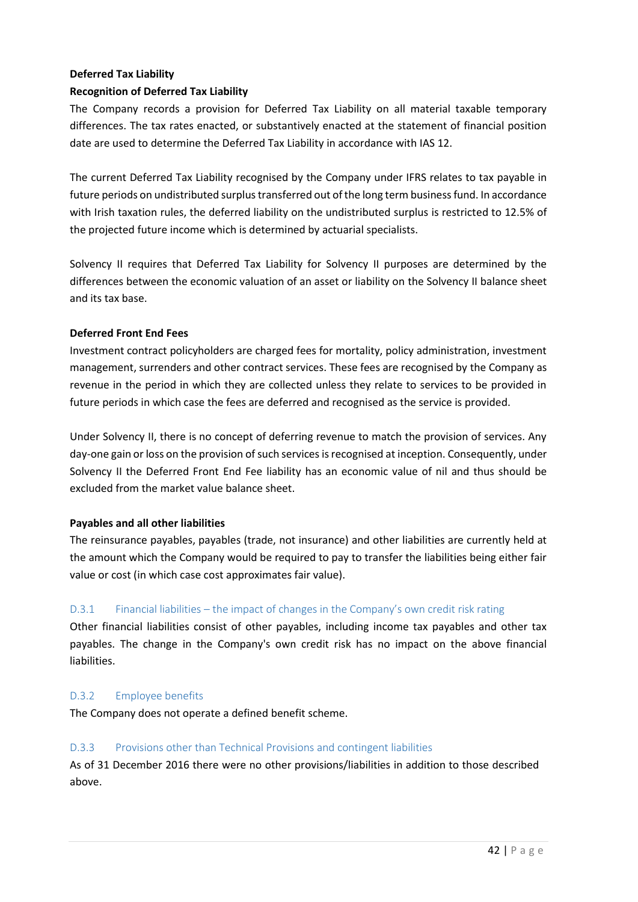**Deferred Tax Liability**

**Recognition of Deferred Tax Liability**

The Company records a provision for Deferred Tax Liability on all material taxable temporary differences. The tax rates enacted, or substantively enacted at the statement of financial position date are used to determine the Deferred Tax Liability in accordance with IAS 12.

The current Deferred Tax Liability recognised by the Company under IFRS relates to tax payable in future periods on undistributed surplus transferred out of the long term business fund. In accordance with Irish taxation rules, the deferred liability on the undistributed surplus is restricted to 12.5% of the projected future income which is determined by actuarial specialists.

Solvency II requires that Deferred Tax Liability for Solvency II purposes are determined by the differences between the economic valuation of an asset or liability on the Solvency II balance sheet and its tax base.

**Deferred Front End Fees**

Investment contract policyholders are charged fees for mortality, policy administration, investment management, surrenders and other contract services. These fees are recognised by the Company as revenue in the period in which they are collected unless they relate to services to be provided in future periods in which case the fees are deferred and recognised as the service is provided.

Under Solvency II, there is no concept of deferring revenue to match the provision of services. Any day-one gain or loss on the provision of such services is recognised at inception. Consequently, under Solvency II the Deferred Front End Fee liability has an economic value of nil and thus should be excluded from the market value balance sheet.

**Payables and all other liabilities**

The reinsurance payables, payables (trade, not insurance) and other liabilities are currently held at the amount which the Company would be required to pay to transfer the liabilities being either fair value or cost (in which case cost approximates fair value).

### D.3.1 Financial liabilities – the impact of changes in the Company's own credit risk rating

Other financial liabilities consist of other payables, including income tax payables and other tax payables. The change in the Company's own credit risk has no impact on the above financial liabilities.

### D.3.2 Employee benefits

The Company does not operate a defined benefit scheme.

### D.3.3 Provisions other than Technical Provisions and contingent liabilities

As of 31 December 2016 there were no other provisions/liabilities in addition to those described above.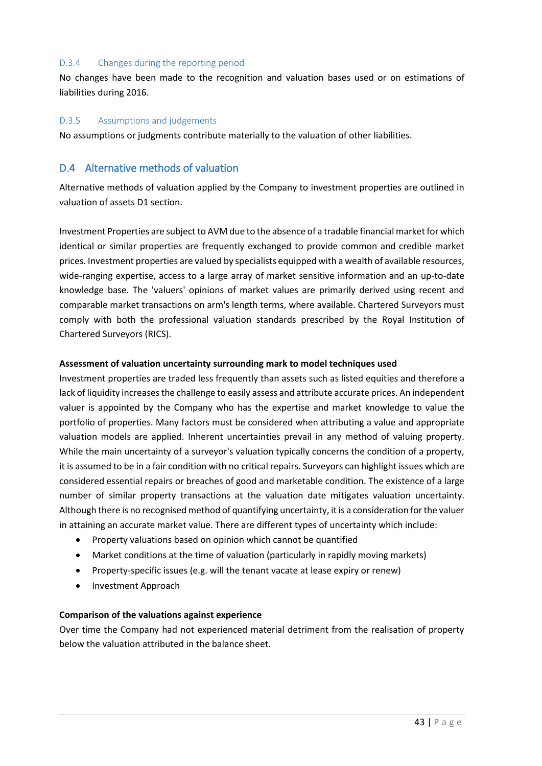### D.3.4 Changes during the reporting period

No changes have been made to the recognition and valuation bases used or on estimations of liabilities during 2016.

### D.3.5 Assumptions and judgements

No assumptions or judgments contribute materially to the valuation of other liabilities.

## D.4 Alternative methods of valuation

Alternative methods of valuation applied by the Company to investment properties are outlined in valuation of assets D1 section.

Investment Properties are subject to AVM due to the absence of a tradable financial market for which identical or similar properties are frequently exchanged to provide common and credible market prices. Investment properties are valued by specialists equipped with a wealth of available resources, wide-ranging expertise, access to a large array of market sensitive information and an up-to-date knowledge base. The 'valuers' opinions of market values are primarily derived using recent and comparable market transactions on arm's length terms, where available. Chartered Surveyors must comply with both the professional valuation standards prescribed by the Royal Institution of Chartered Surveyors (RICS).

**Assessment of valuation uncertainty surrounding mark to model techniques used**

Investment properties are traded less frequently than assets such as listed equities and therefore a lack of liquidity increases the challenge to easily assess and attribute accurate prices. An independent valuer is appointed by the Company who has the expertise and market knowledge to value the portfolio of properties. Many factors must be considered when attributing a value and appropriate valuation models are applied. Inherent uncertainties prevail in any method of valuing property. While the main uncertainty of a surveyor's valuation typically concerns the condition of a property, it is assumed to be in a fair condition with no critical repairs. Surveyors can highlight issues which are considered essential repairs or breaches of good and marketable condition. The existence of a large number of similar property transactions at the valuation date mitigates valuation uncertainty. Although there is no recognised method of quantifying uncertainty, it is a consideration for the valuer in attaining an accurate market value. There are different types of uncertainty which include:

- Property valuations based on opinion which cannot be quantified
- Market conditions at the time of valuation (particularly in rapidly moving markets)
- Property-specific issues (e.g. will the tenant vacate at lease expiry or renew)
- Investment Approach

**Comparison of the valuations against experience**

Over time the Company had not experienced material detriment from the realisation of property below the valuation attributed in the balance sheet.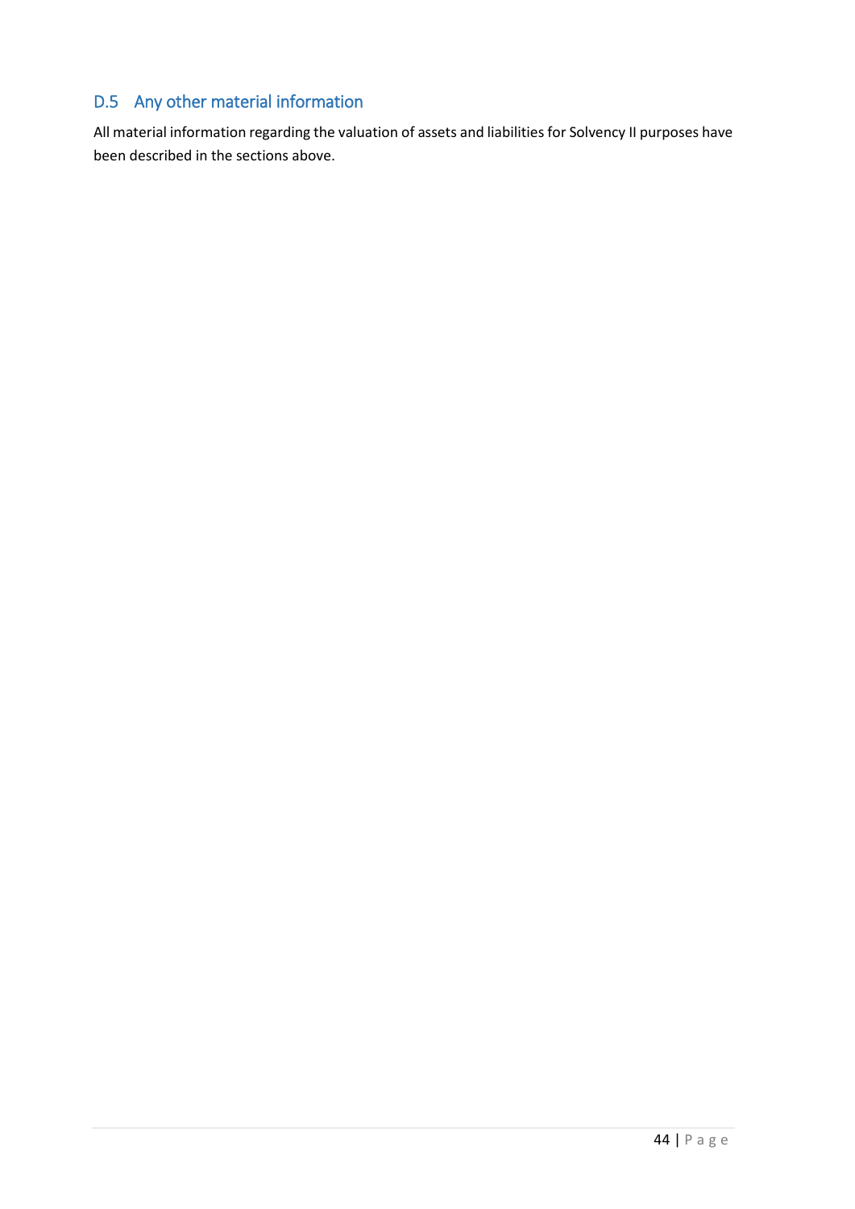## D.5 Any other material information

All material information regarding the valuation of assets and liabilities for Solvency II purposes have been described in the sections above.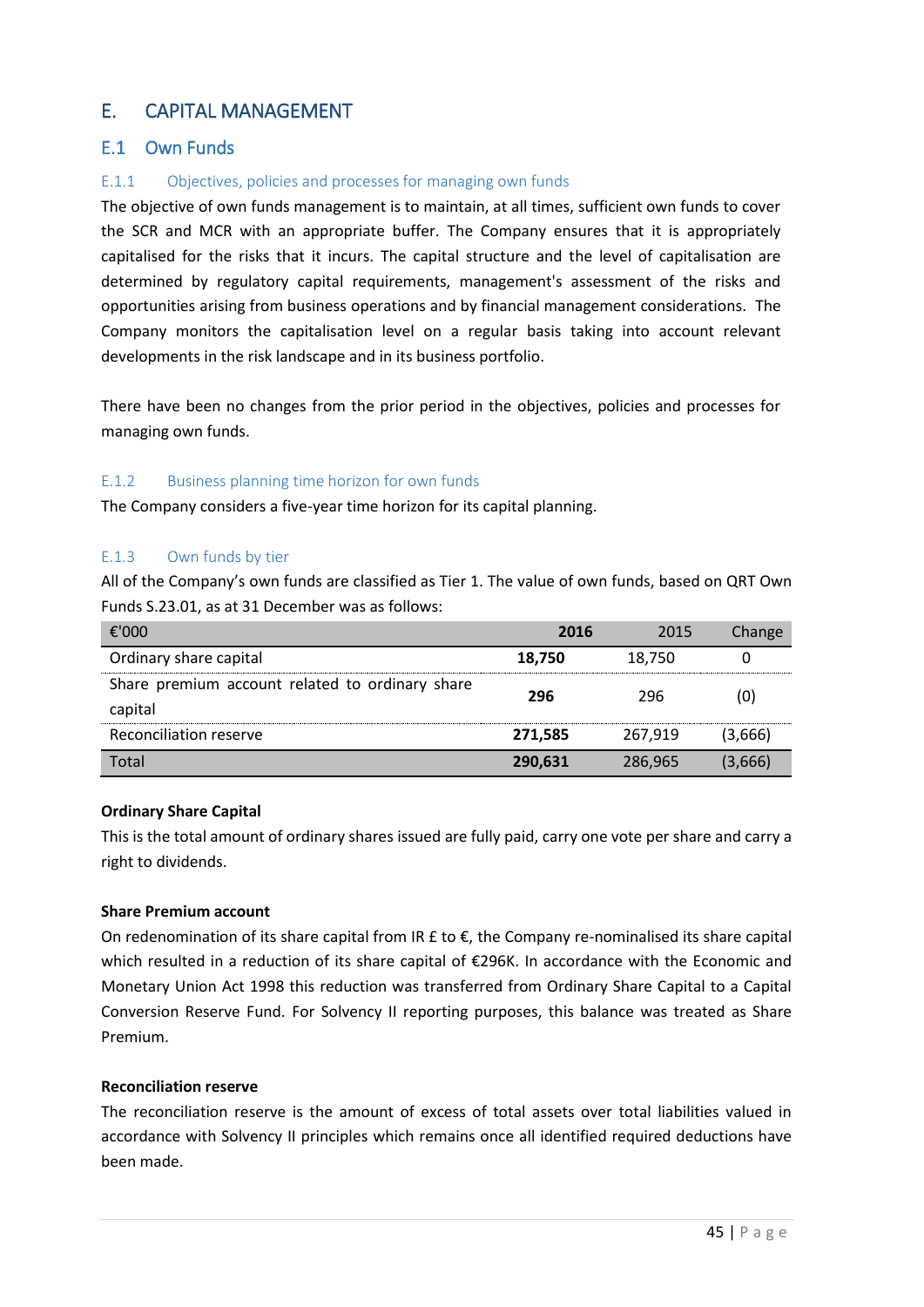# E. CAPITAL MANAGEMENT

## E.1 Own Funds

### E.1.1 Objectives, policies and processes for managing own funds

The objective of own funds management is to maintain, at all times, sufficient own funds to cover the SCR and MCR with an appropriate buffer. The Company ensures that it is appropriately capitalised for the risks that it incurs. The capital structure and the level of capitalisation are determined by regulatory capital requirements, management's assessment of the risks and opportunities arising from business operations and by financial management considerations. The Company monitors the capitalisation level on a regular basis taking into account relevant developments in the risk landscape and in its business portfolio.

There have been no changes from the prior period in the objectives, policies and processes for managing own funds.

### E.1.2 Business planning time horizon for own funds

The Company considers a five-year time horizon for its capital planning.

### E.1.3 Own funds by tier

All of the Company's own funds are classified as Tier 1. The value of own funds, based on QRT Own Funds S.23.01, as at 31 December was as follows:

| €'000 | 2016 | 2015 | Change |
|---|---|---|---|
| Ordinary share capital | **18,750** | 18,750 | 0 |
| Share premium account related to ordinary share capital | **296** | 296 | (0) |
| Reconciliation reserve | **271,585** | 267,919 | (3,666) |
| Total | **290,631** | 286,965 | (3,666) |

**Ordinary Share Capital**

This is the total amount of ordinary shares issued are fully paid, carry one vote per share and carry a right to dividends.

**Share Premium account**

On redenomination of its share capital from IR £ to €, the Company re-nominalised its share capital which resulted in a reduction of its share capital of €296K. In accordance with the Economic and Monetary Union Act 1998 this reduction was transferred from Ordinary Share Capital to a Capital Conversion Reserve Fund. For Solvency II reporting purposes, this balance was treated as Share Premium.

**Reconciliation reserve**

The reconciliation reserve is the amount of excess of total assets over total liabilities valued in accordance with Solvency II principles which remains once all identified required deductions have been made.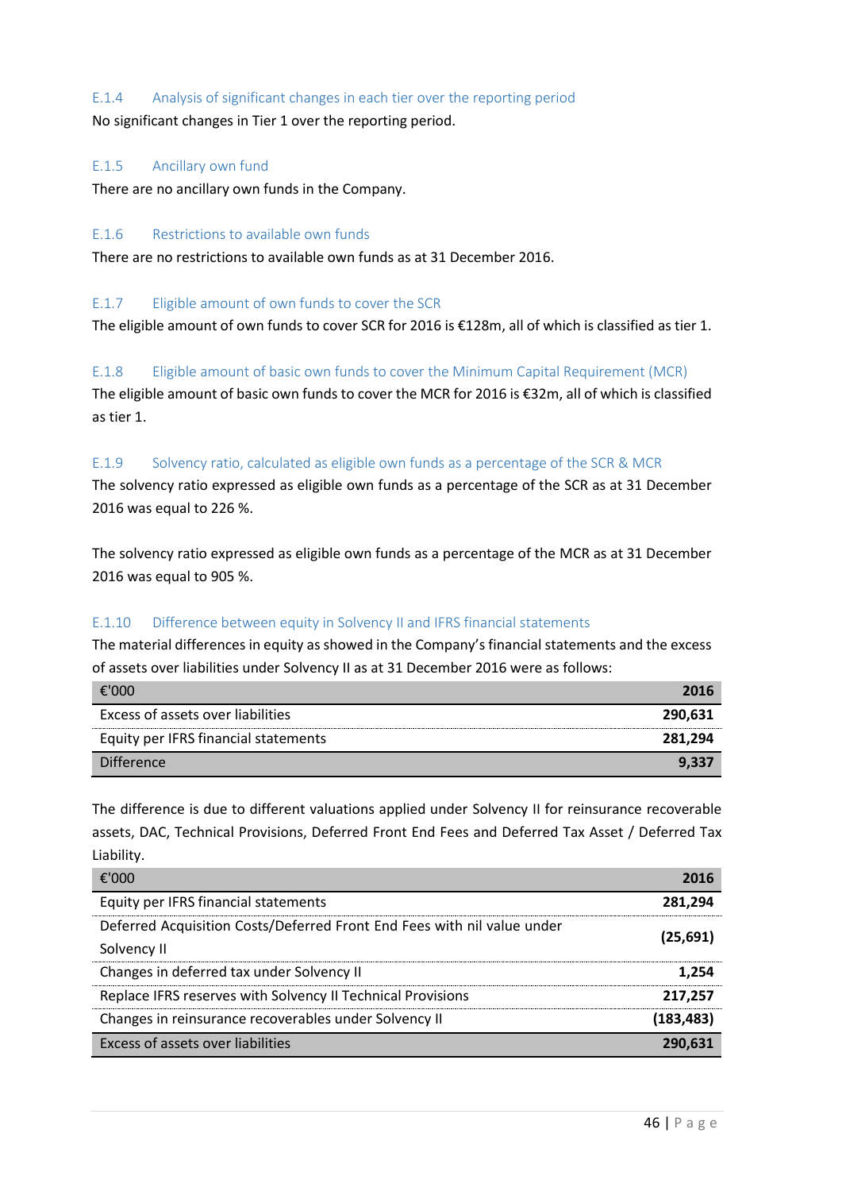### E.1.4 Analysis of significant changes in each tier over the reporting period

No significant changes in Tier 1 over the reporting period.

### E.1.5 Ancillary own fund

There are no ancillary own funds in the Company.

### E.1.6 Restrictions to available own funds

There are no restrictions to available own funds as at 31 December 2016.

### E.1.7 Eligible amount of own funds to cover the SCR

The eligible amount of own funds to cover SCR for 2016 is €128m, all of which is classified as tier 1.

### E.1.8 Eligible amount of basic own funds to cover the Minimum Capital Requirement (MCR)

The eligible amount of basic own funds to cover the MCR for 2016 is €32m, all of which is classified as tier 1.

### E.1.9 Solvency ratio, calculated as eligible own funds as a percentage of the SCR & MCR

The solvency ratio expressed as eligible own funds as a percentage of the SCR as at 31 December 2016 was equal to 226 %.

The solvency ratio expressed as eligible own funds as a percentage of the MCR as at 31 December 2016 was equal to 905 %.

### E.1.10 Difference between equity in Solvency II and IFRS financial statements

The material differences in equity as showed in the Company's financial statements and the excess of assets over liabilities under Solvency II as at 31 December 2016 were as follows:

| €'000 | 2016 |
|---|---|
| Excess of assets over liabilities | **290,631** |
| Equity per IFRS financial statements | **281,294** |
| Difference | **9,337** |

The difference is due to different valuations applied under Solvency II for reinsurance recoverable assets, DAC, Technical Provisions, Deferred Front End Fees and Deferred Tax Asset / Deferred Tax Liability.

| €'000 | 2016 |
|---|---|
| Equity per IFRS financial statements | **281,294** |
| Deferred Acquisition Costs/Deferred Front End Fees with nil value under Solvency II | **(25,691)** |
| Changes in deferred tax under Solvency II | **1,254** |
| Replace IFRS reserves with Solvency II Technical Provisions | **217,257** |
| Changes in reinsurance recoverables under Solvency II | **(183,483)** |
| Excess of assets over liabilities | **290,631** |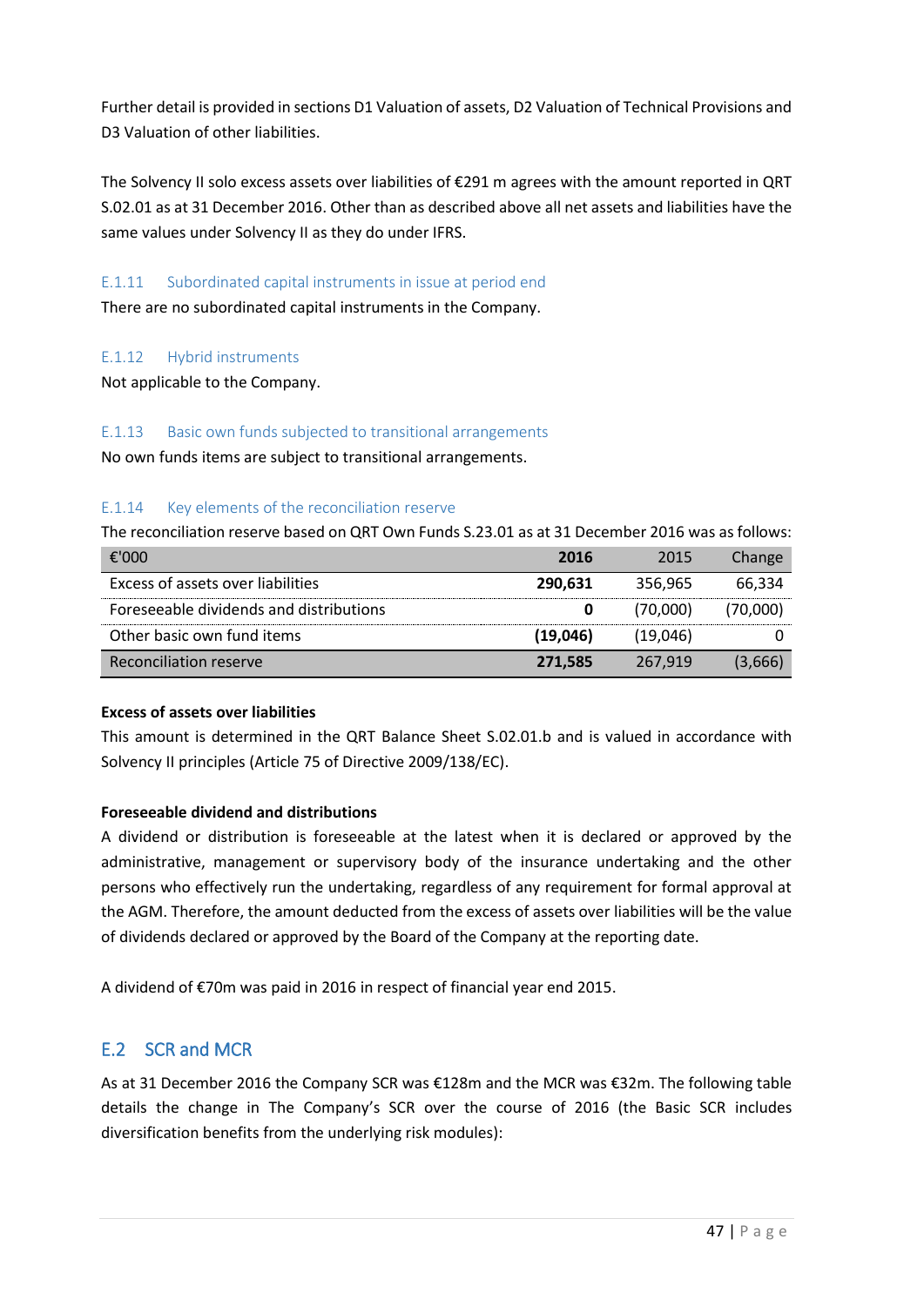Further detail is provided in sections D1 Valuation of assets, D2 Valuation of Technical Provisions and D3 Valuation of other liabilities.

The Solvency II solo excess assets over liabilities of €291 m agrees with the amount reported in QRT S.02.01 as at 31 December 2016. Other than as described above all net assets and liabilities have the same values under Solvency II as they do under IFRS.

### E.1.11 Subordinated capital instruments in issue at period end

There are no subordinated capital instruments in the Company.

### E.1.12 Hybrid instruments

Not applicable to the Company.

### E.1.13 Basic own funds subjected to transitional arrangements

No own funds items are subject to transitional arrangements.

### E.1.14 Key elements of the reconciliation reserve

The reconciliation reserve based on QRT Own Funds S.23.01 as at 31 December 2016 was as follows:

| €'000 | **2016** | 2015 | Change |
|---|---|---|---|
| Excess of assets over liabilities | **290,631** | 356,965 | 66,334 |
| Foreseeable dividends and distributions | **0** | (70,000) | (70,000) |
| Other basic own fund items | **(19,046)** | (19,046) | 0 |
| Reconciliation reserve | **271,585** | 267,919 | (3,666) |

**Excess of assets over liabilities**

This amount is determined in the QRT Balance Sheet S.02.01.b and is valued in accordance with Solvency II principles (Article 75 of Directive 2009/138/EC).

**Foreseeable dividend and distributions**

A dividend or distribution is foreseeable at the latest when it is declared or approved by the administrative, management or supervisory body of the insurance undertaking and the other persons who effectively run the undertaking, regardless of any requirement for formal approval at the AGM. Therefore, the amount deducted from the excess of assets over liabilities will be the value of dividends declared or approved by the Board of the Company at the reporting date.

A dividend of €70m was paid in 2016 in respect of financial year end 2015.

## E.2 SCR and MCR

As at 31 December 2016 the Company SCR was €128m and the MCR was €32m. The following table details the change in The Company's SCR over the course of 2016 (the Basic SCR includes diversification benefits from the underlying risk modules):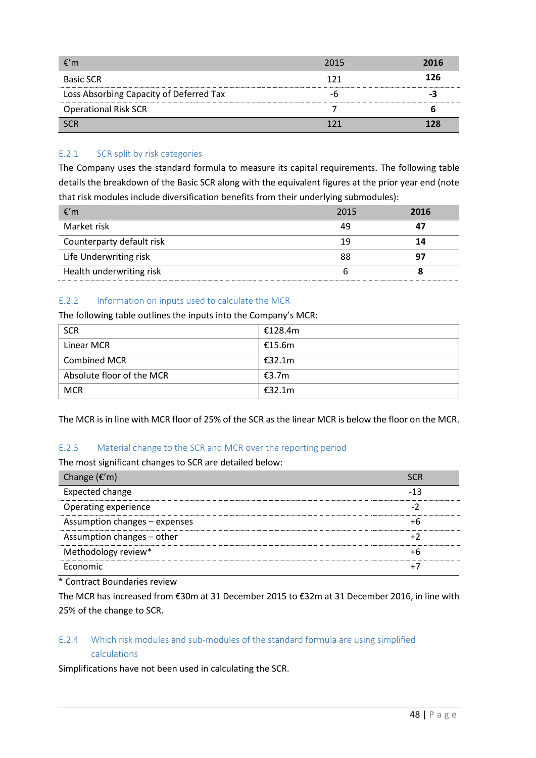| €'m | 2015 | **2016** |
|---|---|---|
| Basic SCR | 121 | **126** |
| Loss Absorbing Capacity of Deferred Tax | -6 | **-3** |
| Operational Risk SCR | 7 | **6** |
| SCR | 121 | **128** |

### E.2.1 SCR split by risk categories

The Company uses the standard formula to measure its capital requirements. The following table details the breakdown of the Basic SCR along with the equivalent figures at the prior year end (note that risk modules include diversification benefits from their underlying submodules):

| €'m | 2015 | **2016** |
|---|---|---|
| Market risk | 49 | **47** |
| Counterparty default risk | 19 | **14** |
| Life Underwriting risk | 88 | **97** |
| Health underwriting risk | 6 | **8** |

### E.2.2 Information on inputs used to calculate the MCR

The following table outlines the inputs into the Company's MCR:

| | |
|---|---|
| SCR | €128.4m |
| Linear MCR | €15.6m |
| Combined MCR | €32.1m |
| Absolute floor of the MCR | €3.7m |
| MCR | €32.1m |

The MCR is in line with MCR floor of 25% of the SCR as the linear MCR is below the floor on the MCR.

### E.2.3 Material change to the SCR and MCR over the reporting period

The most significant changes to SCR are detailed below:

| Change (€'m) | SCR |
|---|---|
| Expected change | -13 |
| Operating experience | -2 |
| Assumption changes – expenses | +6 |
| Assumption changes – other | +2 |
| Methodology review* | +6 |
| Economic | +7 |

\* Contract Boundaries review

The MCR has increased from €30m at 31 December 2015 to €32m at 31 December 2016, in line with 25% of the change to SCR.

### E.2.4 Which risk modules and sub-modules of the standard formula are using simplified calculations

Simplifications have not been used in calculating the SCR.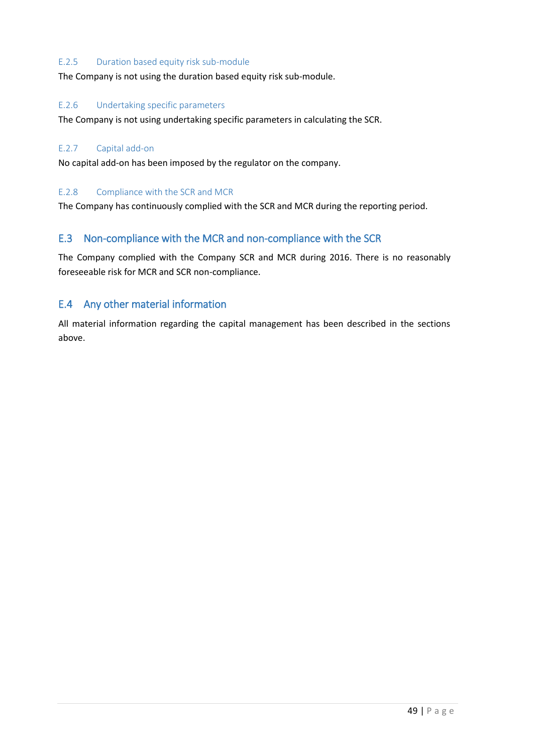### E.2.5 Duration based equity risk sub-module

The Company is not using the duration based equity risk sub-module.

### E.2.6 Undertaking specific parameters

The Company is not using undertaking specific parameters in calculating the SCR.

### E.2.7 Capital add-on

No capital add-on has been imposed by the regulator on the company.

### E.2.8 Compliance with the SCR and MCR

The Company has continuously complied with the SCR and MCR during the reporting period.

## E.3 Non-compliance with the MCR and non-compliance with the SCR

The Company complied with the Company SCR and MCR during 2016. There is no reasonably foreseeable risk for MCR and SCR non-compliance.

## E.4 Any other material information

All material information regarding the capital management has been described in the sections above.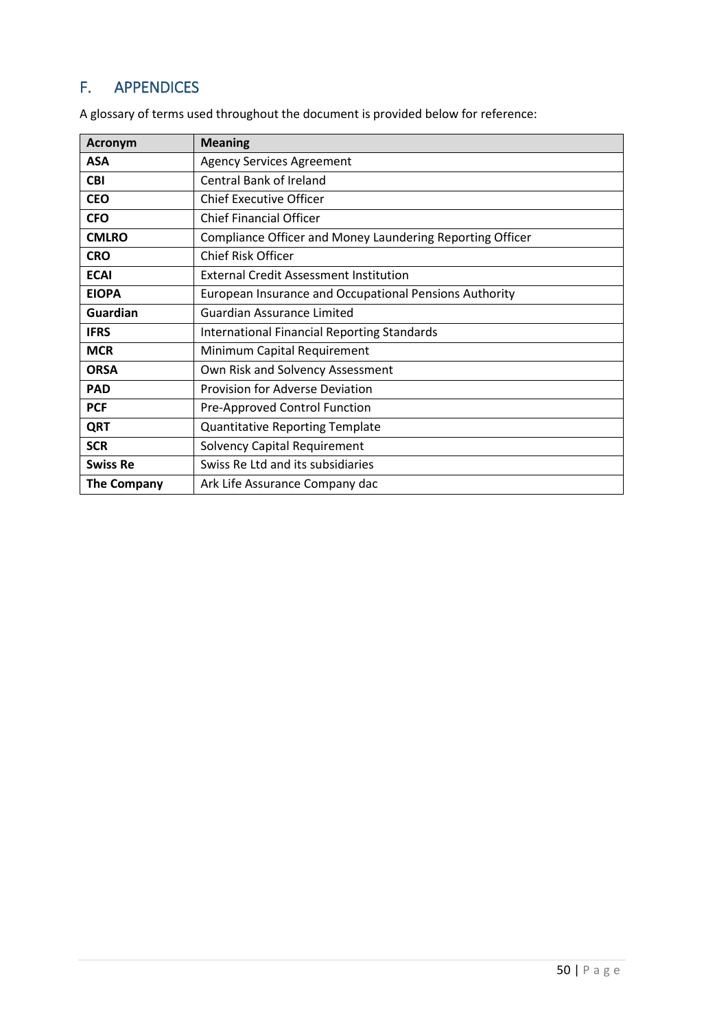# F. APPENDICES

A glossary of terms used throughout the document is provided below for reference:

| Acronym | Meaning |
|---|---|
| **ASA** | Agency Services Agreement |
| **CBI** | Central Bank of Ireland |
| **CEO** | Chief Executive Officer |
| **CFO** | Chief Financial Officer |
| **CMLRO** | Compliance Officer and Money Laundering Reporting Officer |
| **CRO** | Chief Risk Officer |
| **ECAI** | External Credit Assessment Institution |
| **EIOPA** | European Insurance and Occupational Pensions Authority |
| **Guardian** | Guardian Assurance Limited |
| **IFRS** | International Financial Reporting Standards |
| **MCR** | Minimum Capital Requirement |
| **ORSA** | Own Risk and Solvency Assessment |
| **PAD** | Provision for Adverse Deviation |
| **PCF** | Pre-Approved Control Function |
| **QRT** | Quantitative Reporting Template |
| **SCR** | Solvency Capital Requirement |
| **Swiss Re** | Swiss Re Ltd and its subsidiaries |
| **The Company** | Ark Life Assurance Company dac |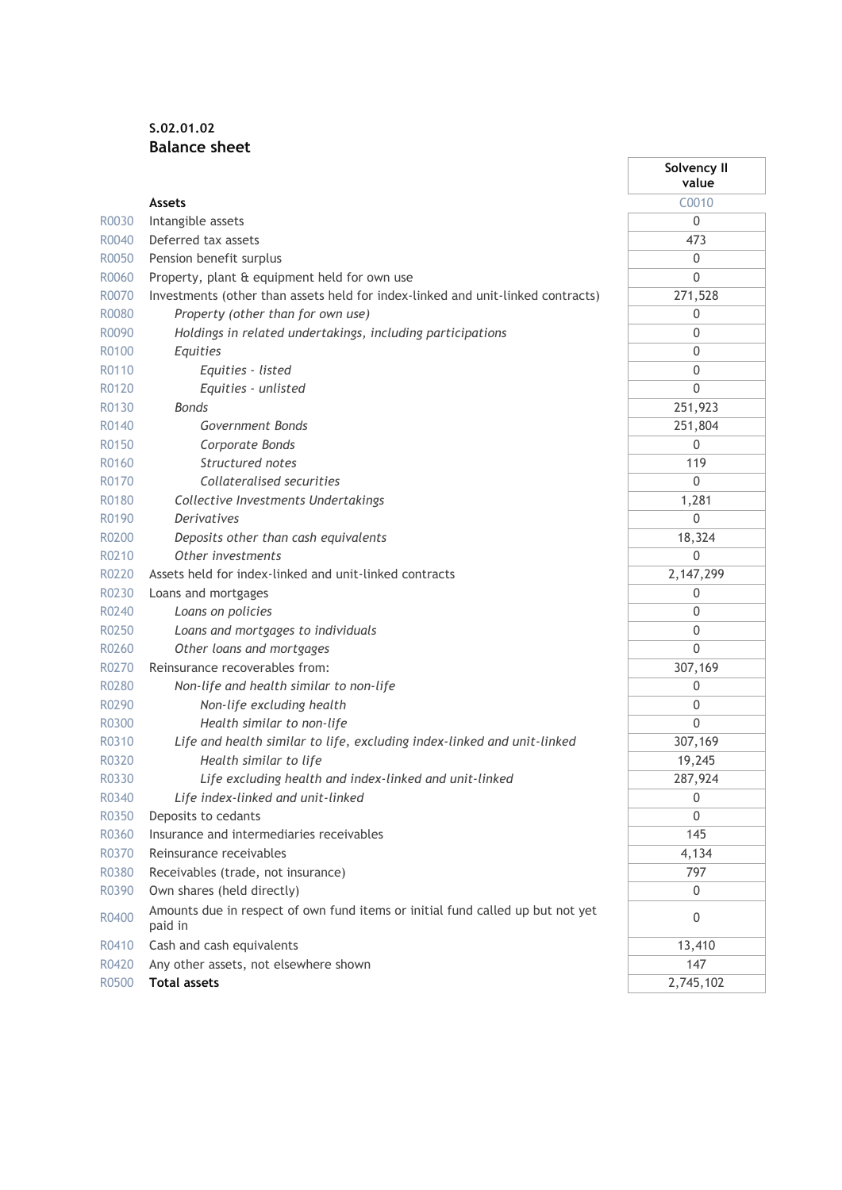**S.02.01.02**
**Balance sheet**

| | | Solvency II value |
|---|---|---|
| | **Assets** | C0010 |
| R0030 | Intangible assets | 0 |
| R0040 | Deferred tax assets | 473 |
| R0050 | Pension benefit surplus | 0 |
| R0060 | Property, plant & equipment held for own use | 0 |
| R0070 | Investments (other than assets held for index-linked and unit-linked contracts) | 271,528 |
| R0080 | *Property (other than for own use)* | 0 |
| R0090 | *Holdings in related undertakings, including participations* | 0 |
| R0100 | *Equities* | 0 |
| R0110 | *Equities - listed* | 0 |
| R0120 | *Equities - unlisted* | 0 |
| R0130 | *Bonds* | 251,923 |
| R0140 | *Government Bonds* | 251,804 |
| R0150 | *Corporate Bonds* | 0 |
| R0160 | *Structured notes* | 119 |
| R0170 | *Collateralised securities* | 0 |
| R0180 | *Collective Investments Undertakings* | 1,281 |
| R0190 | *Derivatives* | 0 |
| R0200 | *Deposits other than cash equivalents* | 18,324 |
| R0210 | *Other investments* | 0 |
| R0220 | Assets held for index-linked and unit-linked contracts | 2,147,299 |
| R0230 | Loans and mortgages | 0 |
| R0240 | *Loans on policies* | 0 |
| R0250 | *Loans and mortgages to individuals* | 0 |
| R0260 | *Other loans and mortgages* | 0 |
| R0270 | Reinsurance recoverables from: | 307,169 |
| R0280 | *Non-life and health similar to non-life* | 0 |
| R0290 | *Non-life excluding health* | 0 |
| R0300 | *Health similar to non-life* | 0 |
| R0310 | *Life and health similar to life, excluding index-linked and unit-linked* | 307,169 |
| R0320 | *Health similar to life* | 19,245 |
| R0330 | *Life excluding health and index-linked and unit-linked* | 287,924 |
| R0340 | *Life index-linked and unit-linked* | 0 |
| R0350 | Deposits to cedants | 0 |
| R0360 | Insurance and intermediaries receivables | 145 |
| R0370 | Reinsurance receivables | 4,134 |
| R0380 | Receivables (trade, not insurance) | 797 |
| R0390 | Own shares (held directly) | 0 |
| R0400 | Amounts due in respect of own fund items or initial fund called up but not yet paid in | 0 |
| R0410 | Cash and cash equivalents | 13,410 |
| R0420 | Any other assets, not elsewhere shown | 147 |
| R0500 | **Total assets** | 2,745,102 |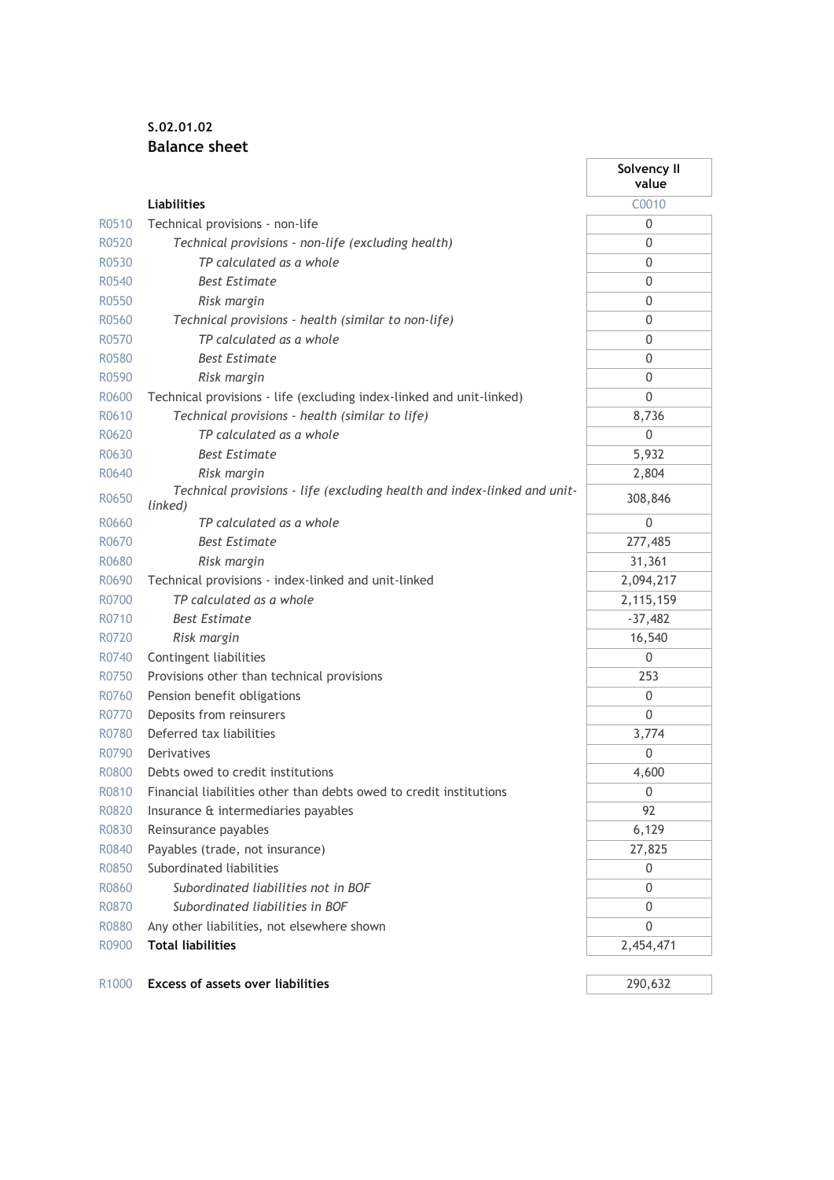**S.02.01.02**

**Balance sheet**

| | | Solvency II value |
|---|---|---|
| | **Liabilities** | C0010 |
| R0510 | Technical provisions - non-life | 0 |
| R0520 | *Technical provisions - non-life (excluding health)* | 0 |
| R0530 | *TP calculated as a whole* | 0 |
| R0540 | *Best Estimate* | 0 |
| R0550 | *Risk margin* | 0 |
| R0560 | *Technical provisions - health (similar to non-life)* | 0 |
| R0570 | *TP calculated as a whole* | 0 |
| R0580 | *Best Estimate* | 0 |
| R0590 | *Risk margin* | 0 |
| R0600 | Technical provisions - life (excluding index-linked and unit-linked) | 0 |
| R0610 | *Technical provisions - health (similar to life)* | 8,736 |
| R0620 | *TP calculated as a whole* | 0 |
| R0630 | *Best Estimate* | 5,932 |
| R0640 | *Risk margin* | 2,804 |
| R0650 | *Technical provisions - life (excluding health and index-linked and unit-linked)* | 308,846 |
| R0660 | *TP calculated as a whole* | 0 |
| R0670 | *Best Estimate* | 277,485 |
| R0680 | *Risk margin* | 31,361 |
| R0690 | Technical provisions - index-linked and unit-linked | 2,094,217 |
| R0700 | *TP calculated as a whole* | 2,115,159 |
| R0710 | *Best Estimate* | -37,482 |
| R0720 | *Risk margin* | 16,540 |
| R0740 | Contingent liabilities | 0 |
| R0750 | Provisions other than technical provisions | 253 |
| R0760 | Pension benefit obligations | 0 |
| R0770 | Deposits from reinsurers | 0 |
| R0780 | Deferred tax liabilities | 3,774 |
| R0790 | Derivatives | 0 |
| R0800 | Debts owed to credit institutions | 4,600 |
| R0810 | Financial liabilities other than debts owed to credit institutions | 0 |
| R0820 | Insurance & intermediaries payables | 92 |
| R0830 | Reinsurance payables | 6,129 |
| R0840 | Payables (trade, not insurance) | 27,825 |
| R0850 | Subordinated liabilities | 0 |
| R0860 | *Subordinated liabilities not in BOF* | 0 |
| R0870 | *Subordinated liabilities in BOF* | 0 |
| R0880 | Any other liabilities, not elsewhere shown | 0 |
| R0900 | **Total liabilities** | 2,454,471 |
| | | |
| R1000 | **Excess of assets over liabilities** | 290,632 |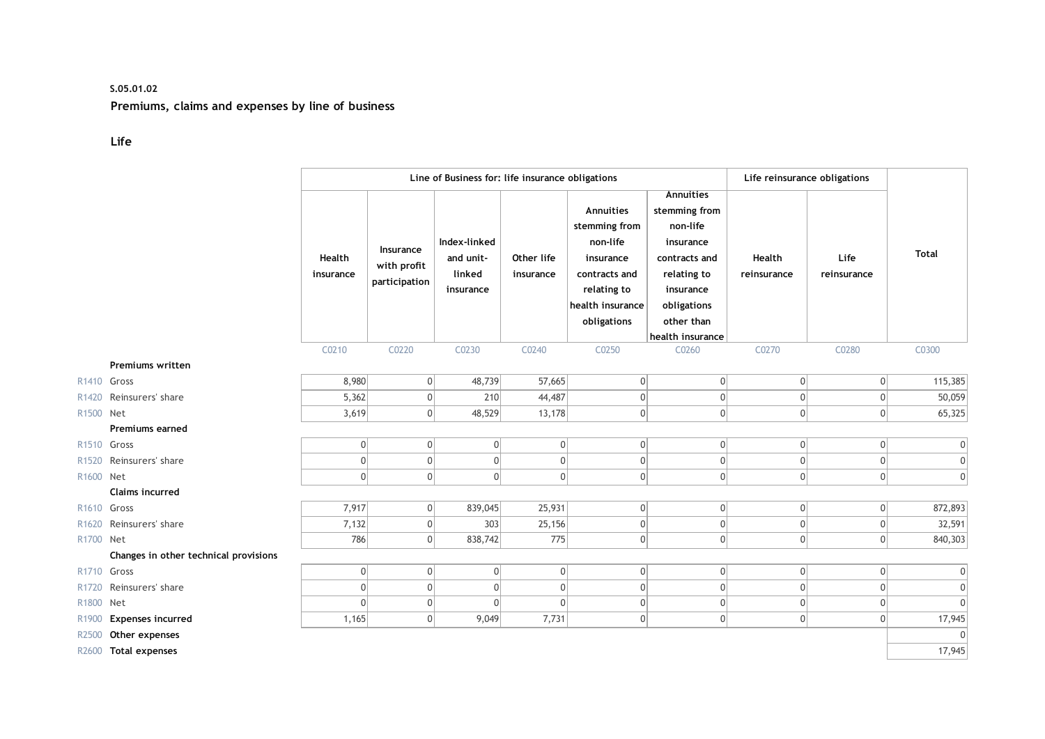**S.05.01.02**

**Premiums, claims and expenses by line of business**

**Life**

| | | Line of Business for: life insurance obligations | | | | | | Life reinsurance obligations | | Total |
|---|---|---|---|---|---|---|---|---|---|---|
| | | Health insurance | Insurance with profit participation | Index-linked and unit-linked insurance | Other life insurance | Annuities stemming from non-life insurance contracts and relating to health insurance obligations | Annuities stemming from non-life insurance contracts and relating to insurance obligations other than health insurance | Health reinsurance | Life reinsurance | |
| | | C0210 | C0220 | C0230 | C0240 | C0250 | C0260 | C0270 | C0280 | C0300 |
| | **Premiums written** | | | | | | | | | |
| R1410 | Gross | 8,980 | 0 | 48,739 | 57,665 | 0 | 0 | 0 | 0 | 115,385 |
| R1420 | Reinsurers' share | 5,362 | 0 | 210 | 44,487 | 0 | 0 | 0 | 0 | 50,059 |
| R1500 | Net | 3,619 | 0 | 48,529 | 13,178 | 0 | 0 | 0 | 0 | 65,325 |
| | **Premiums earned** | | | | | | | | | |
| R1510 | Gross | 0 | 0 | 0 | 0 | 0 | 0 | 0 | 0 | 0 |
| R1520 | Reinsurers' share | 0 | 0 | 0 | 0 | 0 | 0 | 0 | 0 | 0 |
| R1600 | Net | 0 | 0 | 0 | 0 | 0 | 0 | 0 | 0 | 0 |
| | **Claims incurred** | | | | | | | | | |
| R1610 | Gross | 7,917 | 0 | 839,045 | 25,931 | 0 | 0 | 0 | 0 | 872,893 |
| R1620 | Reinsurers' share | 7,132 | 0 | 303 | 25,156 | 0 | 0 | 0 | 0 | 32,591 |
| R1700 | Net | 786 | 0 | 838,742 | 775 | 0 | 0 | 0 | 0 | 840,303 |
| | **Changes in other technical provisions** | | | | | | | | | |
| R1710 | Gross | 0 | 0 | 0 | 0 | 0 | 0 | 0 | 0 | 0 |
| R1720 | Reinsurers' share | 0 | 0 | 0 | 0 | 0 | 0 | 0 | 0 | 0 |
| R1800 | Net | 0 | 0 | 0 | 0 | 0 | 0 | 0 | 0 | 0 |
| R1900 | **Expenses incurred** | 1,165 | 0 | 9,049 | 7,731 | 0 | 0 | 0 | 0 | 17,945 |
| R2500 | **Other expenses** | | | | | | | | | 0 |
| R2600 | **Total expenses** | | | | | | | | | 17,945 |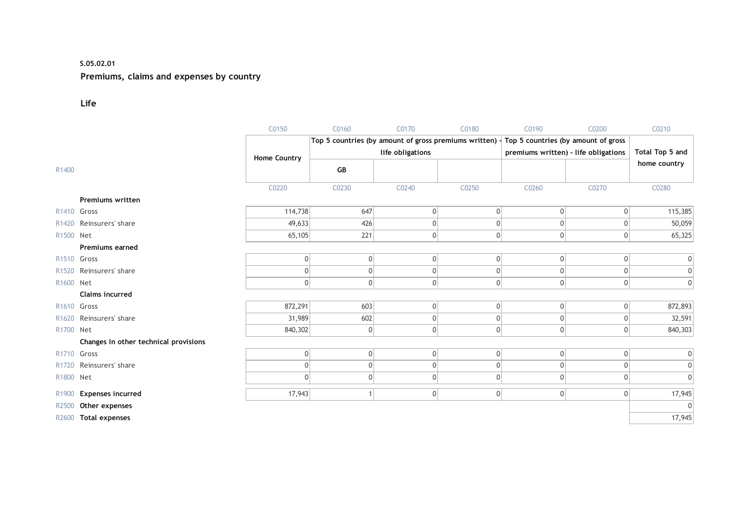**S.05.02.01**

**Premiums, claims and expenses by country**

**Life**

| | | C0150 | C0160 | C0170 | C0180 | C0190 | C0200 | C0210 |
|---|---|---|---|---|---|---|---|---|
| | | Home Country | Top 5 countries (by amount of gross premiums written) - life obligations | | | Top 5 countries (by amount of gross premiums written) - life obligations | | Total Top 5 and home country |
| R1400 | | | GB | | | | | |
| | | C0220 | C0230 | C0240 | C0250 | C0260 | C0270 | C0280 |
| | **Premiums written** | | | | | | | |
| R1410 | Gross | 114,738 | 647 | 0 | 0 | 0 | 0 | 115,385 |
| R1420 | Reinsurers' share | 49,633 | 426 | 0 | 0 | 0 | 0 | 50,059 |
| R1500 | Net | 65,105 | 221 | 0 | 0 | 0 | 0 | 65,325 |
| | **Premiums earned** | | | | | | | |
| R1510 | Gross | 0 | 0 | 0 | 0 | 0 | 0 | 0 |
| R1520 | Reinsurers' share | 0 | 0 | 0 | 0 | 0 | 0 | 0 |
| R1600 | Net | 0 | 0 | 0 | 0 | 0 | 0 | 0 |
| | **Claims incurred** | | | | | | | |
| R1610 | Gross | 872,291 | 603 | 0 | 0 | 0 | 0 | 872,893 |
| R1620 | Reinsurers' share | 31,989 | 602 | 0 | 0 | 0 | 0 | 32,591 |
| R1700 | Net | 840,302 | 0 | 0 | 0 | 0 | 0 | 840,303 |
| | **Changes in other technical provisions** | | | | | | | |
| R1710 | Gross | 0 | 0 | 0 | 0 | 0 | 0 | 0 |
| R1720 | Reinsurers' share | 0 | 0 | 0 | 0 | 0 | 0 | 0 |
| R1800 | Net | 0 | 0 | 0 | 0 | 0 | 0 | 0 |
| R1900 | **Expenses incurred** | 17,943 | 1 | 0 | 0 | 0 | 0 | 17,945 |
| R2500 | **Other expenses** | | | | | | | 0 |
| R2600 | **Total expenses** | | | | | | | 17,945 |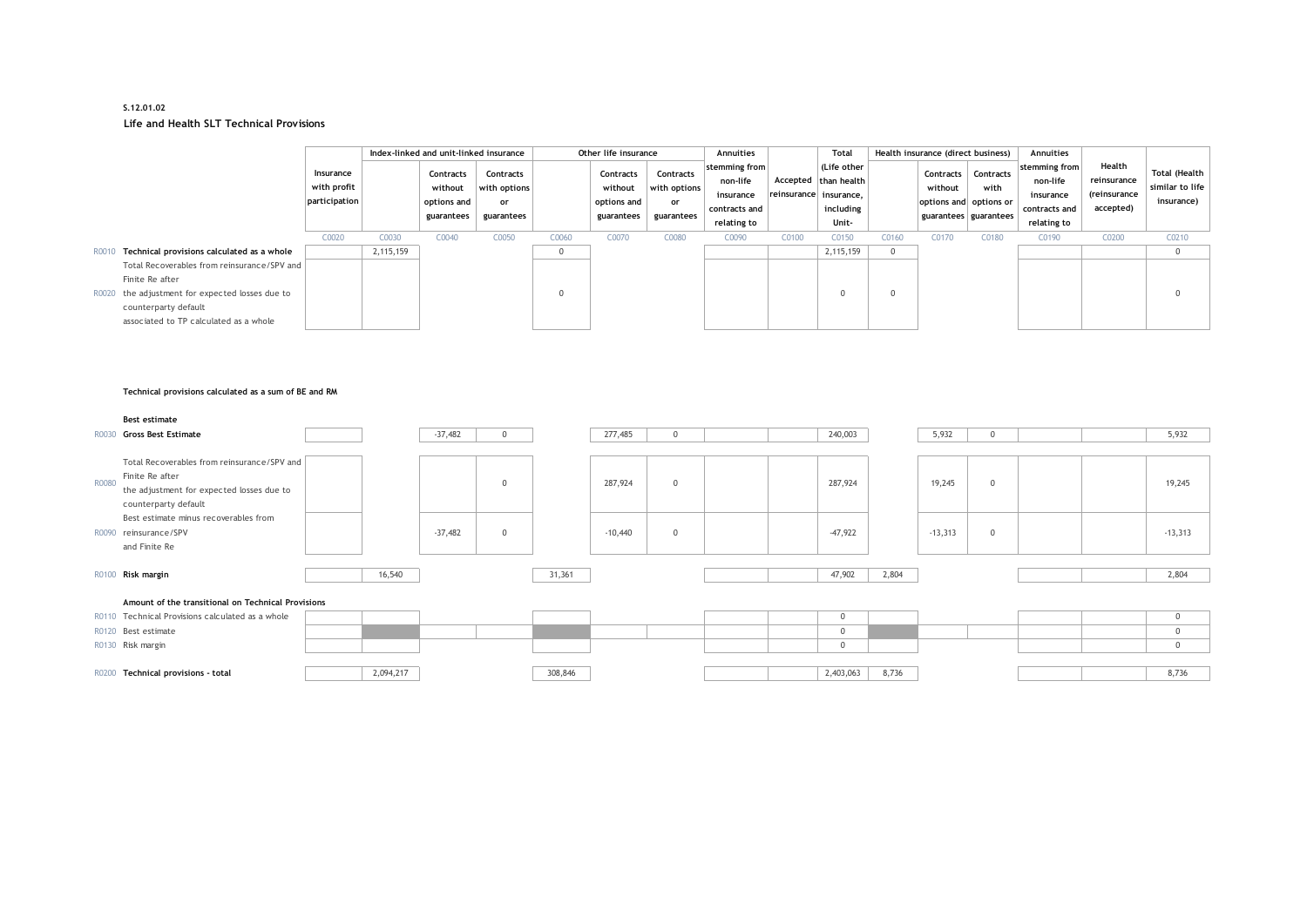**S.12.01.02**

**Life and Health SLT Technical Provisions**

| | | Insurance with profit participation | Index-linked and unit-linked insurance | | | Other life insurance | | | Annuities stemming from non-life insurance contracts and relating to | Accepted reinsurance | Total (Life other than health insurance, including Unit- | Health insurance (direct business) | | | Annuities stemming from non-life insurance contracts and relating to | Health reinsurance (reinsurance accepted) | Total (Health similar to life insurance) |
|---|---|---|---|---|---|---|---|---|---|---|---|---|---|---|---|---|---|
| | | | | Contracts without options and guarantees | Contracts with options or guarantees | | Contracts without options and guarantees | Contracts with options or guarantees | | | | | Contracts without options and guarantees | Contracts with options or guarantees | | | |
| | | C0020 | C0030 | C0040 | C0050 | C0060 | C0070 | C0080 | C0090 | C0100 | C0150 | C0160 | C0170 | C0180 | C0190 | C0200 | C0210 |
| R0010 | **Technical provisions calculated as a whole** | | 2,115,159 | | | 0 | | | | | 2,115,159 | 0 | | | | | 0 |
| R0020 | Total Recoverables from reinsurance/SPV and Finite Re after the adjustment for expected losses due to counterparty default associated to TP calculated as a whole | | | | | 0 | | | | | 0 | 0 | | | | | 0 |
| | **Technical provisions calculated as a sum of BE and RM** | | | | | | | | | | | | | | | | |
| | **Best estimate** | | | | | | | | | | | | | | | | |
| R0030 | **Gross Best Estimate** | | | -37,482 | 0 | | 277,485 | 0 | | | 240,003 | | 5,932 | 0 | | | 5,932 |
| R0080 | Total Recoverables from reinsurance/SPV and Finite Re after the adjustment for expected losses due to counterparty default | | | | 0 | | 287,924 | 0 | | | 287,924 | | 19,245 | 0 | | | 19,245 |
| R0090 | Best estimate minus recoverables from reinsurance/SPV and Finite Re | | | -37,482 | 0 | | -10,440 | 0 | | | -47,922 | | -13,313 | 0 | | | -13,313 |
| R0100 | **Risk margin** | | 16,540 | | | 31,361 | | | | | 47,902 | 2,804 | | | | | 2,804 |
| | **Amount of the transitional on Technical Provisions** | | | | | | | | | | | | | | | | |
| R0110 | Technical Provisions calculated as a whole | | | | | | | | | | 0 | | | | | | 0 |
| R0120 | Best estimate | | | | | | | | | | 0 | | | | | | 0 |
| R0130 | Risk margin | | | | | | | | | | 0 | | | | | | 0 |
| R0200 | **Technical provisions - total** | | 2,094,217 | | | 308,846 | | | | | 2,403,063 | 8,736 | | | | | 8,736 |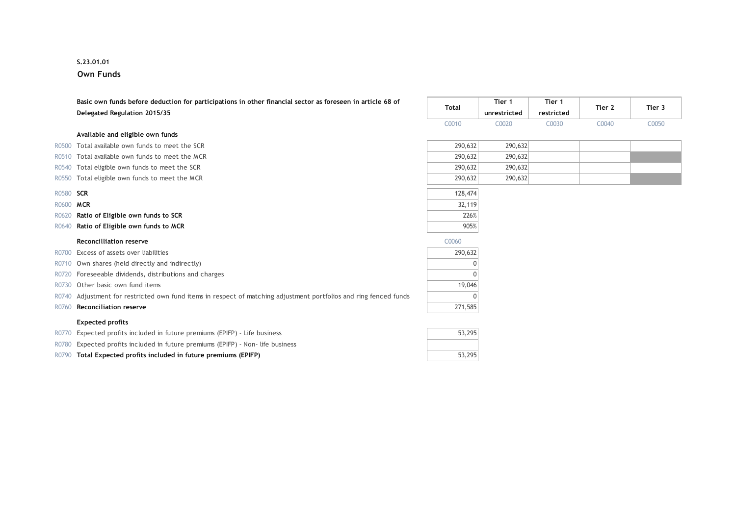**S.23.01.01**

**Own Funds**

| | Basic own funds before deduction for participations in other financial sector as foreseen in article 68 of Delegated Regulation 2015/35 | Total | Tier 1 unrestricted | Tier 1 restricted | Tier 2 | Tier 3 |
|---|---|---|---|---|---|---|
| | | C0010 | C0020 | C0030 | C0040 | C0050 |
| | **Available and eligible own funds** | | | | | |
| R0500 | Total available own funds to meet the SCR | 290,632 | 290,632 | | | |
| R0510 | Total available own funds to meet the MCR | 290,632 | 290,632 | | | |
| R0540 | Total eligible own funds to meet the SCR | 290,632 | 290,632 | | | |
| R0550 | Total eligible own funds to meet the MCR | 290,632 | 290,632 | | | |
| R0580 | **SCR** | 128,474 | | | | |
| R0600 | **MCR** | 32,119 | | | | |
| R0620 | **Ratio of Eligible own funds to SCR** | 226% | | | | |
| R0640 | **Ratio of Eligible own funds to MCR** | 905% | | | | |

| | **Reconcilliation reserve** | C0060 |
|---|---|---|
| R0700 | Excess of assets over liabilities | 290,632 |
| R0710 | Own shares (held directly and indirectly) | 0 |
| R0720 | Foreseeable dividends, distributions and charges | 0 |
| R0730 | Other basic own fund items | 19,046 |
| R0740 | Adjustment for restricted own fund items in respect of matching adjustment portfolios and ring fenced funds | 0 |
| R0760 | **Reconciliation reserve** | 271,585 |
| | **Expected profits** | |
| R0770 | Expected profits included in future premiums (EPIFP) - Life business | 53,295 |
| R0780 | Expected profits included in future premiums (EPIFP) - Non- life business | |
| R0790 | **Total Expected profits included in future premiums (EPIFP)** | 53,295 |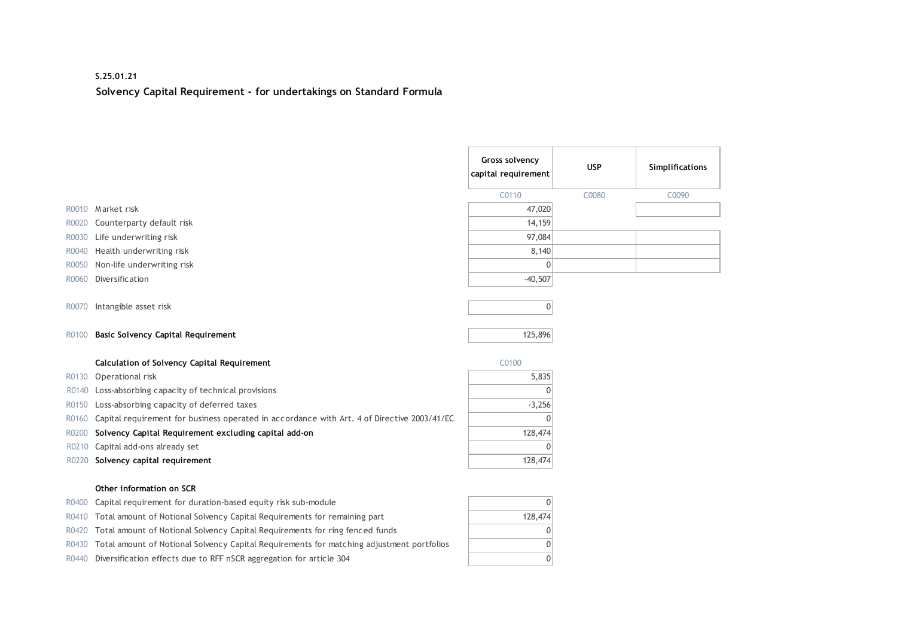**S.25.01.21**

**Solvency Capital Requirement - for undertakings on Standard Formula**

| | | Gross solvency capital requirement | USP | Simplifications |
|---|---|---|---|---|
| | | C0110 | C0080 | C0090 |
| R0010 | Market risk | 47,020 | | |
| R0020 | Counterparty default risk | 14,159 | | |
| R0030 | Life underwriting risk | 97,084 | | |
| R0040 | Health underwriting risk | 8,140 | | |
| R0050 | Non-life underwriting risk | 0 | | |
| R0060 | Diversification | -40,507 | | |
| R0070 | Intangible asset risk | 0 | | |
| R0100 | **Basic Solvency Capital Requirement** | 125,896 | | |

| | **Calculation of Solvency Capital Requirement** | C0100 |
|---|---|---|
| R0130 | Operational risk | 5,835 |
| R0140 | Loss-absorbing capacity of technical provisions | 0 |
| R0150 | Loss-absorbing capacity of deferred taxes | -3,256 |
| R0160 | Capital requirement for business operated in accordance with Art. 4 of Directive 2003/41/EC | 0 |
| R0200 | **Solvency Capital Requirement excluding capital add-on** | 128,474 |
| R0210 | Capital add-ons already set | 0 |
| R0220 | **Solvency capital requirement** | 128,474 |
| | **Other information on SCR** | |
| R0400 | Capital requirement for duration-based equity risk sub-module | 0 |
| R0410 | Total amount of Notional Solvency Capital Requirements for remaining part | 128,474 |
| R0420 | Total amount of Notional Solvency Capital Requirements for ring fenced funds | 0 |
| R0430 | Total amount of Notional Solvency Capital Requirements for matching adjustment portfolios | 0 |
| R0440 | Diversification effects due to RFF nSCR aggregation for article 304 | 0 |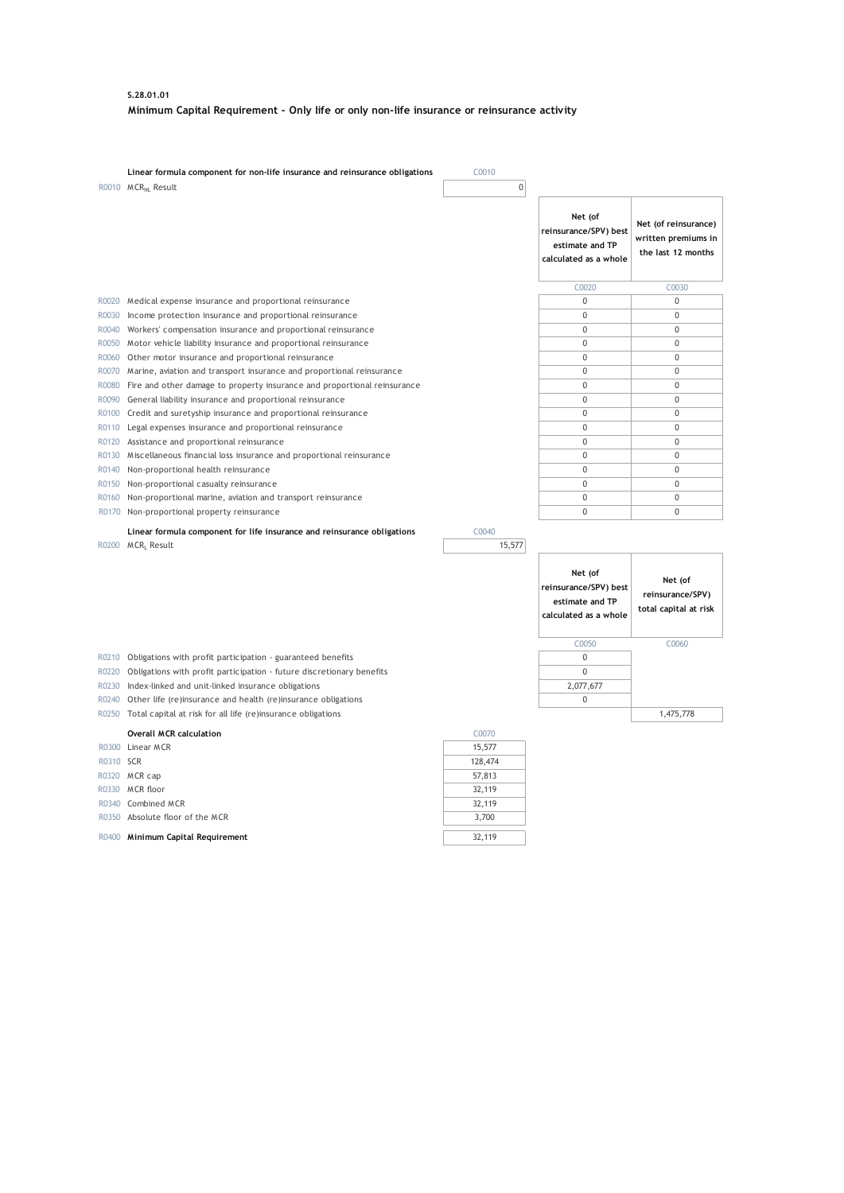**S.28.01.01**

**Minimum Capital Requirement - Only life or only non-life insurance or reinsurance activity**

| | **Linear formula component for non-life insurance and reinsurance obligations** | C0010 |
|---|---|---|
| R0010 | $MCR_{NL}$ Result | 0 |

| | | Net (of reinsurance/SPV) best estimate and TP calculated as a whole | Net (of reinsurance) written premiums in the last 12 months |
|---|---|---|---|
| | | C0020 | C0030 |
| R0020 | Medical expense insurance and proportional reinsurance | 0 | 0 |
| R0030 | Income protection insurance and proportional reinsurance | 0 | 0 |
| R0040 | Workers' compensation insurance and proportional reinsurance | 0 | 0 |
| R0050 | Motor vehicle liability insurance and proportional reinsurance | 0 | 0 |
| R0060 | Other motor insurance and proportional reinsurance | 0 | 0 |
| R0070 | Marine, aviation and transport insurance and proportional reinsurance | 0 | 0 |
| R0080 | Fire and other damage to property insurance and proportional reinsurance | 0 | 0 |
| R0090 | General liability insurance and proportional reinsurance | 0 | 0 |
| R0100 | Credit and suretyship insurance and proportional reinsurance | 0 | 0 |
| R0110 | Legal expenses insurance and proportional reinsurance | 0 | 0 |
| R0120 | Assistance and proportional reinsurance | 0 | 0 |
| R0130 | Miscellaneous financial loss insurance and proportional reinsurance | 0 | 0 |
| R0140 | Non-proportional health reinsurance | 0 | 0 |
| R0150 | Non-proportional casualty reinsurance | 0 | 0 |
| R0160 | Non-proportional marine, aviation and transport reinsurance | 0 | 0 |
| R0170 | Non-proportional property reinsurance | 0 | 0 |

| | **Linear formula component for life insurance and reinsurance obligations** | C0040 |
|---|---|---|
| R0200 | $MCR_{L}$ Result | 15,577 |

| | | Net (of reinsurance/SPV) best estimate and TP calculated as a whole | Net (of reinsurance/SPV) total capital at risk |
|---|---|---|---|
| | | C0050 | C0060 |
| R0210 | Obligations with profit participation - guaranteed benefits | 0 | |
| R0220 | Obligations with profit participation - future discretionary benefits | 0 | |
| R0230 | Index-linked and unit-linked insurance obligations | 2,077,677 | |
| R0240 | Other life (re)insurance and health (re)insurance obligations | 0 | |
| R0250 | Total capital at risk for all life (re)insurance obligations | | 1,475,778 |

| | **Overall MCR calculation** | C0070 |
|---|---|---|
| R0300 | Linear MCR | 15,577 |
| R0310 | SCR | 128,474 |
| R0320 | MCR cap | 57,813 |
| R0330 | MCR floor | 32,119 |
| R0340 | Combined MCR | 32,119 |
| R0350 | Absolute floor of the MCR | 3,700 |
| R0400 | **Minimum Capital Requirement** | 32,119 |